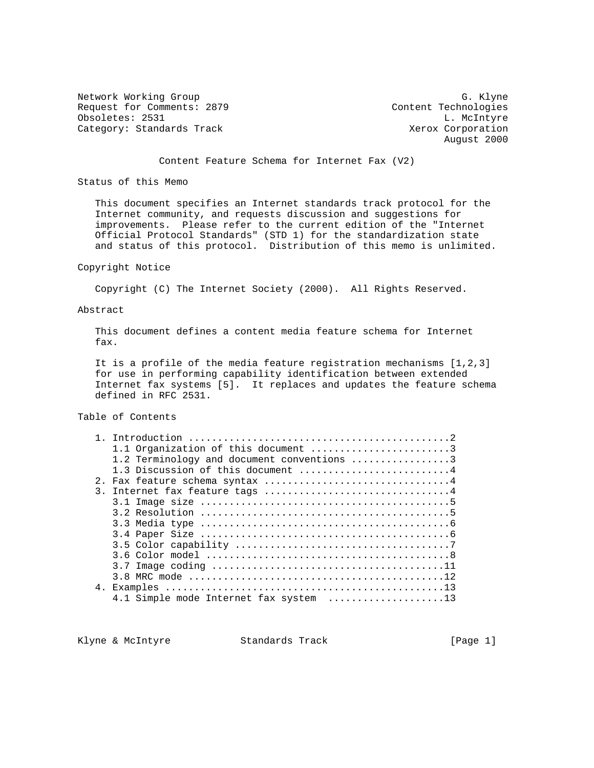Network Working Group G. Klyne
Request for Comments: 2879 Content Technologies
Obsoletes: 2531 L. McIntyre
Category: Standards Track Xerox Corporation
August 2000

# Content Feature Schema for Internet Fax (V2)

## Status of this Memo

This document specifies an Internet standards track protocol for the Internet community, and requests discussion and suggestions for improvements. Please refer to the current edition of the "Internet Official Protocol Standards" (STD 1) for the standardization state and status of this protocol. Distribution of this memo is unlimited.

## Copyright Notice

Copyright (C) The Internet Society (2000). All Rights Reserved.

## Abstract

This document defines a content media feature schema for Internet fax.

It is a profile of the media feature registration mechanisms [1,2,3] for use in performing capability identification between extended Internet fax systems [5]. It replaces and updates the feature schema defined in RFC 2531.

## Table of Contents

```
1. Introduction ............................................2
   1.1 Organization of this document ........................3
   1.2 Terminology and document conventions .................3
   1.3 Discussion of this document ..........................4
2. Fax feature schema syntax ...............................4
3. Internet fax feature tags ...............................4
   3.1 Image size ...........................................5
   3.2 Resolution ...........................................5
   3.3 Media type ...........................................6
   3.4 Paper Size ...........................................6
   3.5 Color capability .....................................7
   3.6 Color model ..........................................8
   3.7 Image coding ........................................11
   3.8 MRC mode ............................................12
4. Examples ................................................13
   4.1 Simple mode Internet fax system  ....................13
```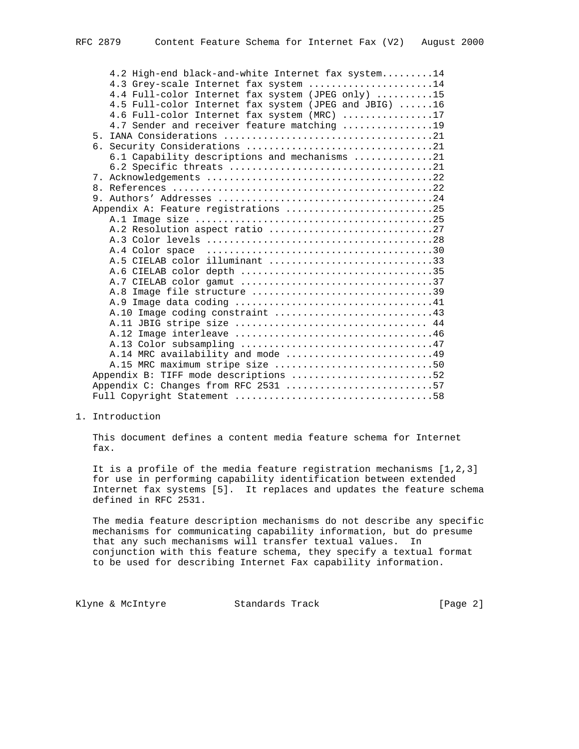```
      4.2 High-end black-and-white Internet fax system.........14
      4.3 Grey-scale Internet fax system ......................14
      4.4 Full-color Internet fax system (JPEG only) ..........15
      4.5 Full-color Internet fax system (JPEG and JBIG) ......16
      4.6 Full-color Internet fax system (MRC) ................17
      4.7 Sender and receiver feature matching ................19
   5. IANA Considerations .....................................21
   6. Security Considerations .................................21
      6.1 Capability descriptions and mechanisms ..............21
      6.2 Specific threats ....................................21
   7. Acknowledgements ........................................22
   8. References ..............................................22
   9. Authors' Addresses ......................................24
   Appendix A: Feature registrations ..........................25
      A.1 Image size ..........................................25
      A.2 Resolution aspect ratio .............................27
      A.3 Color levels ........................................28
      A.4 Color space  ........................................30
      A.5 CIELAB color illuminant .............................33
      A.6 CIELAB color depth ..................................35
      A.7 CIELAB color gamut ..................................37
      A.8 Image file structure ................................39
      A.9 Image data coding ...................................41
      A.10 Image coding constraint ............................43
      A.11 JBIG stripe size .................................. 44
      A.12 Image interleave ...................................46
      A.13 Color subsampling ..................................47
      A.14 MRC availability and mode ..........................49
      A.15 MRC maximum stripe size ............................50
   Appendix B: TIFF mode descriptions .........................52
   Appendix C: Changes from RFC 2531 ..........................57
   Full Copyright Statement ...................................58
```

## 1. Introduction

This document defines a content media feature schema for Internet fax.

It is a profile of the media feature registration mechanisms [1,2,3] for use in performing capability identification between extended Internet fax systems [5]. It replaces and updates the feature schema defined in RFC 2531.

The media feature description mechanisms do not describe any specific mechanisms for communicating capability information, but do presume that any such mechanisms will transfer textual values. In conjunction with this feature schema, they specify a textual format to be used for describing Internet Fax capability information.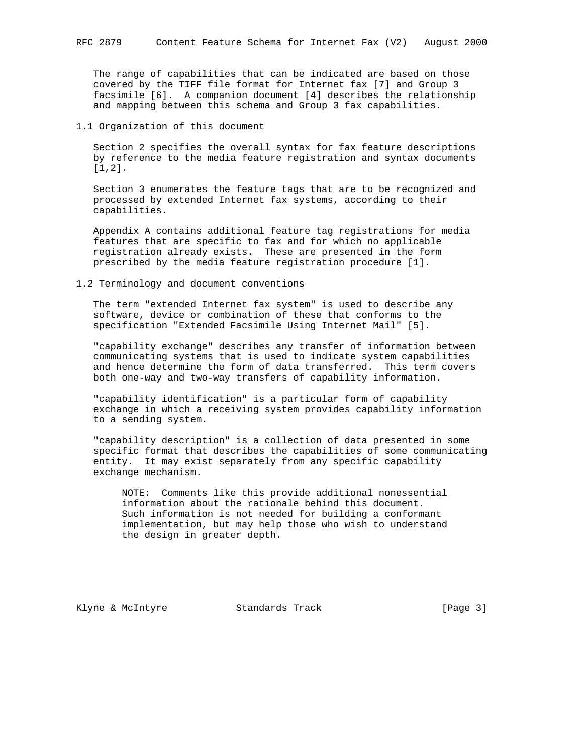The range of capabilities that can be indicated are based on those covered by the TIFF file format for Internet fax [7] and Group 3 facsimile [6]. A companion document [4] describes the relationship and mapping between this schema and Group 3 fax capabilities.

## 1.1 Organization of this document

Section 2 specifies the overall syntax for fax feature descriptions by reference to the media feature registration and syntax documents [1,2].

Section 3 enumerates the feature tags that are to be recognized and processed by extended Internet fax systems, according to their capabilities.

Appendix A contains additional feature tag registrations for media features that are specific to fax and for which no applicable registration already exists. These are presented in the form prescribed by the media feature registration procedure [1].

## 1.2 Terminology and document conventions

The term "extended Internet fax system" is used to describe any software, device or combination of these that conforms to the specification "Extended Facsimile Using Internet Mail" [5].

"capability exchange" describes any transfer of information between communicating systems that is used to indicate system capabilities and hence determine the form of data transferred. This term covers both one-way and two-way transfers of capability information.

"capability identification" is a particular form of capability exchange in which a receiving system provides capability information to a sending system.

"capability description" is a collection of data presented in some specific format that describes the capabilities of some communicating entity. It may exist separately from any specific capability exchange mechanism.

> NOTE: Comments like this provide additional nonessential information about the rationale behind this document. Such information is not needed for building a conformant implementation, but may help those who wish to understand the design in greater depth.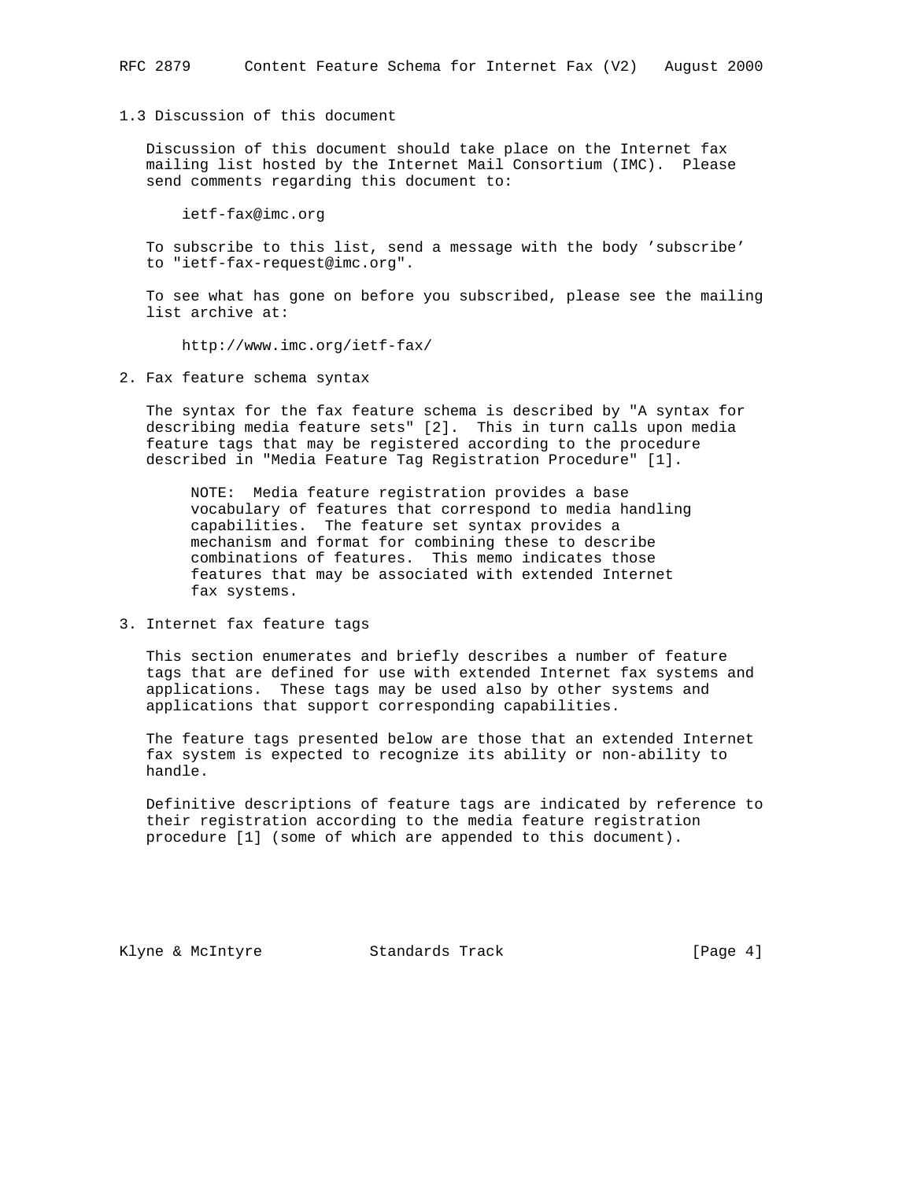### 1.3 Discussion of this document

Discussion of this document should take place on the Internet fax mailing list hosted by the Internet Mail Consortium (IMC). Please send comments regarding this document to:

ietf-fax@imc.org

To subscribe to this list, send a message with the body 'subscribe' to "ietf-fax-request@imc.org".

To see what has gone on before you subscribed, please see the mailing list archive at:

http://www.imc.org/ietf-fax/

## 2. Fax feature schema syntax

The syntax for the fax feature schema is described by "A syntax for describing media feature sets" [2]. This in turn calls upon media feature tags that may be registered according to the procedure described in "Media Feature Tag Registration Procedure" [1].

> NOTE: Media feature registration provides a base vocabulary of features that correspond to media handling capabilities. The feature set syntax provides a mechanism and format for combining these to describe combinations of features. This memo indicates those features that may be associated with extended Internet fax systems.

## 3. Internet fax feature tags

This section enumerates and briefly describes a number of feature tags that are defined for use with extended Internet fax systems and applications. These tags may be used also by other systems and applications that support corresponding capabilities.

The feature tags presented below are those that an extended Internet fax system is expected to recognize its ability or non-ability to handle.

Definitive descriptions of feature tags are indicated by reference to their registration according to the media feature registration procedure [1] (some of which are appended to this document).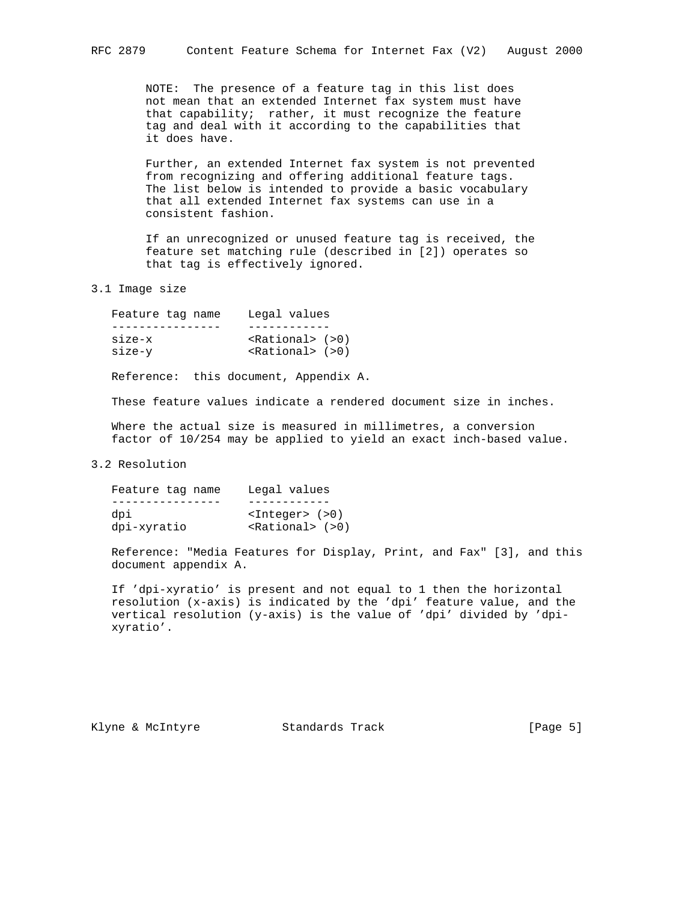NOTE: The presence of a feature tag in this list does not mean that an extended Internet fax system must have that capability; rather, it must recognize the feature tag and deal with it according to the capabilities that it does have.

Further, an extended Internet fax system is not prevented from recognizing and offering additional feature tags. The list below is intended to provide a basic vocabulary that all extended Internet fax systems can use in a consistent fashion.

If an unrecognized or unused feature tag is received, the feature set matching rule (described in [2]) operates so that tag is effectively ignored.

## 3.1 Image size

| Feature tag name | Legal values |
|---|---|
| size-x | <Rational> (>0) |
| size-y | <Rational> (>0) |

Reference: this document, Appendix A.

These feature values indicate a rendered document size in inches.

Where the actual size is measured in millimetres, a conversion factor of 10/254 may be applied to yield an exact inch-based value.

## 3.2 Resolution

| Feature tag name | Legal values |
|---|---|
| dpi | <Integer> (>0) |
| dpi-xyratio | <Rational> (>0) |

Reference: "Media Features for Display, Print, and Fax" [3], and this document appendix A.

If 'dpi-xyratio' is present and not equal to 1 then the horizontal resolution (x-axis) is indicated by the 'dpi' feature value, and the vertical resolution (y-axis) is the value of 'dpi' divided by 'dpi-xyratio'.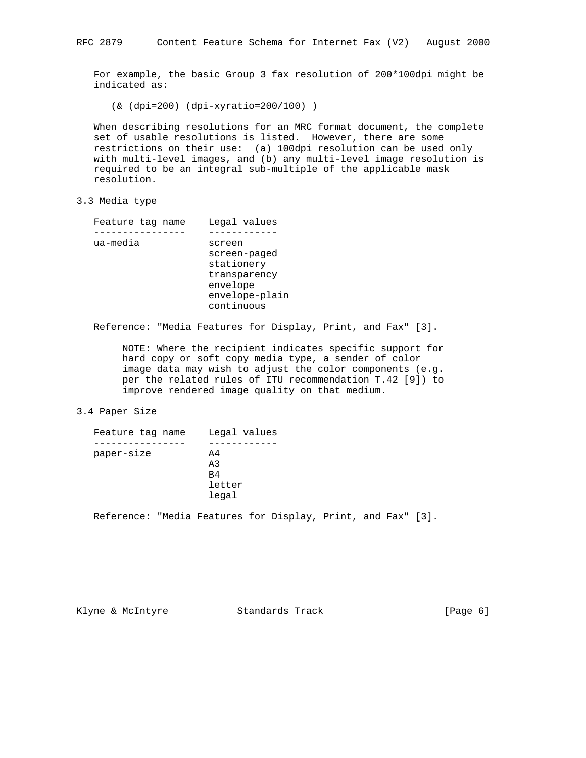For example, the basic Group 3 fax resolution of 200*100dpi might be indicated as:

```
(& (dpi=200) (dpi-xyratio=200/100) )
```

When describing resolutions for an MRC format document, the complete set of usable resolutions is listed. However, there are some restrictions on their use: (a) 100dpi resolution can be used only with multi-level images, and (b) any multi-level image resolution is required to be an integral sub-multiple of the applicable mask resolution.

### 3.3 Media type

| Feature tag name | Legal values |
| --- | --- |
| ua-media | screen |
| | screen-paged |
| | stationery |
| | transparency |
| | envelope |
| | envelope-plain |
| | continuous |

Reference: "Media Features for Display, Print, and Fax" [3].

> NOTE: Where the recipient indicates specific support for hard copy or soft copy media type, a sender of color image data may wish to adjust the color components (e.g. per the related rules of ITU recommendation T.42 [9]) to improve rendered image quality on that medium.

### 3.4 Paper Size

| Feature tag name | Legal values |
| --- | --- |
| paper-size | A4 |
| | A3 |
| | B4 |
| | letter |
| | legal |

Reference: "Media Features for Display, Print, and Fax" [3].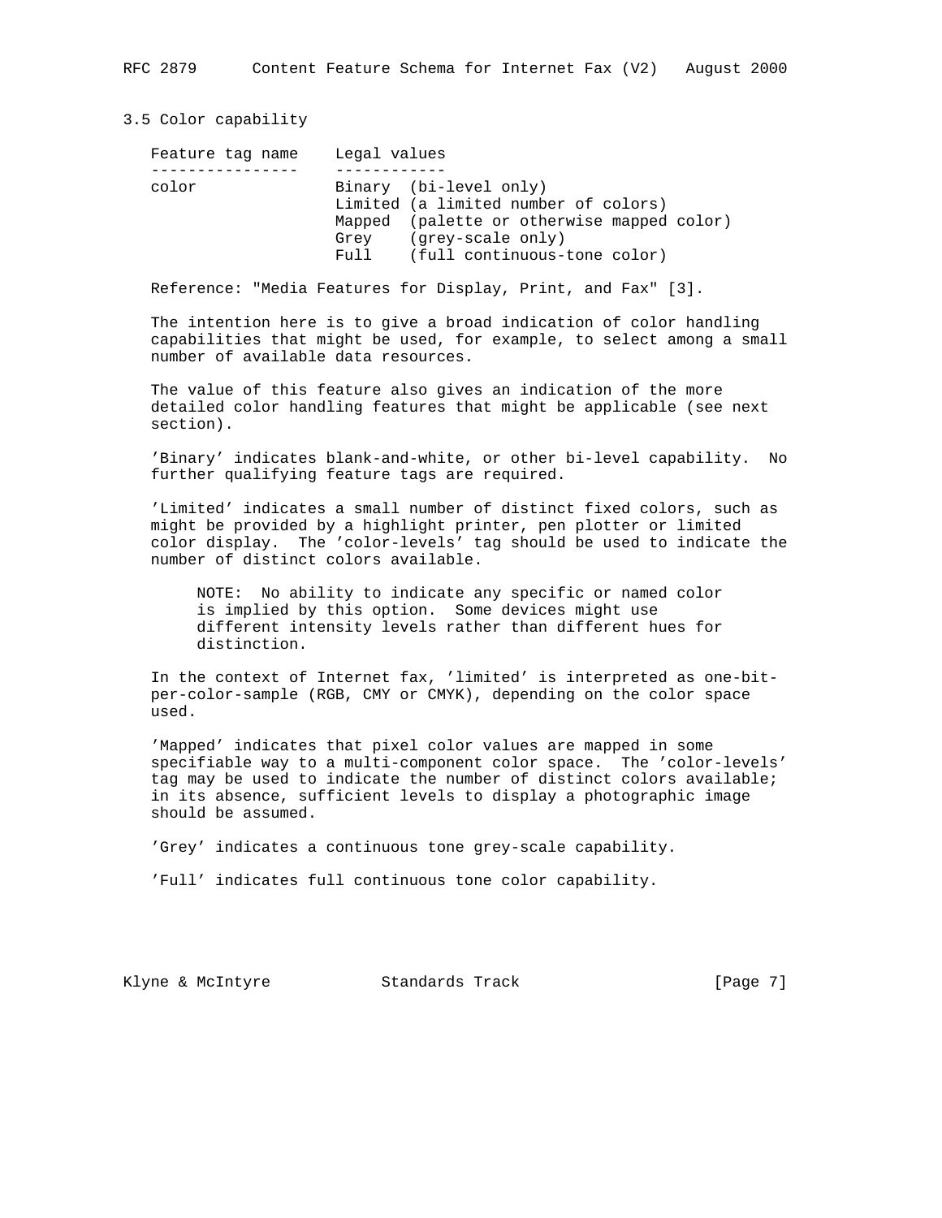### 3.5 Color capability

| Feature tag name | Legal values |
| --- | --- |
| color | Binary (bi-level only) |
| | Limited (a limited number of colors) |
| | Mapped (palette or otherwise mapped color) |
| | Grey (grey-scale only) |
| | Full (full continuous-tone color) |

Reference: "Media Features for Display, Print, and Fax" [3].

The intention here is to give a broad indication of color handling capabilities that might be used, for example, to select among a small number of available data resources.

The value of this feature also gives an indication of the more detailed color handling features that might be applicable (see next section).

'Binary' indicates blank-and-white, or other bi-level capability. No further qualifying feature tags are required.

'Limited' indicates a small number of distinct fixed colors, such as might be provided by a highlight printer, pen plotter or limited color display. The 'color-levels' tag should be used to indicate the number of distinct colors available.

> NOTE: No ability to indicate any specific or named color is implied by this option. Some devices might use different intensity levels rather than different hues for distinction.

In the context of Internet fax, 'limited' is interpreted as one-bit-per-color-sample (RGB, CMY or CMYK), depending on the color space used.

'Mapped' indicates that pixel color values are mapped in some specifiable way to a multi-component color space. The 'color-levels' tag may be used to indicate the number of distinct colors available; in its absence, sufficient levels to display a photographic image should be assumed.

'Grey' indicates a continuous tone grey-scale capability.

'Full' indicates full continuous tone color capability.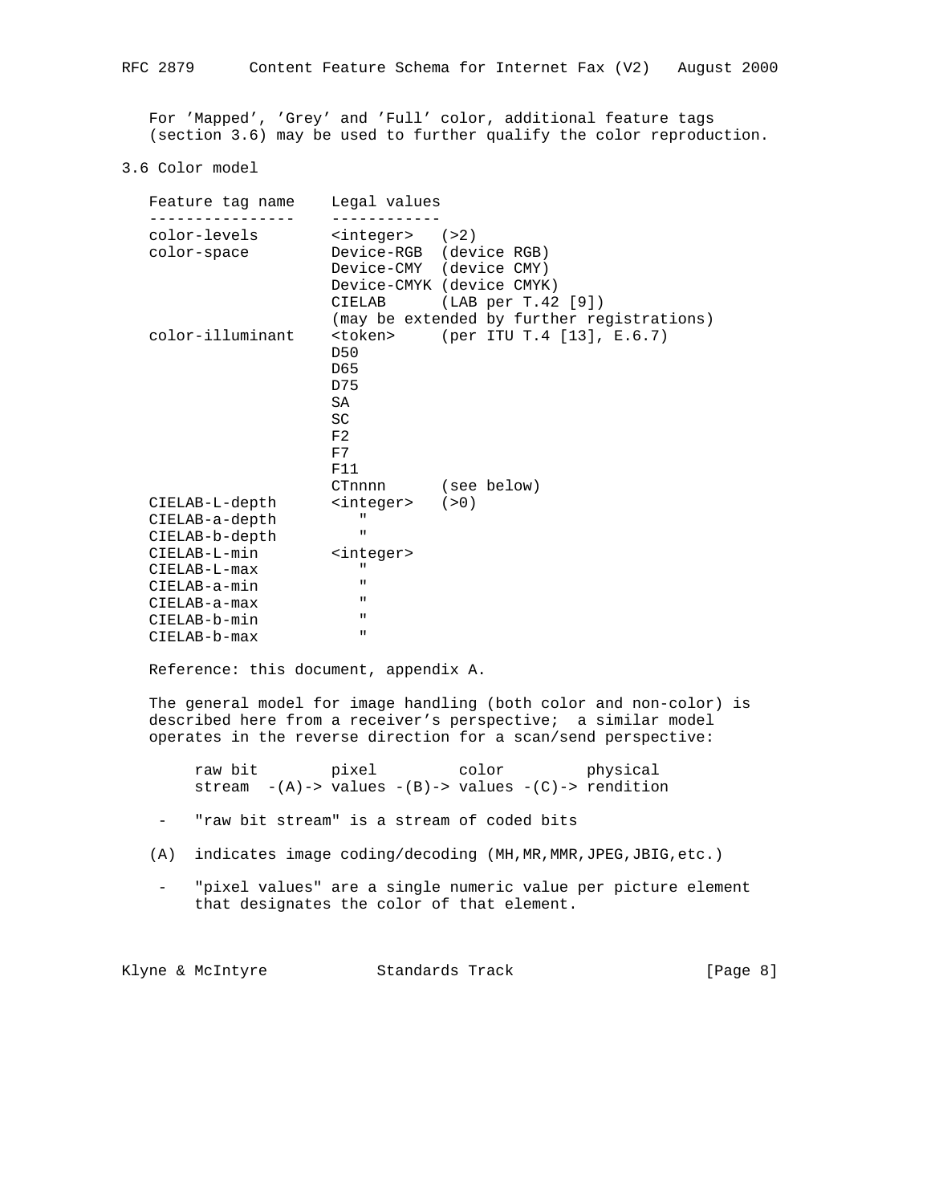For 'Mapped', 'Grey' and 'Full' color, additional feature tags (section 3.6) may be used to further qualify the color reproduction.

### 3.6 Color model

```
   Feature tag name    Legal values
   ----------------    ------------
   color-levels        <integer>   (>2)
   color-space         Device-RGB  (device RGB)
                       Device-CMY  (device CMY)
                       Device-CMYK (device CMYK)
                       CIELAB      (LAB per T.42 [9])
                       (may be extended by further registrations)
   color-illuminant    <token>     (per ITU T.4 [13], E.6.7)
                       D50
                       D65
                       D75
                       SA
                       SC
                       F2
                       F7
                       F11
                       CTnnnn      (see below)
   CIELAB-L-depth      <integer>   (>0)
   CIELAB-a-depth         "
   CIELAB-b-depth         "
   CIELAB-L-min        <integer>
   CIELAB-L-max           "
   CIELAB-a-min           "
   CIELAB-a-max           "
   CIELAB-b-min           "
   CIELAB-b-max           "
```

Reference: this document, appendix A.

The general model for image handling (both color and non-color) is described here from a receiver's perspective; a similar model operates in the reverse direction for a scan/send perspective:

```
     raw bit        pixel         color         physical
     stream  -(A)-> values -(B)-> values -(C)-> rendition
```

- "raw bit stream" is a stream of coded bits

(A) indicates image coding/decoding (MH,MR,MMR,JPEG,JBIG,etc.)

- "pixel values" are a single numeric value per picture element that designates the color of that element.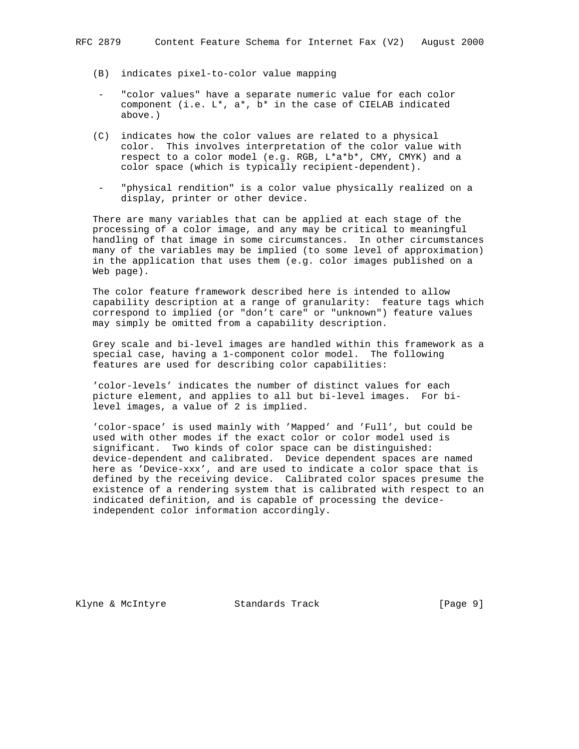(B) indicates pixel-to-color value mapping

- "color values" have a separate numeric value for each color component (i.e. L*, a*, b* in the case of CIELAB indicated above.)

(C) indicates how the color values are related to a physical color. This involves interpretation of the color value with respect to a color model (e.g. RGB, L*a*b*, CMY, CMYK) and a color space (which is typically recipient-dependent).

- "physical rendition" is a color value physically realized on a display, printer or other device.

There are many variables that can be applied at each stage of the processing of a color image, and any may be critical to meaningful handling of that image in some circumstances. In other circumstances many of the variables may be implied (to some level of approximation) in the application that uses them (e.g. color images published on a Web page).

The color feature framework described here is intended to allow capability description at a range of granularity: feature tags which correspond to implied (or "don't care" or "unknown") feature values may simply be omitted from a capability description.

Grey scale and bi-level images are handled within this framework as a special case, having a 1-component color model. The following features are used for describing color capabilities:

'color-levels' indicates the number of distinct values for each picture element, and applies to all but bi-level images. For bi-level images, a value of 2 is implied.

'color-space' is used mainly with 'Mapped' and 'Full', but could be used with other modes if the exact color or color model used is significant. Two kinds of color space can be distinguished: device-dependent and calibrated. Device dependent spaces are named here as 'Device-xxx', and are used to indicate a color space that is defined by the receiving device. Calibrated color spaces presume the existence of a rendering system that is calibrated with respect to an indicated definition, and is capable of processing the device-independent color information accordingly.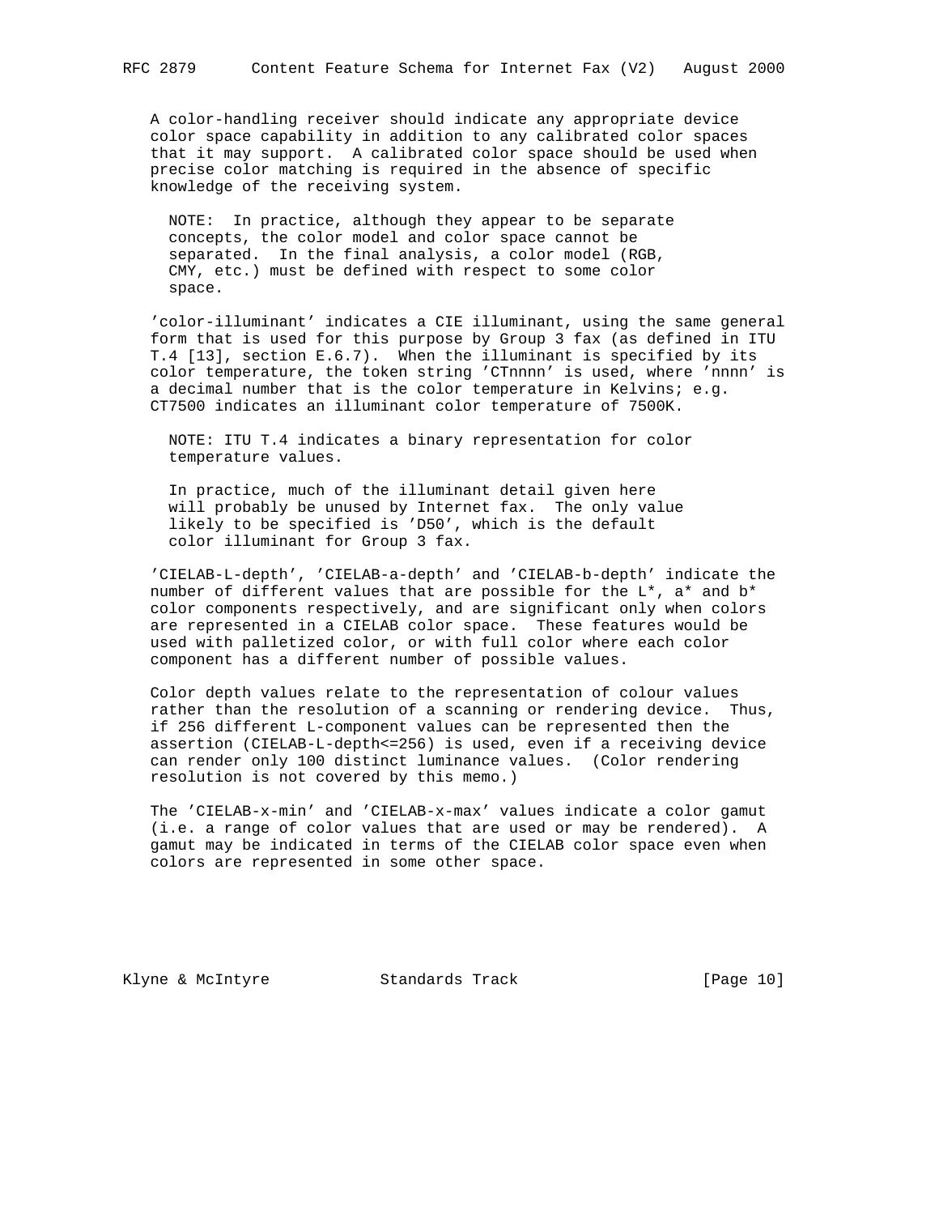A color-handling receiver should indicate any appropriate device color space capability in addition to any calibrated color spaces that it may support. A calibrated color space should be used when precise color matching is required in the absence of specific knowledge of the receiving system.

> NOTE: In practice, although they appear to be separate concepts, the color model and color space cannot be separated. In the final analysis, a color model (RGB, CMY, etc.) must be defined with respect to some color space.

'color-illuminant' indicates a CIE illuminant, using the same general form that is used for this purpose by Group 3 fax (as defined in ITU T.4 [13], section E.6.7). When the illuminant is specified by its color temperature, the token string 'CTnnnn' is used, where 'nnnn' is a decimal number that is the color temperature in Kelvins; e.g. CT7500 indicates an illuminant color temperature of 7500K.

> NOTE: ITU T.4 indicates a binary representation for color temperature values.
>
> In practice, much of the illuminant detail given here will probably be unused by Internet fax. The only value likely to be specified is 'D50', which is the default color illuminant for Group 3 fax.

'CIELAB-L-depth', 'CIELAB-a-depth' and 'CIELAB-b-depth' indicate the number of different values that are possible for the L*, a* and b* color components respectively, and are significant only when colors are represented in a CIELAB color space. These features would be used with palletized color, or with full color where each color component has a different number of possible values.

Color depth values relate to the representation of colour values rather than the resolution of a scanning or rendering device. Thus, if 256 different L-component values can be represented then the assertion (CIELAB-L-depth<=256) is used, even if a receiving device can render only 100 distinct luminance values. (Color rendering resolution is not covered by this memo.)

The 'CIELAB-x-min' and 'CIELAB-x-max' values indicate a color gamut (i.e. a range of color values that are used or may be rendered). A gamut may be indicated in terms of the CIELAB color space even when colors are represented in some other space.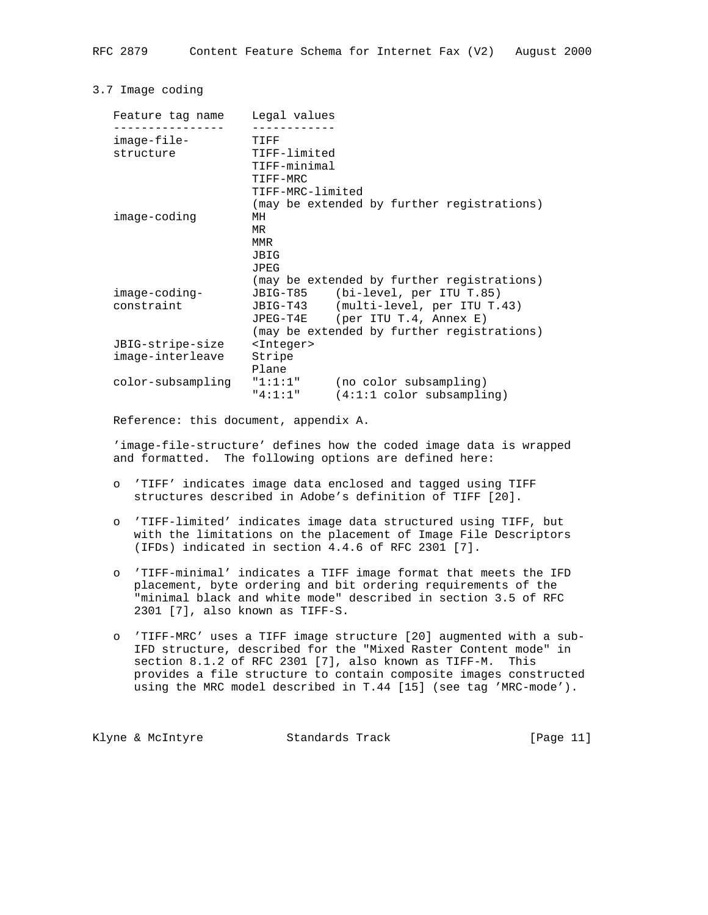### 3.7 Image coding

| Feature tag name | Legal values |
| --- | --- |
| image-file-structure | TIFF |
| | TIFF-limited |
| | TIFF-minimal |
| | TIFF-MRC |
| | TIFF-MRC-limited |
| | (may be extended by further registrations) |
| image-coding | MH |
| | MR |
| | MMR |
| | JBIG |
| | JPEG |
| | (may be extended by further registrations) |
| image-coding-constraint | JBIG-T85 (bi-level, per ITU T.85) |
| | JBIG-T43 (multi-level, per ITU T.43) |
| | JPEG-T4E (per ITU T.4, Annex E) |
| | (may be extended by further registrations) |
| JBIG-stripe-size | <Integer> |
| image-interleave | Stripe |
| | Plane |
| color-subsampling | "1:1:1" (no color subsampling) |
| | "4:1:1" (4:1:1 color subsampling) |

Reference: this document, appendix A.

'image-file-structure' defines how the coded image data is wrapped and formatted. The following options are defined here:

- 'TIFF' indicates image data enclosed and tagged using TIFF structures described in Adobe's definition of TIFF [20].
- 'TIFF-limited' indicates image data structured using TIFF, but with the limitations on the placement of Image File Descriptors (IFDs) indicated in section 4.4.6 of RFC 2301 [7].
- 'TIFF-minimal' indicates a TIFF image format that meets the IFD placement, byte ordering and bit ordering requirements of the "minimal black and white mode" described in section 3.5 of RFC 2301 [7], also known as TIFF-S.
- 'TIFF-MRC' uses a TIFF image structure [20] augmented with a sub-IFD structure, described for the "Mixed Raster Content mode" in section 8.1.2 of RFC 2301 [7], also known as TIFF-M. This provides a file structure to contain composite images constructed using the MRC model described in T.44 [15] (see tag 'MRC-mode').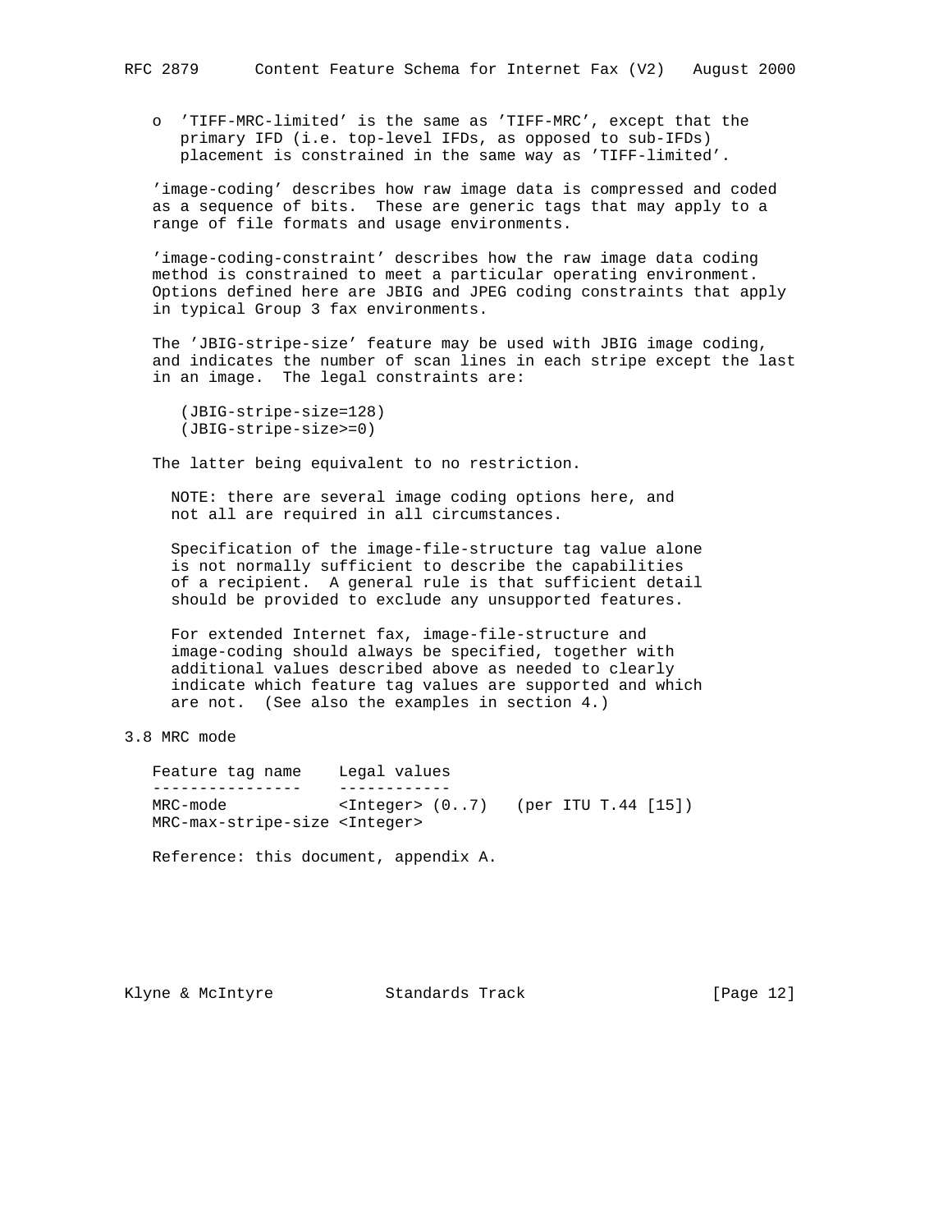- 'TIFF-MRC-limited' is the same as 'TIFF-MRC', except that the primary IFD (i.e. top-level IFDs, as opposed to sub-IFDs) placement is constrained in the same way as 'TIFF-limited'.

'image-coding' describes how raw image data is compressed and coded as a sequence of bits. These are generic tags that may apply to a range of file formats and usage environments.

'image-coding-constraint' describes how the raw image data coding method is constrained to meet a particular operating environment. Options defined here are JBIG and JPEG coding constraints that apply in typical Group 3 fax environments.

The 'JBIG-stripe-size' feature may be used with JBIG image coding, and indicates the number of scan lines in each stripe except the last in an image. The legal constraints are:

```
(JBIG-stripe-size=128)
(JBIG-stripe-size>=0)
```

The latter being equivalent to no restriction.

> NOTE: there are several image coding options here, and not all are required in all circumstances.
>
> Specification of the image-file-structure tag value alone is not normally sufficient to describe the capabilities of a recipient. A general rule is that sufficient detail should be provided to exclude any unsupported features.
>
> For extended Internet fax, image-file-structure and image-coding should always be specified, together with additional values described above as needed to clearly indicate which feature tag values are supported and which are not. (See also the examples in section 4.)

## 3.8 MRC mode

| Feature tag name | Legal values |
|---|---|
| MRC-mode | <Integer> (0..7)   (per ITU T.44 [15]) |
| MRC-max-stripe-size | <Integer> |

Reference: this document, appendix A.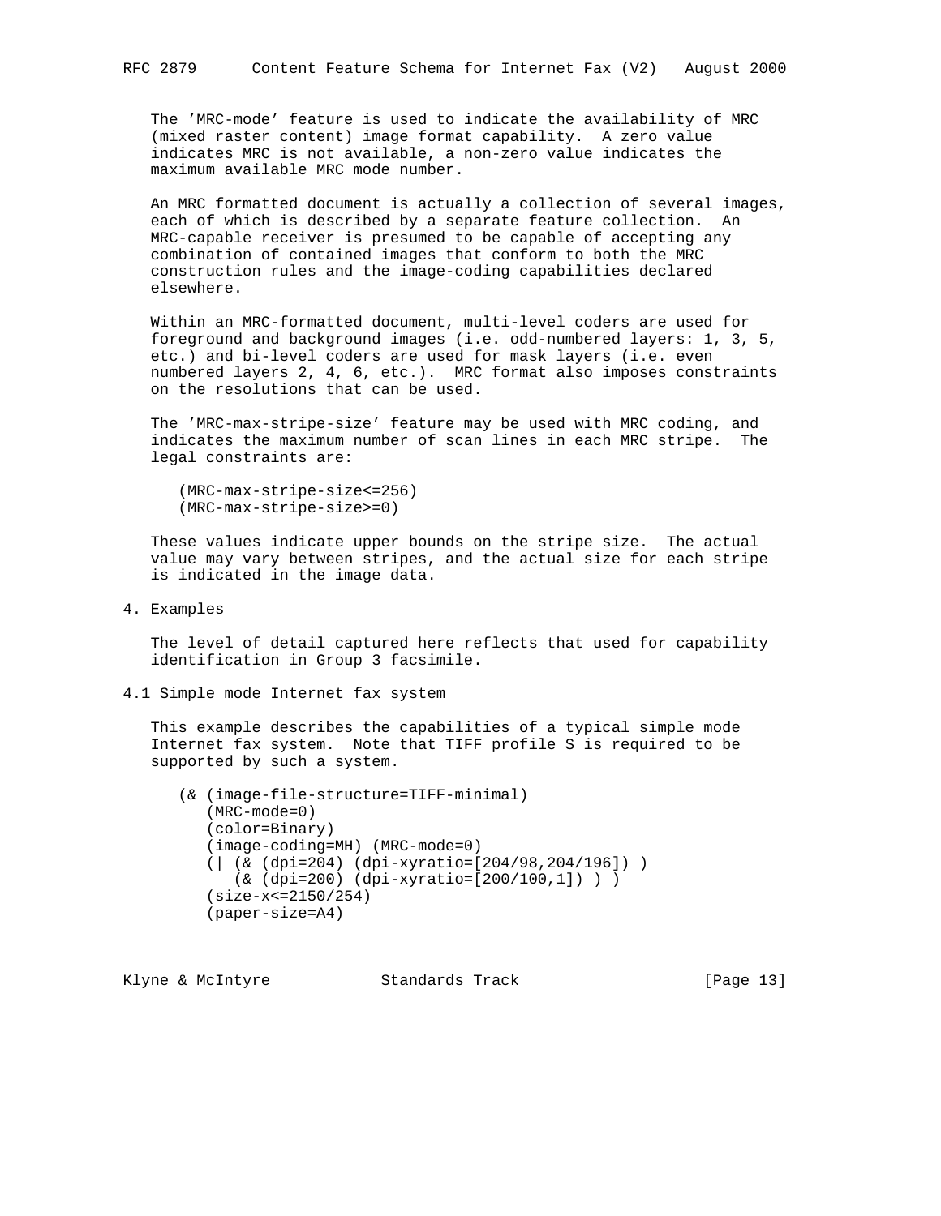The 'MRC-mode' feature is used to indicate the availability of MRC (mixed raster content) image format capability. A zero value indicates MRC is not available, a non-zero value indicates the maximum available MRC mode number.

An MRC formatted document is actually a collection of several images, each of which is described by a separate feature collection. An MRC-capable receiver is presumed to be capable of accepting any combination of contained images that conform to both the MRC construction rules and the image-coding capabilities declared elsewhere.

Within an MRC-formatted document, multi-level coders are used for foreground and background images (i.e. odd-numbered layers: 1, 3, 5, etc.) and bi-level coders are used for mask layers (i.e. even numbered layers 2, 4, 6, etc.). MRC format also imposes constraints on the resolutions that can be used.

The 'MRC-max-stripe-size' feature may be used with MRC coding, and indicates the maximum number of scan lines in each MRC stripe. The legal constraints are:

```
(MRC-max-stripe-size<=256)
(MRC-max-stripe-size>=0)
```

These values indicate upper bounds on the stripe size. The actual value may vary between stripes, and the actual size for each stripe is indicated in the image data.

## 4. Examples

The level of detail captured here reflects that used for capability identification in Group 3 facsimile.

### 4.1 Simple mode Internet fax system

This example describes the capabilities of a typical simple mode Internet fax system. Note that TIFF profile S is required to be supported by such a system.

```
(& (image-file-structure=TIFF-minimal)
   (MRC-mode=0)
   (color=Binary)
   (image-coding=MH) (MRC-mode=0)
   (| (& (dpi=204) (dpi-xyratio=[204/98,204/196]) )
      (& (dpi=200) (dpi-xyratio=[200/100,1]) ) )
   (size-x<=2150/254)
   (paper-size=A4)
```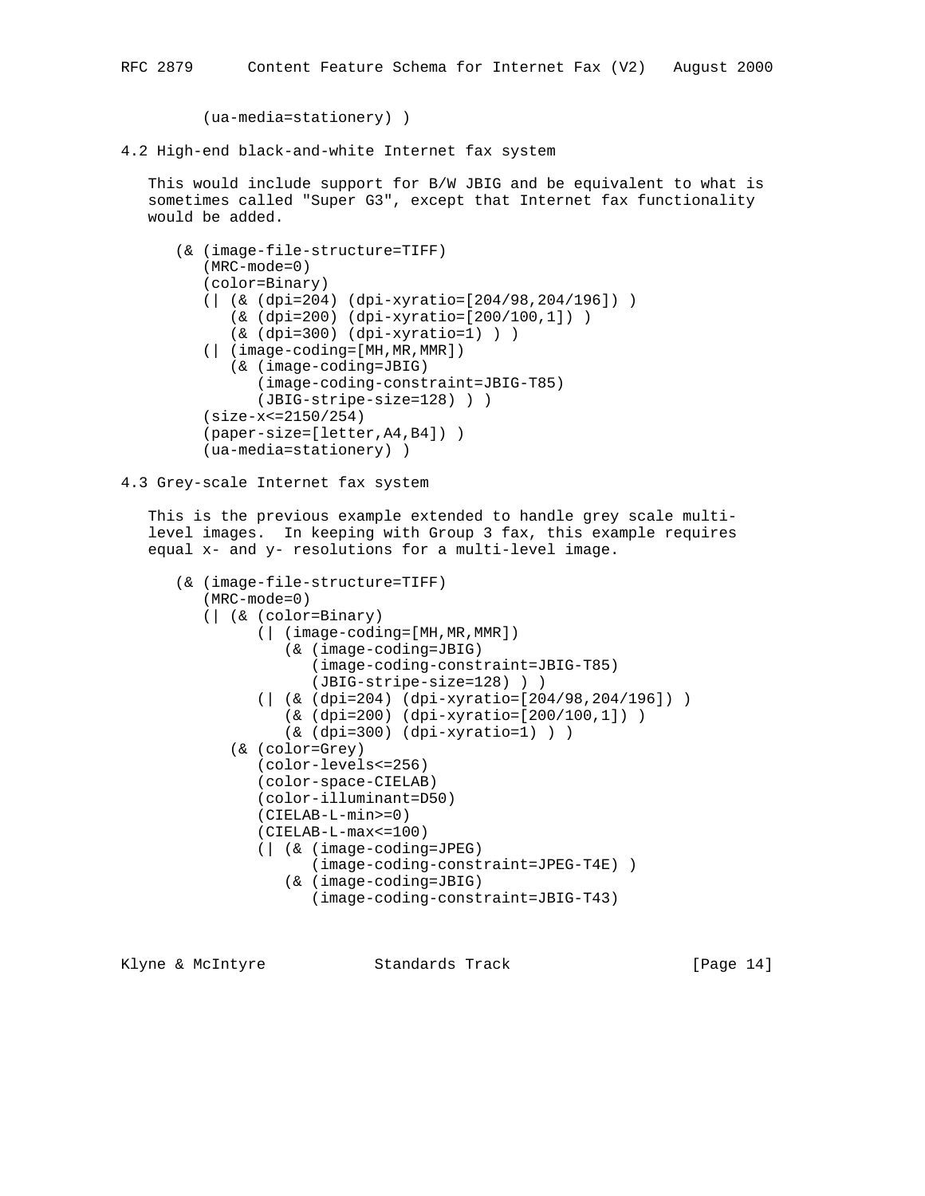```
        (ua-media=stationery) )
```

### 4.2 High-end black-and-white Internet fax system

This would include support for B/W JBIG and be equivalent to what is sometimes called "Super G3", except that Internet fax functionality would be added.

```
      (& (image-file-structure=TIFF)
         (MRC-mode=0)
         (color=Binary)
         (| (& (dpi=204) (dpi-xyratio=[204/98,204/196]) )
            (& (dpi=200) (dpi-xyratio=[200/100,1]) )
            (& (dpi=300) (dpi-xyratio=1) ) )
         (| (image-coding=[MH,MR,MMR])
            (& (image-coding=JBIG)
               (image-coding-constraint=JBIG-T85)
               (JBIG-stripe-size=128) ) )
         (size-x<=2150/254)
         (paper-size=[letter,A4,B4]) )
         (ua-media=stationery) )
```

### 4.3 Grey-scale Internet fax system

This is the previous example extended to handle grey scale multi-level images. In keeping with Group 3 fax, this example requires equal x- and y- resolutions for a multi-level image.

```
      (& (image-file-structure=TIFF)
         (MRC-mode=0)
         (| (& (color=Binary)
               (| (image-coding=[MH,MR,MMR])
                  (& (image-coding=JBIG)
                     (image-coding-constraint=JBIG-T85)
                     (JBIG-stripe-size=128) ) )
               (| (& (dpi=204) (dpi-xyratio=[204/98,204/196]) )
                  (& (dpi=200) (dpi-xyratio=[200/100,1]) )
                  (& (dpi=300) (dpi-xyratio=1) ) ) )
            (& (color=Grey)
               (color-levels<=256)
               (color-space-CIELAB)
               (color-illuminant=D50)
               (CIELAB-L-min>=0)
               (CIELAB-L-max<=100)
               (| (& (image-coding=JPEG)
                     (image-coding-constraint=JPEG-T4E) )
                  (& (image-coding=JBIG)
                     (image-coding-constraint=JBIG-T43)
```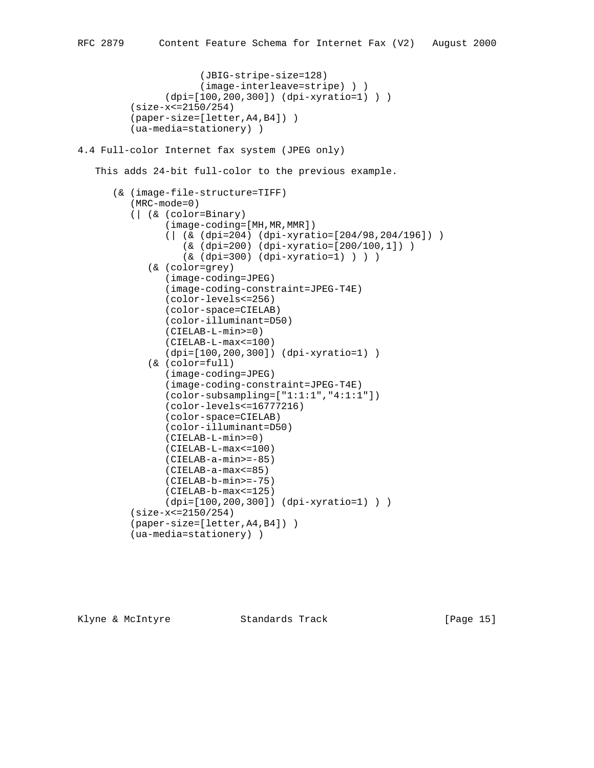```
                    (JBIG-stripe-size=128)
                    (image-interleave=stripe) ) )
              (dpi=[100,200,300]) (dpi-xyratio=1) ) )
        (size-x<=2150/254)
        (paper-size=[letter,A4,B4]) )
        (ua-media=stationery) )
```

## 4.4 Full-color Internet fax system (JPEG only)

This adds 24-bit full-color to the previous example.

```
      (& (image-file-structure=TIFF)
         (MRC-mode=0)
         (| (& (color=Binary)
               (image-coding=[MH,MR,MMR])
               (| (& (dpi=204) (dpi-xyratio=[204/98,204/196]) )
                  (& (dpi=200) (dpi-xyratio=[200/100,1]) )
                  (& (dpi=300) (dpi-xyratio=1) ) ) )
            (& (color=grey)
               (image-coding=JPEG)
               (image-coding-constraint=JPEG-T4E)
               (color-levels<=256)
               (color-space=CIELAB)
               (color-illuminant=D50)
               (CIELAB-L-min>=0)
               (CIELAB-L-max<=100)
               (dpi=[100,200,300]) (dpi-xyratio=1) )
            (& (color=full)
               (image-coding=JPEG)
               (image-coding-constraint=JPEG-T4E)
               (color-subsampling=["1:1:1","4:1:1"])
               (color-levels<=16777216)
               (color-space=CIELAB)
               (color-illuminant=D50)
               (CIELAB-L-min>=0)
               (CIELAB-L-max<=100)
               (CIELAB-a-min>=-85)
               (CIELAB-a-max<=85)
               (CIELAB-b-min>=-75)
               (CIELAB-b-max<=125)
               (dpi=[100,200,300]) (dpi-xyratio=1) ) )
         (size-x<=2150/254)
         (paper-size=[letter,A4,B4]) )
         (ua-media=stationery) )
```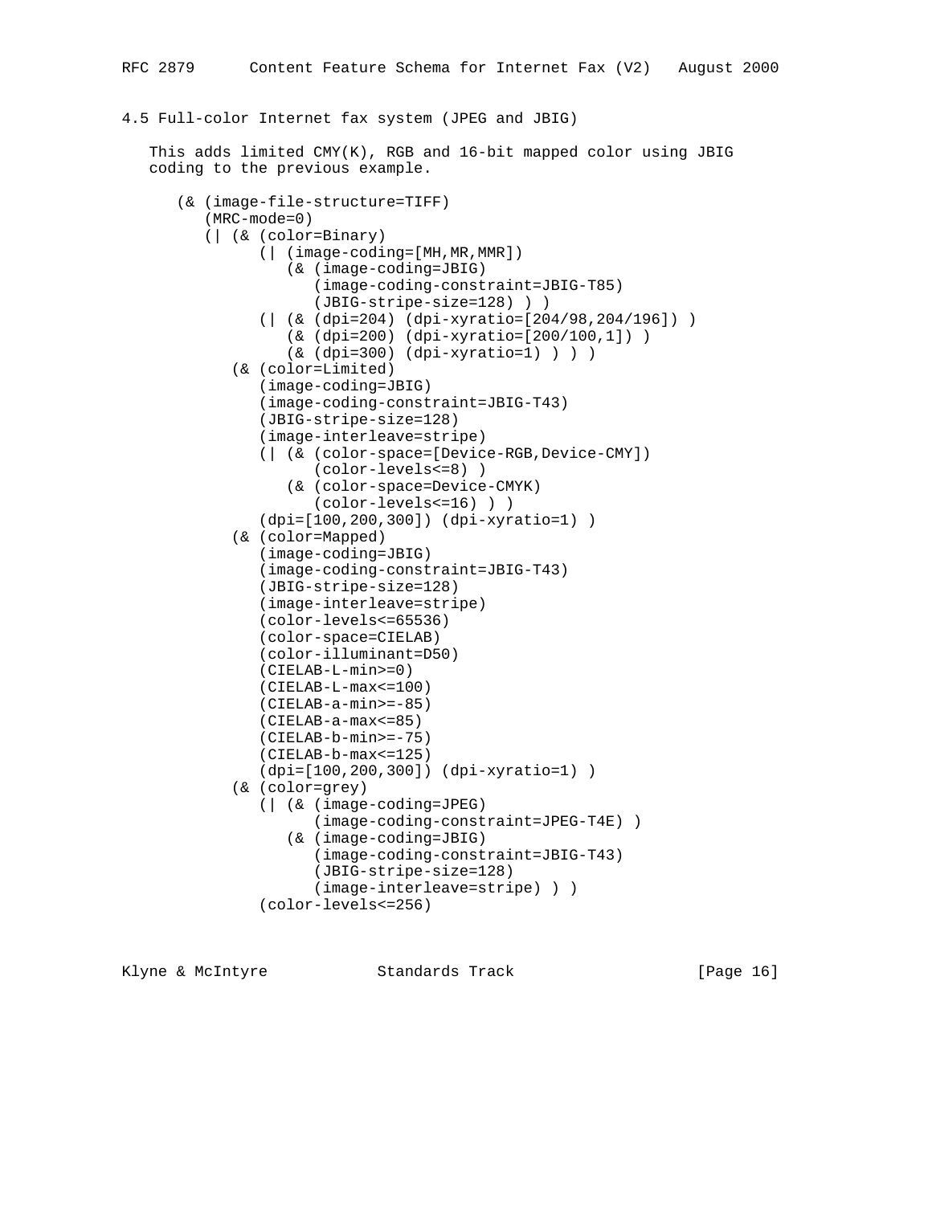### 4.5 Full-color Internet fax system (JPEG and JBIG)

This adds limited CMY(K), RGB and 16-bit mapped color using JBIG coding to the previous example.

```
(& (image-file-structure=TIFF)
   (MRC-mode=0)
   (| (& (color=Binary)
         (| (image-coding=[MH,MR,MMR])
            (& (image-coding=JBIG)
               (image-coding-constraint=JBIG-T85)
               (JBIG-stripe-size=128) ) )
         (| (& (dpi=204) (dpi-xyratio=[204/98,204/196]) )
            (& (dpi=200) (dpi-xyratio=[200/100,1]) )
            (& (dpi=300) (dpi-xyratio=1) ) ) )
      (& (color=Limited)
         (image-coding=JBIG)
         (image-coding-constraint=JBIG-T43)
         (JBIG-stripe-size=128)
         (image-interleave=stripe)
         (| (& (color-space=[Device-RGB,Device-CMY])
               (color-levels<=8) )
            (& (color-space=Device-CMYK)
               (color-levels<=16) ) )
         (dpi=[100,200,300]) (dpi-xyratio=1) )
      (& (color=Mapped)
         (image-coding=JBIG)
         (image-coding-constraint=JBIG-T43)
         (JBIG-stripe-size=128)
         (image-interleave=stripe)
         (color-levels<=65536)
         (color-space=CIELAB)
         (color-illuminant=D50)
         (CIELAB-L-min>=0)
         (CIELAB-L-max<=100)
         (CIELAB-a-min>=-85)
         (CIELAB-a-max<=85)
         (CIELAB-b-min>=-75)
         (CIELAB-b-max<=125)
         (dpi=[100,200,300]) (dpi-xyratio=1) )
      (& (color=grey)
         (| (& (image-coding=JPEG)
               (image-coding-constraint=JPEG-T4E) )
            (& (image-coding=JBIG)
               (image-coding-constraint=JBIG-T43)
               (JBIG-stripe-size=128)
               (image-interleave=stripe) ) )
         (color-levels<=256)
```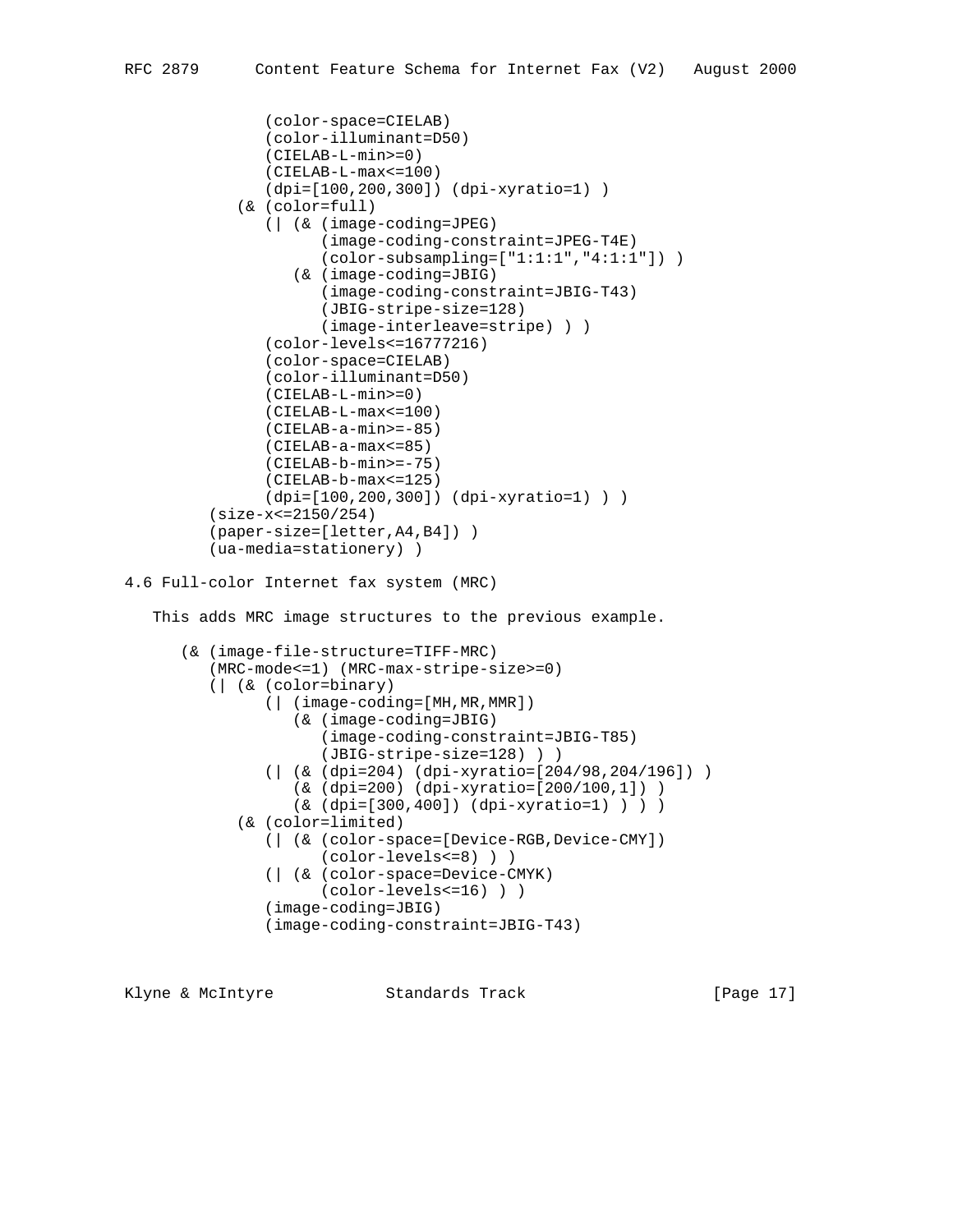```
            (color-space=CIELAB)
            (color-illuminant=D50)
            (CIELAB-L-min>=0)
            (CIELAB-L-max<=100)
            (dpi=[100,200,300]) (dpi-xyratio=1) )
         (& (color=full)
            (| (& (image-coding=JPEG)
                  (image-coding-constraint=JPEG-T4E)
                  (color-subsampling=["1:1:1","4:1:1"]) )
               (& (image-coding=JBIG)
                  (image-coding-constraint=JBIG-T43)
                  (JBIG-stripe-size=128)
                  (image-interleave=stripe) ) )
            (color-levels<=16777216)
            (color-space=CIELAB)
            (color-illuminant=D50)
            (CIELAB-L-min>=0)
            (CIELAB-L-max<=100)
            (CIELAB-a-min>=-85)
            (CIELAB-a-max<=85)
            (CIELAB-b-min>=-75)
            (CIELAB-b-max<=125)
            (dpi=[100,200,300]) (dpi-xyratio=1) ) )
      (size-x<=2150/254)
      (paper-size=[letter,A4,B4]) )
      (ua-media=stationery) )
```

### 4.6 Full-color Internet fax system (MRC)

This adds MRC image structures to the previous example.

```
   (& (image-file-structure=TIFF-MRC)
      (MRC-mode<=1) (MRC-max-stripe-size>=0)
      (| (& (color=binary)
            (| (image-coding=[MH,MR,MMR])
               (& (image-coding=JBIG)
                  (image-coding-constraint=JBIG-T85)
                  (JBIG-stripe-size=128) ) )
            (| (& (dpi=204) (dpi-xyratio=[204/98,204/196]) )
               (& (dpi=200) (dpi-xyratio=[200/100,1]) )
               (& (dpi=[300,400]) (dpi-xyratio=1) ) ) )
         (& (color=limited)
            (| (& (color-space=[Device-RGB,Device-CMY])
                  (color-levels<=8) ) )
            (| (& (color-space=Device-CMYK)
                  (color-levels<=16) ) )
            (image-coding=JBIG)
            (image-coding-constraint=JBIG-T43)
```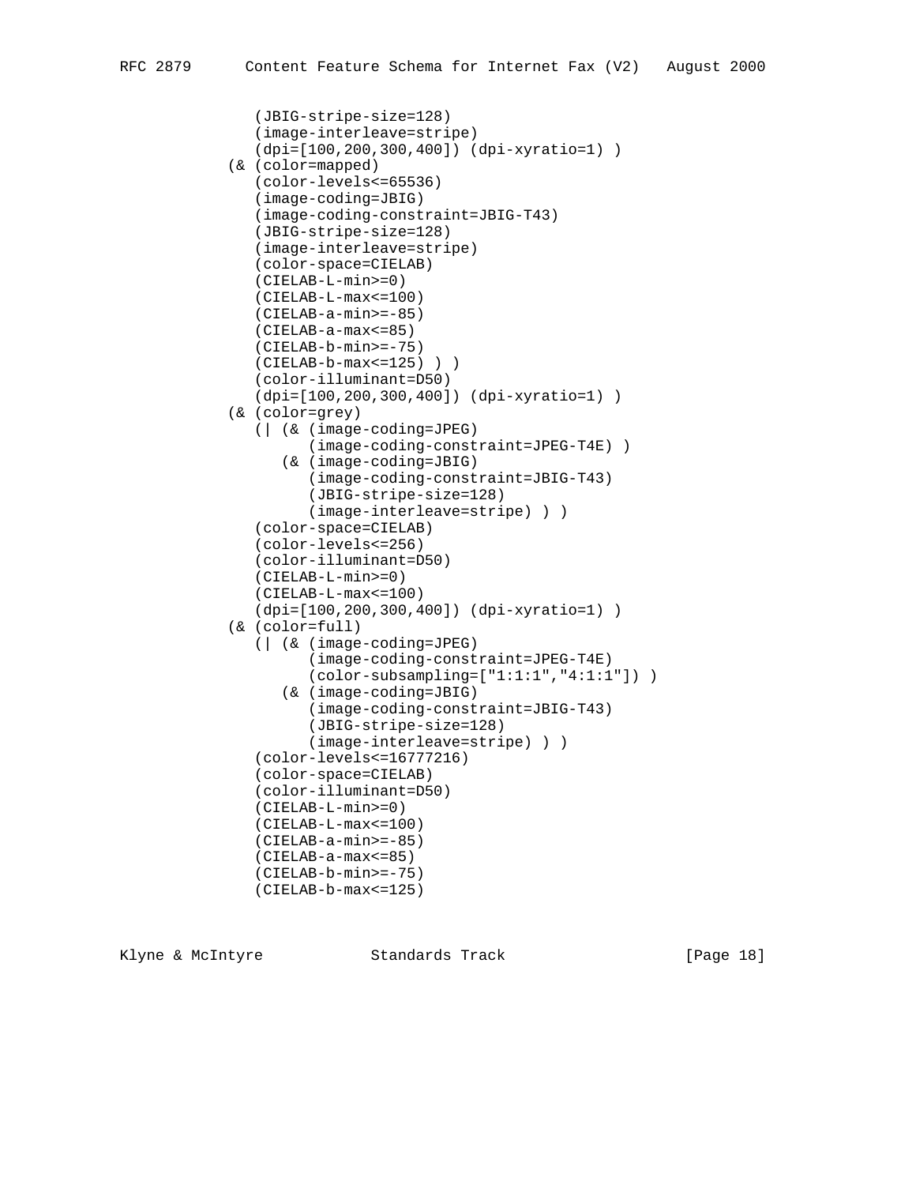```
               (JBIG-stripe-size=128)
               (image-interleave=stripe)
               (dpi=[100,200,300,400]) (dpi-xyratio=1) )
            (& (color=mapped)
               (color-levels<=65536)
               (image-coding=JBIG)
               (image-coding-constraint=JBIG-T43)
               (JBIG-stripe-size=128)
               (image-interleave=stripe)
               (color-space=CIELAB)
               (CIELAB-L-min>=0)
               (CIELAB-L-max<=100)
               (CIELAB-a-min>=-85)
               (CIELAB-a-max<=85)
               (CIELAB-b-min>=-75)
               (CIELAB-b-max<=125) ) )
               (color-illuminant=D50)
               (dpi=[100,200,300,400]) (dpi-xyratio=1) )
            (& (color=grey)
               (| (& (image-coding=JPEG)
                     (image-coding-constraint=JPEG-T4E) )
                  (& (image-coding=JBIG)
                     (image-coding-constraint=JBIG-T43)
                     (JBIG-stripe-size=128)
                     (image-interleave=stripe) ) )
               (color-space=CIELAB)
               (color-levels<=256)
               (color-illuminant=D50)
               (CIELAB-L-min>=0)
               (CIELAB-L-max<=100)
               (dpi=[100,200,300,400]) (dpi-xyratio=1) )
            (& (color=full)
               (| (& (image-coding=JPEG)
                     (image-coding-constraint=JPEG-T4E)
                     (color-subsampling=["1:1:1","4:1:1"]) )
                  (& (image-coding=JBIG)
                     (image-coding-constraint=JBIG-T43)
                     (JBIG-stripe-size=128)
                     (image-interleave=stripe) ) )
               (color-levels<=16777216)
               (color-space=CIELAB)
               (color-illuminant=D50)
               (CIELAB-L-min>=0)
               (CIELAB-L-max<=100)
               (CIELAB-a-min>=-85)
               (CIELAB-a-max<=85)
               (CIELAB-b-min>=-75)
               (CIELAB-b-max<=125)
```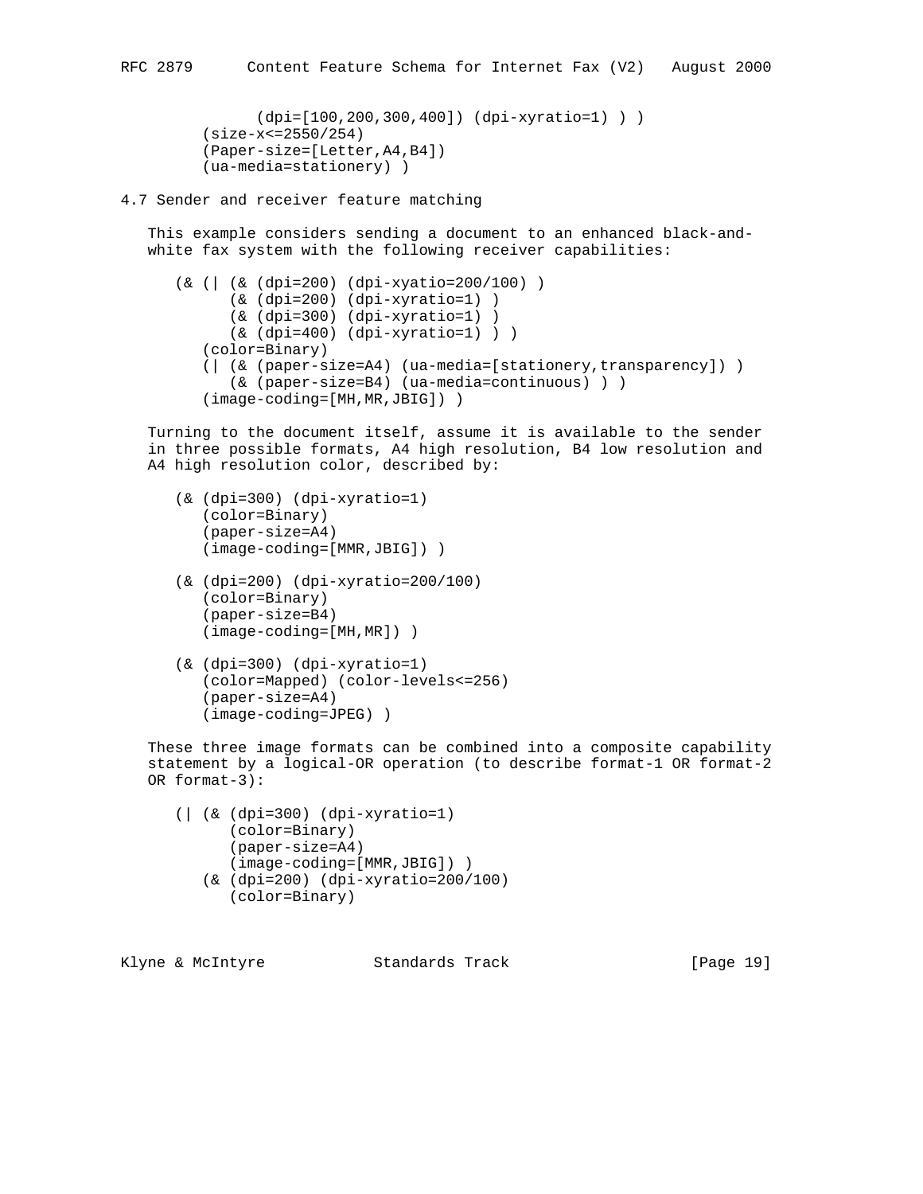```
           (dpi=[100,200,300,400]) (dpi-xyratio=1) ) )
     (size-x<=2550/254)
     (Paper-size=[Letter,A4,B4])
     (ua-media=stationery) )
```

### 4.7 Sender and receiver feature matching

This example considers sending a document to an enhanced black-and-white fax system with the following receiver capabilities:

```
   (& (| (& (dpi=200) (dpi-xyatio=200/100) )
         (& (dpi=200) (dpi-xyratio=1) )
         (& (dpi=300) (dpi-xyratio=1) )
         (& (dpi=400) (dpi-xyratio=1) ) )
      (color=Binary)
      (| (& (paper-size=A4) (ua-media=[stationery,transparency]) )
         (& (paper-size=B4) (ua-media=continuous) ) )
      (image-coding=[MH,MR,JBIG]) )
```

Turning to the document itself, assume it is available to the sender in three possible formats, A4 high resolution, B4 low resolution and A4 high resolution color, described by:

```
   (& (dpi=300) (dpi-xyratio=1)
      (color=Binary)
      (paper-size=A4)
      (image-coding=[MMR,JBIG]) )

   (& (dpi=200) (dpi-xyratio=200/100)
      (color=Binary)
      (paper-size=B4)
      (image-coding=[MH,MR]) )

   (& (dpi=300) (dpi-xyratio=1)
      (color=Mapped) (color-levels<=256)
      (paper-size=A4)
      (image-coding=JPEG) )
```

These three image formats can be combined into a composite capability statement by a logical-OR operation (to describe format-1 OR format-2 OR format-3):

```
   (| (& (dpi=300) (dpi-xyratio=1)
         (color=Binary)
         (paper-size=A4)
         (image-coding=[MMR,JBIG]) )
      (& (dpi=200) (dpi-xyratio=200/100)
         (color=Binary)
```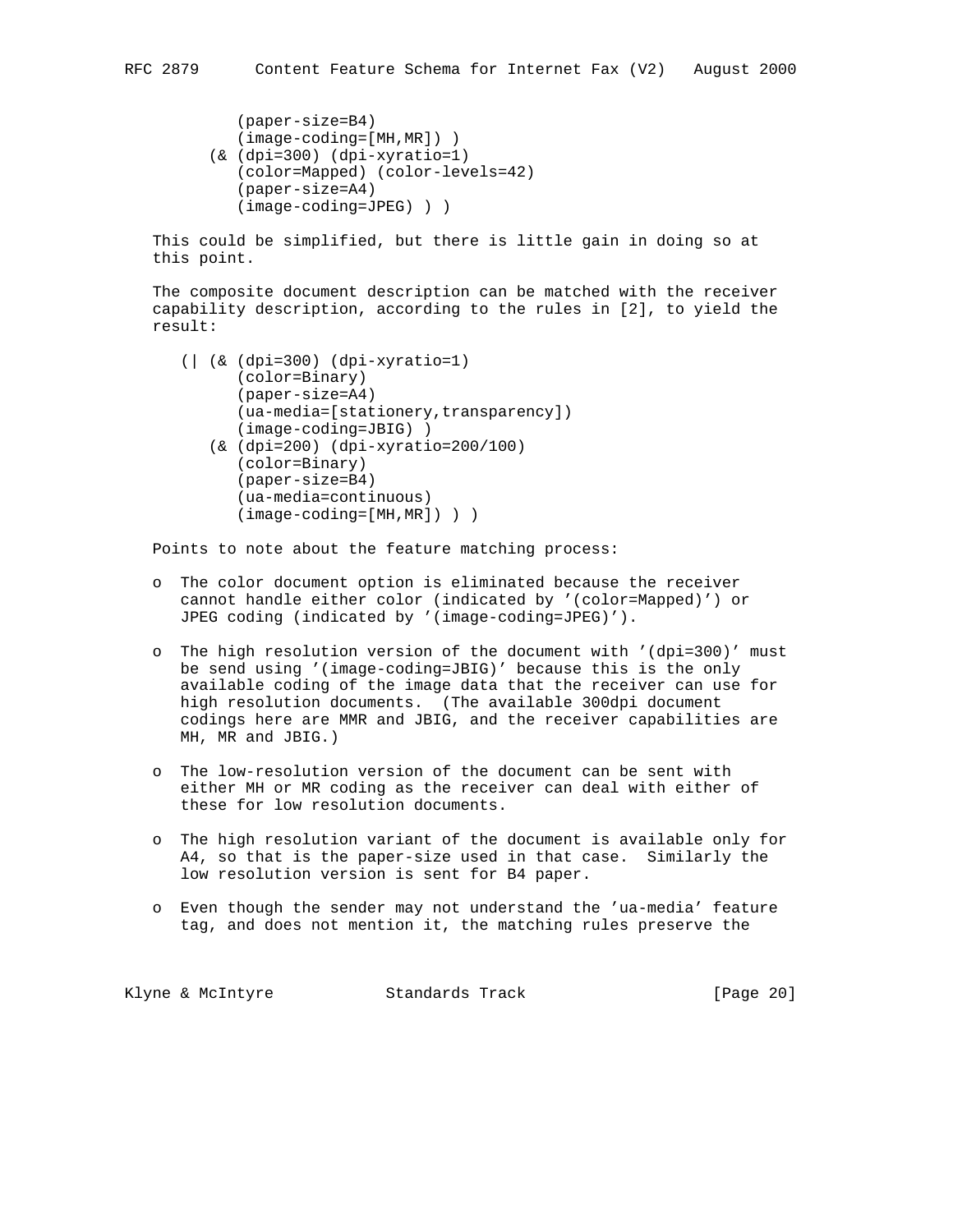```
          (paper-size=B4)
          (image-coding=[MH,MR]) )
       (& (dpi=300) (dpi-xyratio=1)
          (color=Mapped) (color-levels=42)
          (paper-size=A4)
          (image-coding=JPEG) ) )
```

This could be simplified, but there is little gain in doing so at this point.

The composite document description can be matched with the receiver capability description, according to the rules in [2], to yield the result:

```
   (| (& (dpi=300) (dpi-xyratio=1)
         (color=Binary)
         (paper-size=A4)
         (ua-media=[stationery,transparency])
         (image-coding=JBIG) )
      (& (dpi=200) (dpi-xyratio=200/100)
         (color=Binary)
         (paper-size=B4)
         (ua-media=continuous)
         (image-coding=[MH,MR]) ) )
```

Points to note about the feature matching process:

- The color document option is eliminated because the receiver cannot handle either color (indicated by '(color=Mapped)') or JPEG coding (indicated by '(image-coding=JPEG)').

- The high resolution version of the document with '(dpi=300)' must be send using '(image-coding=JBIG)' because this is the only available coding of the image data that the receiver can use for high resolution documents. (The available 300dpi document codings here are MMR and JBIG, and the receiver capabilities are MH, MR and JBIG.)

- The low-resolution version of the document can be sent with either MH or MR coding as the receiver can deal with either of these for low resolution documents.

- The high resolution variant of the document is available only for A4, so that is the paper-size used in that case. Similarly the low resolution version is sent for B4 paper.

- Even though the sender may not understand the 'ua-media' feature tag, and does not mention it, the matching rules preserve the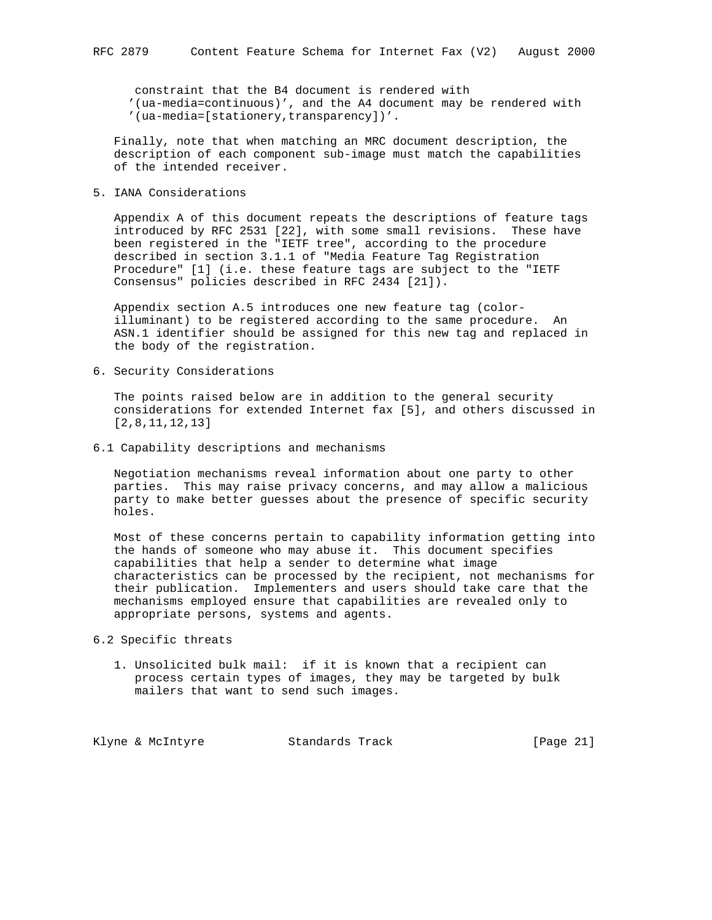constraint that the B4 document is rendered with '(ua-media=continuous)', and the A4 document may be rendered with '(ua-media=[stationery,transparency])'.

Finally, note that when matching an MRC document description, the description of each component sub-image must match the capabilities of the intended receiver.

## 5. IANA Considerations

Appendix A of this document repeats the descriptions of feature tags introduced by RFC 2531 [22], with some small revisions. These have been registered in the "IETF tree", according to the procedure described in section 3.1.1 of "Media Feature Tag Registration Procedure" [1] (i.e. these feature tags are subject to the "IETF Consensus" policies described in RFC 2434 [21]).

Appendix section A.5 introduces one new feature tag (color-illuminant) to be registered according to the same procedure. An ASN.1 identifier should be assigned for this new tag and replaced in the body of the registration.

## 6. Security Considerations

The points raised below are in addition to the general security considerations for extended Internet fax [5], and others discussed in [2,8,11,12,13]

### 6.1 Capability descriptions and mechanisms

Negotiation mechanisms reveal information about one party to other parties. This may raise privacy concerns, and may allow a malicious party to make better guesses about the presence of specific security holes.

Most of these concerns pertain to capability information getting into the hands of someone who may abuse it. This document specifies capabilities that help a sender to determine what image characteristics can be processed by the recipient, not mechanisms for their publication. Implementers and users should take care that the mechanisms employed ensure that capabilities are revealed only to appropriate persons, systems and agents.

### 6.2 Specific threats

1. Unsolicited bulk mail: if it is known that a recipient can process certain types of images, they may be targeted by bulk mailers that want to send such images.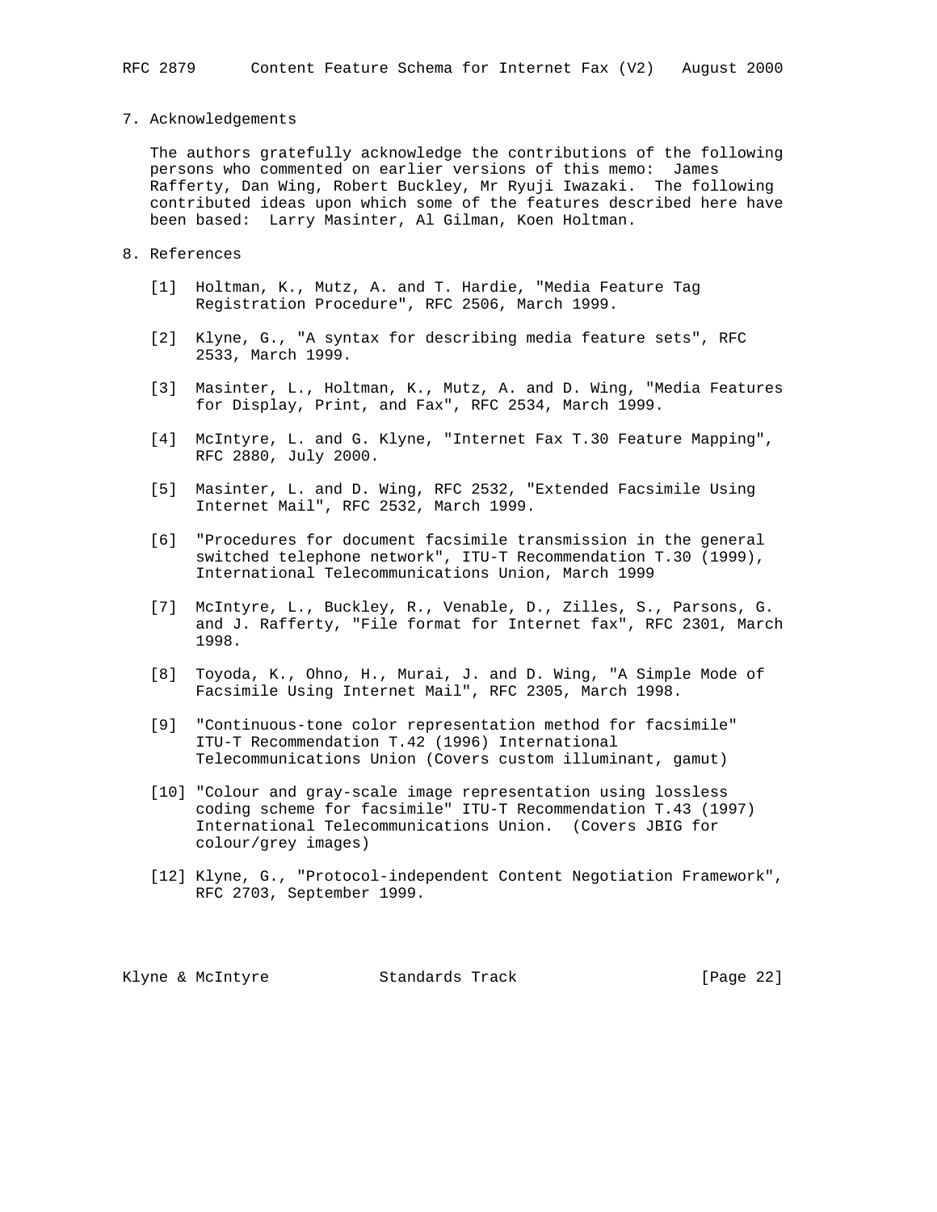## 7. Acknowledgements

The authors gratefully acknowledge the contributions of the following persons who commented on earlier versions of this memo: James Rafferty, Dan Wing, Robert Buckley, Mr Ryuji Iwazaki. The following contributed ideas upon which some of the features described here have been based: Larry Masinter, Al Gilman, Koen Holtman.

## 8. References

[1] Holtman, K., Mutz, A. and T. Hardie, "Media Feature Tag Registration Procedure", RFC 2506, March 1999.

[2] Klyne, G., "A syntax for describing media feature sets", RFC 2533, March 1999.

[3] Masinter, L., Holtman, K., Mutz, A. and D. Wing, "Media Features for Display, Print, and Fax", RFC 2534, March 1999.

[4] McIntyre, L. and G. Klyne, "Internet Fax T.30 Feature Mapping", RFC 2880, July 2000.

[5] Masinter, L. and D. Wing, RFC 2532, "Extended Facsimile Using Internet Mail", RFC 2532, March 1999.

[6] "Procedures for document facsimile transmission in the general switched telephone network", ITU-T Recommendation T.30 (1999), International Telecommunications Union, March 1999

[7] McIntyre, L., Buckley, R., Venable, D., Zilles, S., Parsons, G. and J. Rafferty, "File format for Internet fax", RFC 2301, March 1998.

[8] Toyoda, K., Ohno, H., Murai, J. and D. Wing, "A Simple Mode of Facsimile Using Internet Mail", RFC 2305, March 1998.

[9] "Continuous-tone color representation method for facsimile" ITU-T Recommendation T.42 (1996) International Telecommunications Union (Covers custom illuminant, gamut)

[10] "Colour and gray-scale image representation using lossless coding scheme for facsimile" ITU-T Recommendation T.43 (1997) International Telecommunications Union. (Covers JBIG for colour/grey images)

[12] Klyne, G., "Protocol-independent Content Negotiation Framework", RFC 2703, September 1999.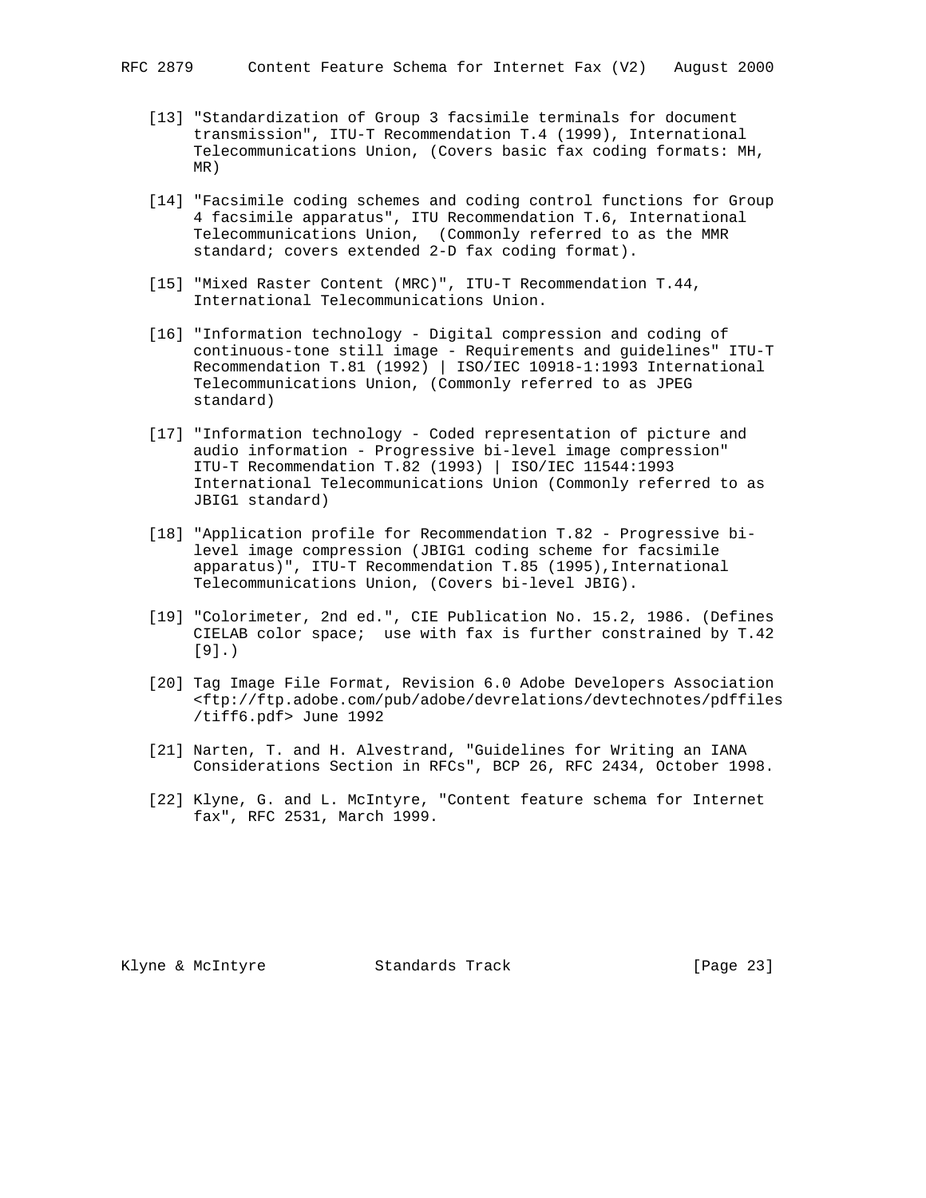[13] "Standardization of Group 3 facsimile terminals for document transmission", ITU-T Recommendation T.4 (1999), International Telecommunications Union, (Covers basic fax coding formats: MH, MR)

[14] "Facsimile coding schemes and coding control functions for Group 4 facsimile apparatus", ITU Recommendation T.6, International Telecommunications Union, (Commonly referred to as the MMR standard; covers extended 2-D fax coding format).

[15] "Mixed Raster Content (MRC)", ITU-T Recommendation T.44, International Telecommunications Union.

[16] "Information technology - Digital compression and coding of continuous-tone still image - Requirements and guidelines" ITU-T Recommendation T.81 (1992) | ISO/IEC 10918-1:1993 International Telecommunications Union, (Commonly referred to as JPEG standard)

[17] "Information technology - Coded representation of picture and audio information - Progressive bi-level image compression" ITU-T Recommendation T.82 (1993) | ISO/IEC 11544:1993 International Telecommunications Union (Commonly referred to as JBIG1 standard)

[18] "Application profile for Recommendation T.82 - Progressive bi-level image compression (JBIG1 coding scheme for facsimile apparatus)", ITU-T Recommendation T.85 (1995),International Telecommunications Union, (Covers bi-level JBIG).

[19] "Colorimeter, 2nd ed.", CIE Publication No. 15.2, 1986. (Defines CIELAB color space; use with fax is further constrained by T.42 [9].)

[20] Tag Image File Format, Revision 6.0 Adobe Developers Association <ftp://ftp.adobe.com/pub/adobe/devrelations/devtechnotes/pdffiles/tiff6.pdf> June 1992

[21] Narten, T. and H. Alvestrand, "Guidelines for Writing an IANA Considerations Section in RFCs", BCP 26, RFC 2434, October 1998.

[22] Klyne, G. and L. McIntyre, "Content feature schema for Internet fax", RFC 2531, March 1999.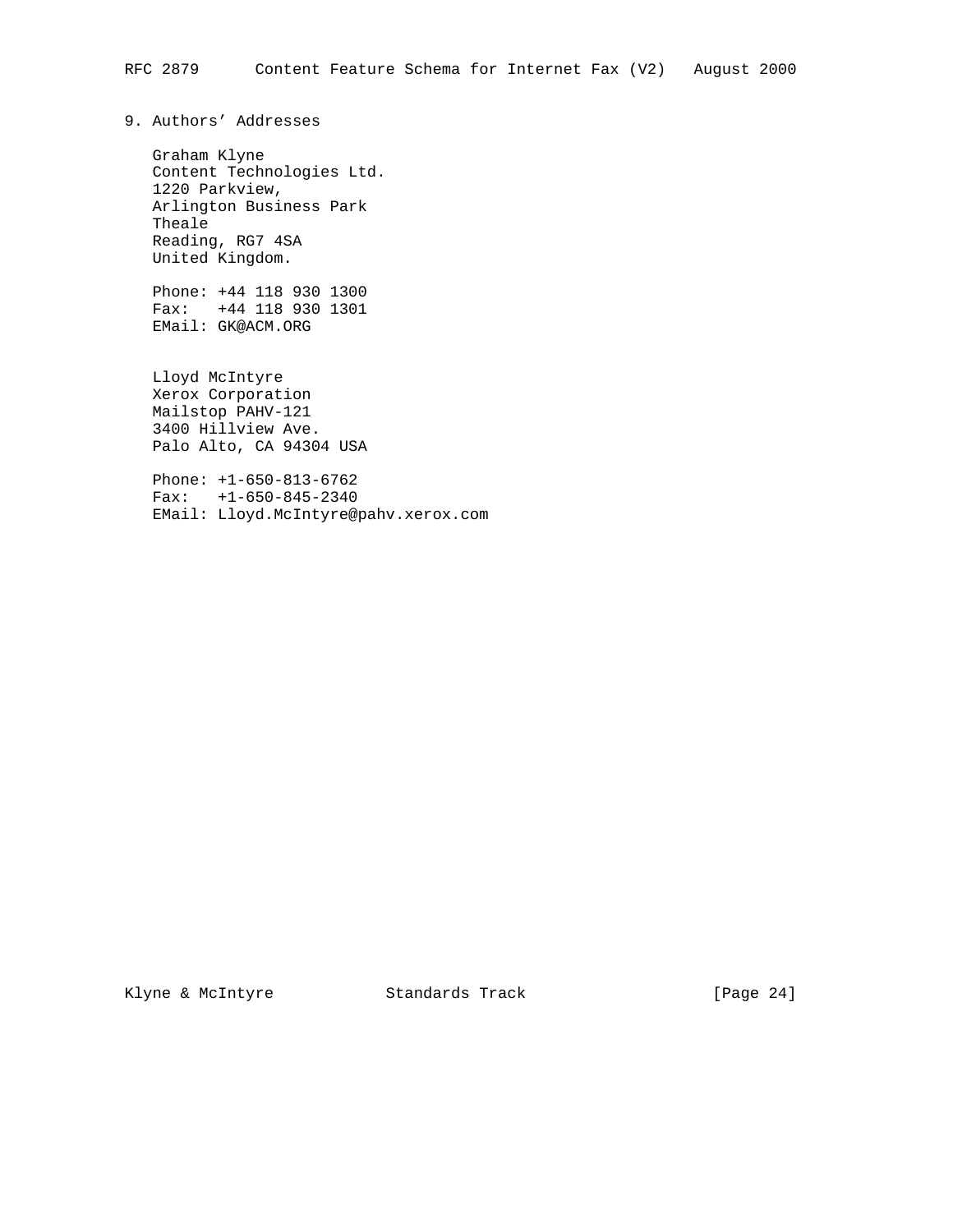## 9. Authors' Addresses

Graham Klyne
Content Technologies Ltd.
1220 Parkview,
Arlington Business Park
Theale
Reading, RG7 4SA
United Kingdom.

Phone: +44 118 930 1300
Fax: +44 118 930 1301
EMail: GK@ACM.ORG

Lloyd McIntyre
Xerox Corporation
Mailstop PAHV-121
3400 Hillview Ave.
Palo Alto, CA 94304 USA

Phone: +1-650-813-6762
Fax: +1-650-845-2340
EMail: Lloyd.McIntyre@pahv.xerox.com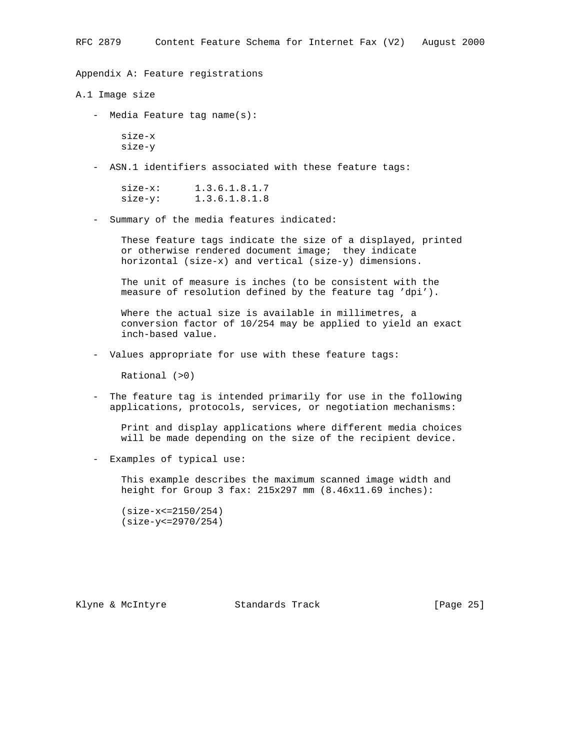## Appendix A: Feature registrations

### A.1 Image size

- Media Feature tag name(s):

  ```
  size-x
  size-y
  ```

- ASN.1 identifiers associated with these feature tags:

  ```
  size-x:      1.3.6.1.8.1.7
  size-y:      1.3.6.1.8.1.8
  ```

- Summary of the media features indicated:

  These feature tags indicate the size of a displayed, printed or otherwise rendered document image; they indicate horizontal (size-x) and vertical (size-y) dimensions.

  The unit of measure is inches (to be consistent with the measure of resolution defined by the feature tag 'dpi').

  Where the actual size is available in millimetres, a conversion factor of 10/254 may be applied to yield an exact inch-based value.

- Values appropriate for use with these feature tags:

  Rational (>0)

- The feature tag is intended primarily for use in the following applications, protocols, services, or negotiation mechanisms:

  Print and display applications where different media choices will be made depending on the size of the recipient device.

- Examples of typical use:

  This example describes the maximum scanned image width and height for Group 3 fax: 215x297 mm (8.46x11.69 inches):

  ```
  (size-x<=2150/254)
  (size-y<=2970/254)
  ```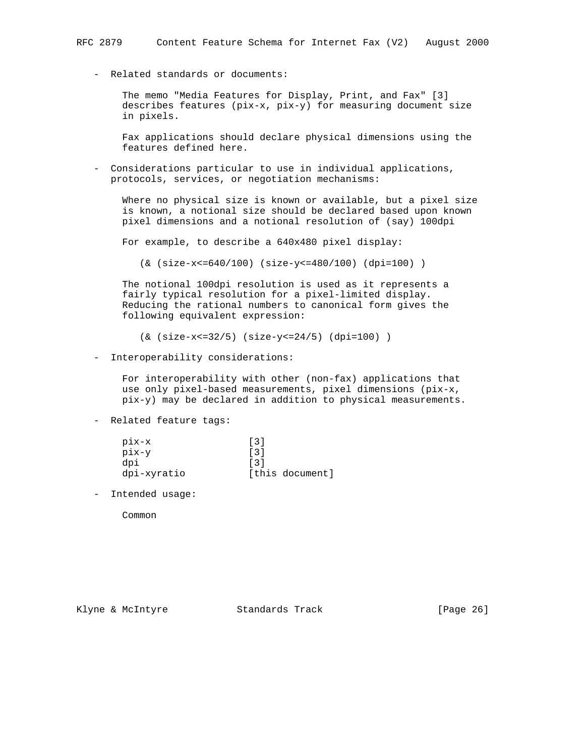- Related standards or documents:

  The memo "Media Features for Display, Print, and Fax" [3] describes features (pix-x, pix-y) for measuring document size in pixels.

  Fax applications should declare physical dimensions using the features defined here.

- Considerations particular to use in individual applications, protocols, services, or negotiation mechanisms:

  Where no physical size is known or available, but a pixel size is known, a notional size should be declared based upon known pixel dimensions and a notional resolution of (say) 100dpi

  For example, to describe a 640x480 pixel display:

  ```
  (& (size-x<=640/100) (size-y<=480/100) (dpi=100) )
  ```

  The notional 100dpi resolution is used as it represents a fairly typical resolution for a pixel-limited display. Reducing the rational numbers to canonical form gives the following equivalent expression:

  ```
  (& (size-x<=32/5) (size-y<=24/5) (dpi=100) )
  ```

- Interoperability considerations:

  For interoperability with other (non-fax) applications that use only pixel-based measurements, pixel dimensions (pix-x, pix-y) may be declared in addition to physical measurements.

- Related feature tags:

  ```
  pix-x               [3]
  pix-y               [3]
  dpi                 [3]
  dpi-xyratio         [this document]
  ```

- Intended usage:

  Common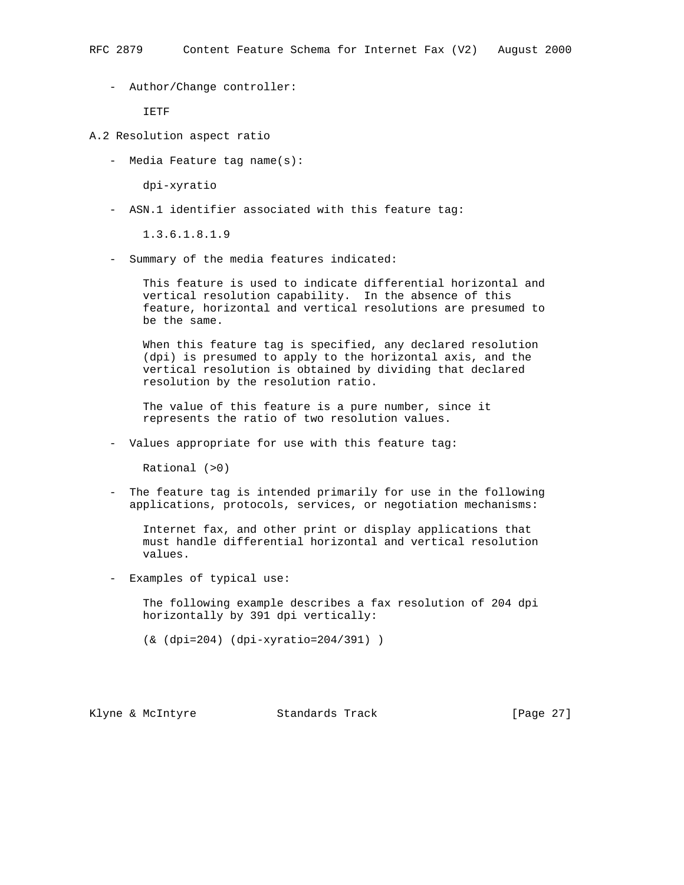- Author/Change controller:

  IETF

## A.2 Resolution aspect ratio

- Media Feature tag name(s):

  dpi-xyratio

- ASN.1 identifier associated with this feature tag:

  1.3.6.1.8.1.9

- Summary of the media features indicated:

  This feature is used to indicate differential horizontal and vertical resolution capability. In the absence of this feature, horizontal and vertical resolutions are presumed to be the same.

  When this feature tag is specified, any declared resolution (dpi) is presumed to apply to the horizontal axis, and the vertical resolution is obtained by dividing that declared resolution by the resolution ratio.

  The value of this feature is a pure number, since it represents the ratio of two resolution values.

- Values appropriate for use with this feature tag:

  Rational (>0)

- The feature tag is intended primarily for use in the following applications, protocols, services, or negotiation mechanisms:

  Internet fax, and other print or display applications that must handle differential horizontal and vertical resolution values.

- Examples of typical use:

  The following example describes a fax resolution of 204 dpi horizontally by 391 dpi vertically:

  ```
  (& (dpi=204) (dpi-xyratio=204/391) )
  ```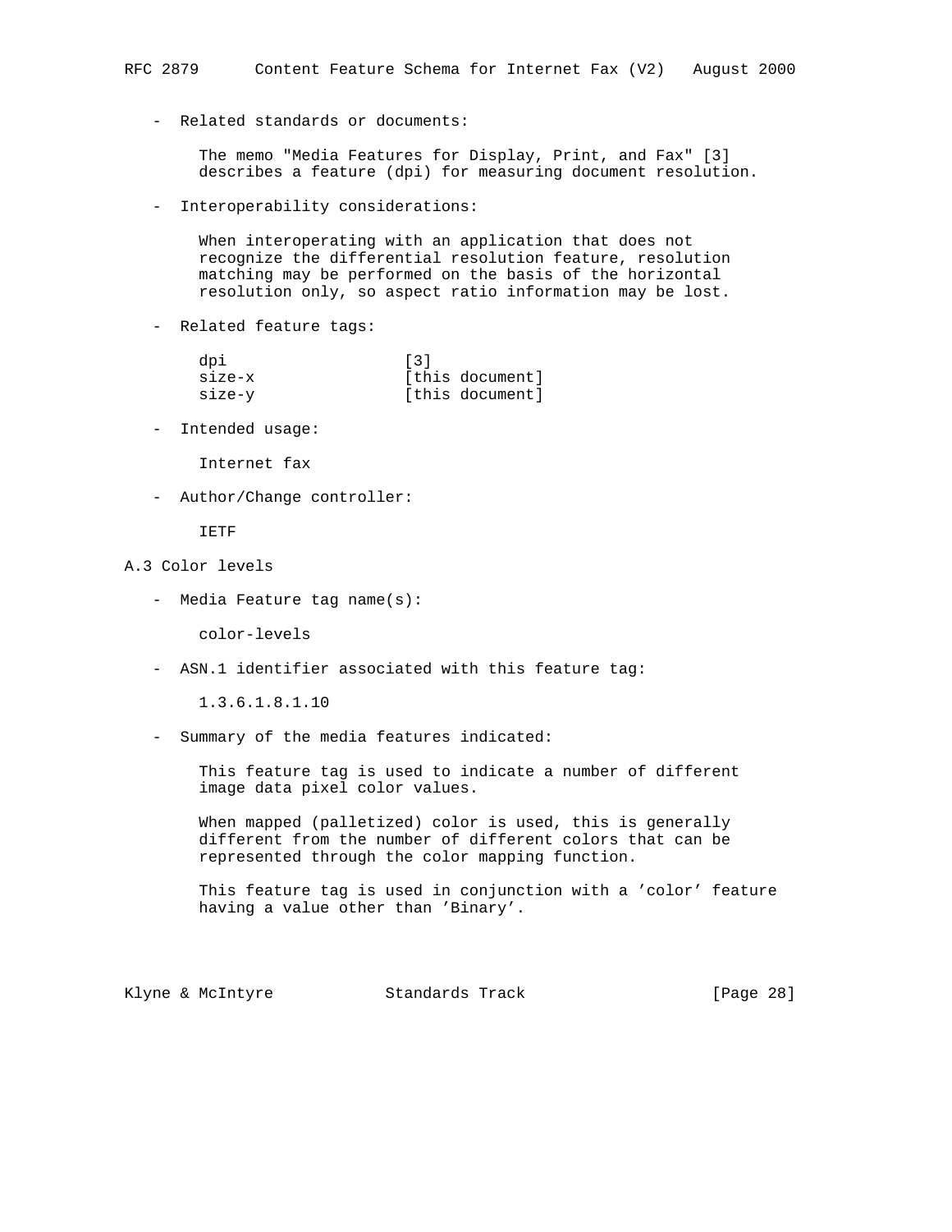- Related standards or documents:

  The memo "Media Features for Display, Print, and Fax" [3] describes a feature (dpi) for measuring document resolution.

- Interoperability considerations:

  When interoperating with an application that does not recognize the differential resolution feature, resolution matching may be performed on the basis of the horizontal resolution only, so aspect ratio information may be lost.

- Related feature tags:

  ```
  dpi                 [3]
  size-x              [this document]
  size-y              [this document]
  ```

- Intended usage:

  Internet fax

- Author/Change controller:

  IETF

## A.3 Color levels

- Media Feature tag name(s):

  color-levels

- ASN.1 identifier associated with this feature tag:

  1.3.6.1.8.1.10

- Summary of the media features indicated:

  This feature tag is used to indicate a number of different image data pixel color values.

  When mapped (palletized) color is used, this is generally different from the number of different colors that can be represented through the color mapping function.

  This feature tag is used in conjunction with a 'color' feature having a value other than 'Binary'.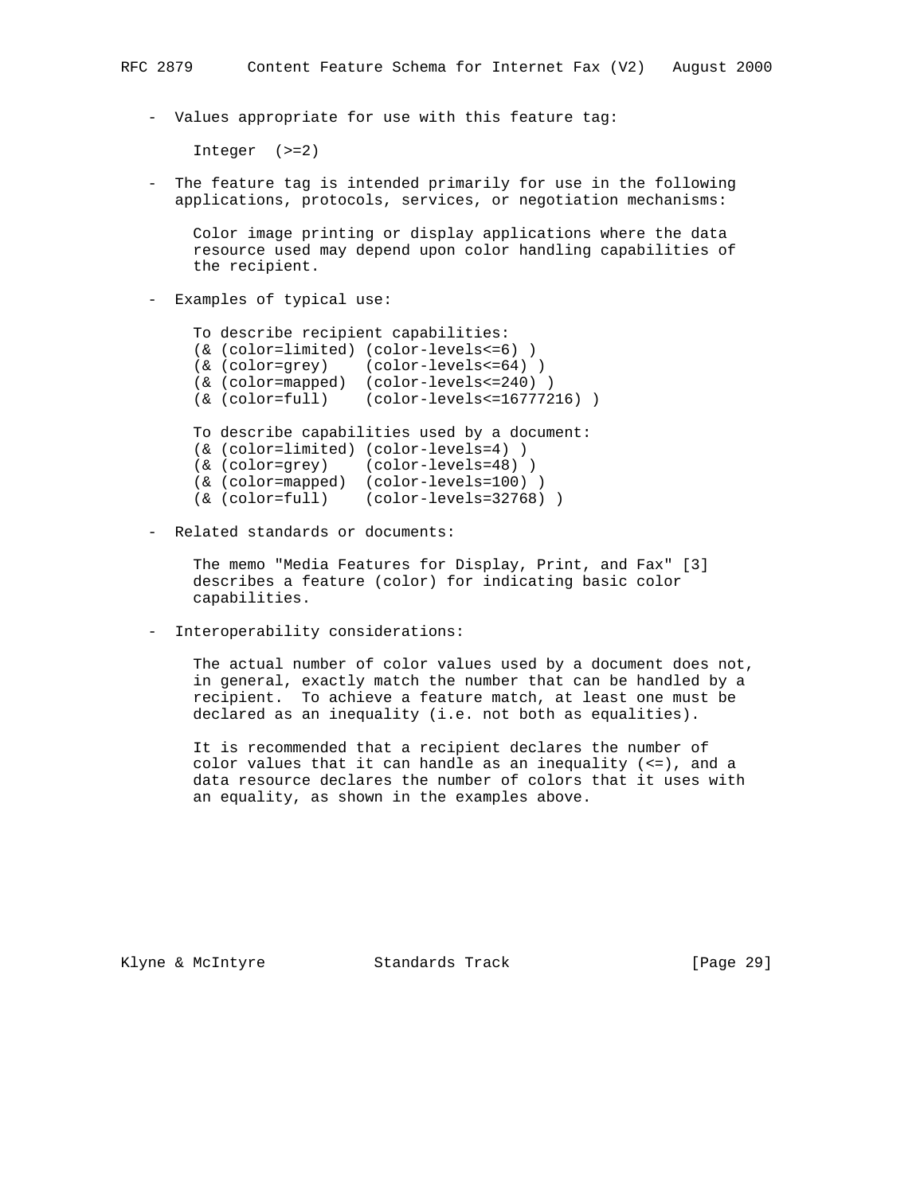- Values appropriate for use with this feature tag:

  Integer (>=2)

- The feature tag is intended primarily for use in the following applications, protocols, services, or negotiation mechanisms:

  Color image printing or display applications where the data resource used may depend upon color handling capabilities of the recipient.

- Examples of typical use:

```
To describe recipient capabilities:
(& (color=limited) (color-levels<=6) )
(& (color=grey)    (color-levels<=64) )
(& (color=mapped)  (color-levels<=240) )
(& (color=full)    (color-levels<=16777216) )

To describe capabilities used by a document:
(& (color=limited) (color-levels=4) )
(& (color=grey)    (color-levels=48) )
(& (color=mapped)  (color-levels=100) )
(& (color=full)    (color-levels=32768) )
```

- Related standards or documents:

  The memo "Media Features for Display, Print, and Fax" [3] describes a feature (color) for indicating basic color capabilities.

- Interoperability considerations:

  The actual number of color values used by a document does not, in general, exactly match the number that can be handled by a recipient. To achieve a feature match, at least one must be declared as an inequality (i.e. not both as equalities).

  It is recommended that a recipient declares the number of color values that it can handle as an inequality (<=), and a data resource declares the number of colors that it uses with an equality, as shown in the examples above.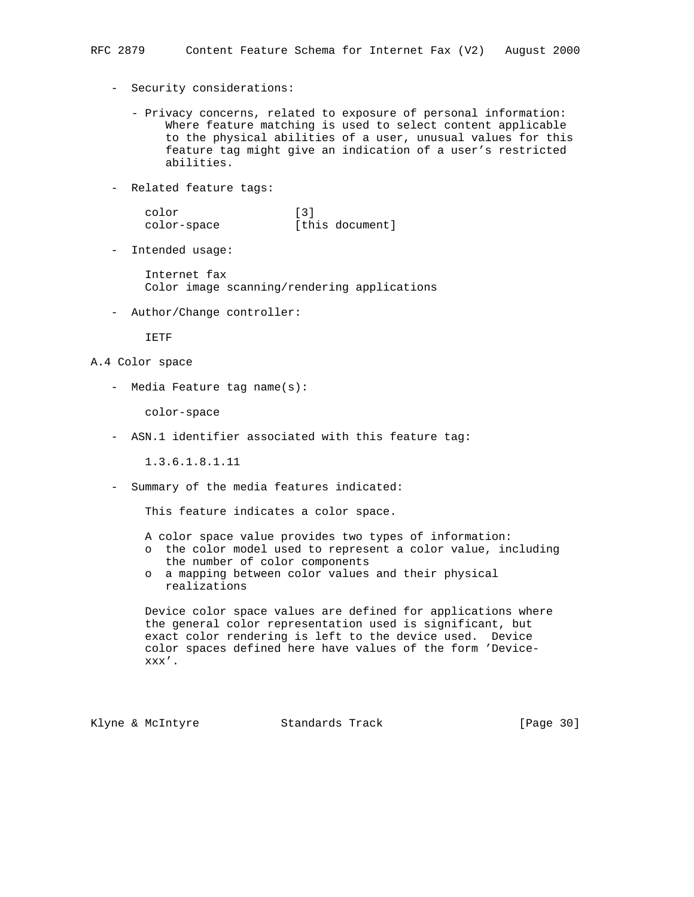- Security considerations:

  - Privacy concerns, related to exposure of personal information: Where feature matching is used to select content applicable to the physical abilities of a user, unusual values for this feature tag might give an indication of a user's restricted abilities.

- Related feature tags:

```
color                [3]
color-space          [this document]
```

- Intended usage:

  Internet fax
  Color image scanning/rendering applications

- Author/Change controller:

  IETF

### A.4 Color space

- Media Feature tag name(s):

  color-space

- ASN.1 identifier associated with this feature tag:

  1.3.6.1.8.1.11

- Summary of the media features indicated:

  This feature indicates a color space.

  A color space value provides two types of information:
  - o the color model used to represent a color value, including the number of color components
  - o a mapping between color values and their physical realizations

  Device color space values are defined for applications where the general color representation used is significant, but exact color rendering is left to the device used. Device color spaces defined here have values of the form 'Device-xxx'.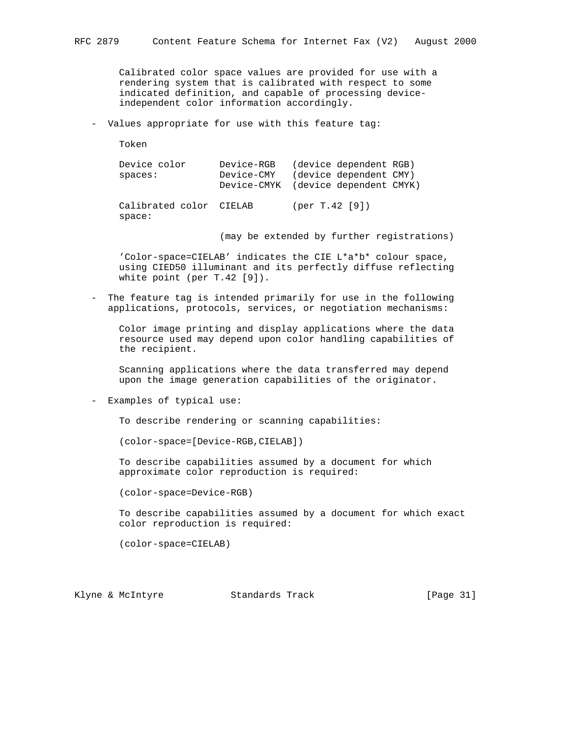Calibrated color space values are provided for use with a rendering system that is calibrated with respect to some indicated definition, and capable of processing device-independent color information accordingly.

- Values appropriate for use with this feature tag:

  Token

| | | |
|---|---|---|
| Device color spaces: | Device-RGB | (device dependent RGB) |
| | Device-CMY | (device dependent CMY) |
| | Device-CMYK | (device dependent CMYK) |
| Calibrated color space: | CIELAB | (per T.42 [9]) |

  (may be extended by further registrations)

  'Color-space=CIELAB' indicates the CIE L*a*b* colour space, using CIED50 illuminant and its perfectly diffuse reflecting white point (per T.42 [9]).

- The feature tag is intended primarily for use in the following applications, protocols, services, or negotiation mechanisms:

  Color image printing and display applications where the data resource used may depend upon color handling capabilities of the recipient.

  Scanning applications where the data transferred may depend upon the image generation capabilities of the originator.

- Examples of typical use:

  To describe rendering or scanning capabilities:

  (color-space=[Device-RGB,CIELAB])

  To describe capabilities assumed by a document for which approximate color reproduction is required:

  (color-space=Device-RGB)

  To describe capabilities assumed by a document for which exact color reproduction is required:

  (color-space=CIELAB)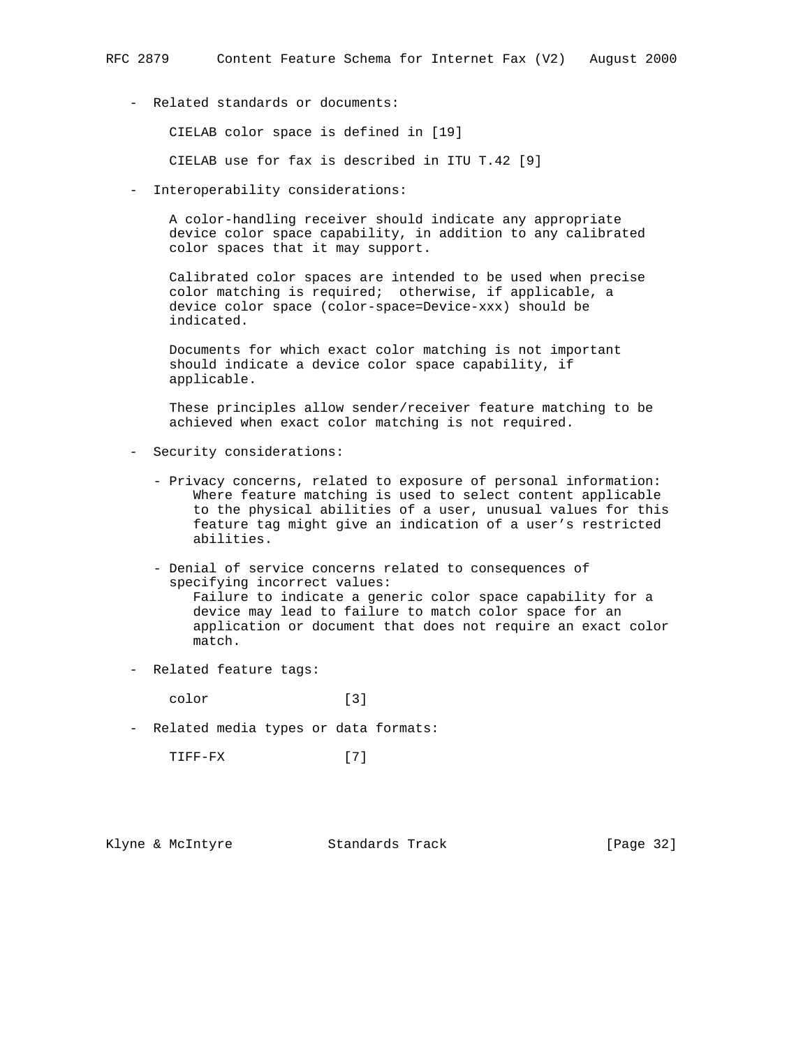- Related standards or documents:

  CIELAB color space is defined in [19]

  CIELAB use for fax is described in ITU T.42 [9]

- Interoperability considerations:

  A color-handling receiver should indicate any appropriate device color space capability, in addition to any calibrated color spaces that it may support.

  Calibrated color spaces are intended to be used when precise color matching is required; otherwise, if applicable, a device color space (color-space=Device-xxx) should be indicated.

  Documents for which exact color matching is not important should indicate a device color space capability, if applicable.

  These principles allow sender/receiver feature matching to be achieved when exact color matching is not required.

- Security considerations:

  - Privacy concerns, related to exposure of personal information:
    Where feature matching is used to select content applicable to the physical abilities of a user, unusual values for this feature tag might give an indication of a user's restricted abilities.

  - Denial of service concerns related to consequences of specifying incorrect values:
    Failure to indicate a generic color space capability for a device may lead to failure to match color space for an application or document that does not require an exact color match.

- Related feature tags:

  color [3]

- Related media types or data formats:

  TIFF-FX [7]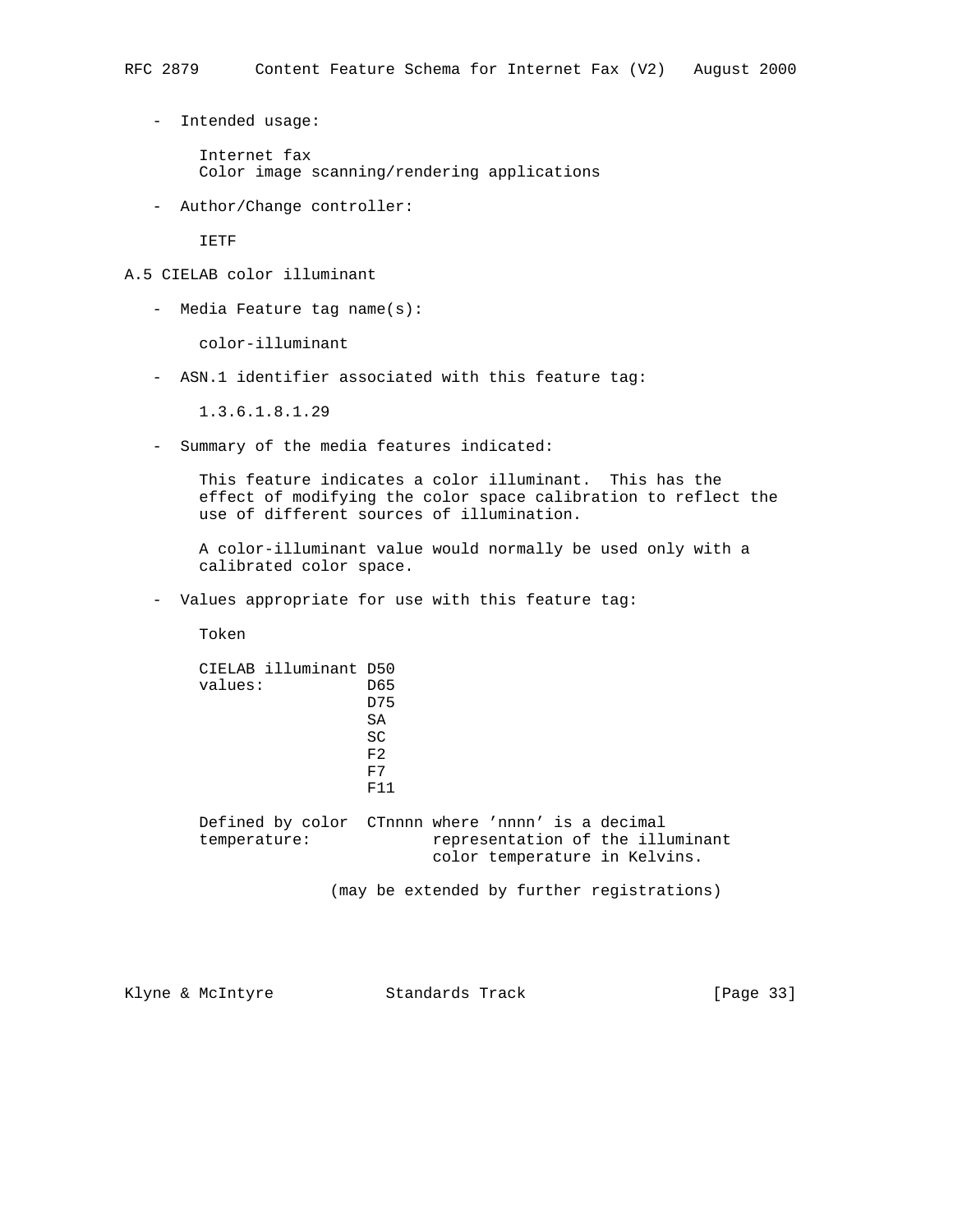- Intended usage:

  Internet fax
  Color image scanning/rendering applications

- Author/Change controller:

  IETF

## A.5 CIELAB color illuminant

- Media Feature tag name(s):

  color-illuminant

- ASN.1 identifier associated with this feature tag:

  1.3.6.1.8.1.29

- Summary of the media features indicated:

  This feature indicates a color illuminant. This has the effect of modifying the color space calibration to reflect the use of different sources of illumination.

  A color-illuminant value would normally be used only with a calibrated color space.

- Values appropriate for use with this feature tag:

  Token

```
CIELAB illuminant D50
values:           D65
                  D75
                  SA
                  SC
                  F2
                  F7
                  F11

Defined by color  CTnnnn where 'nnnn' is a decimal
temperature:             representation of the illuminant
                         color temperature in Kelvins.

              (may be extended by further registrations)
```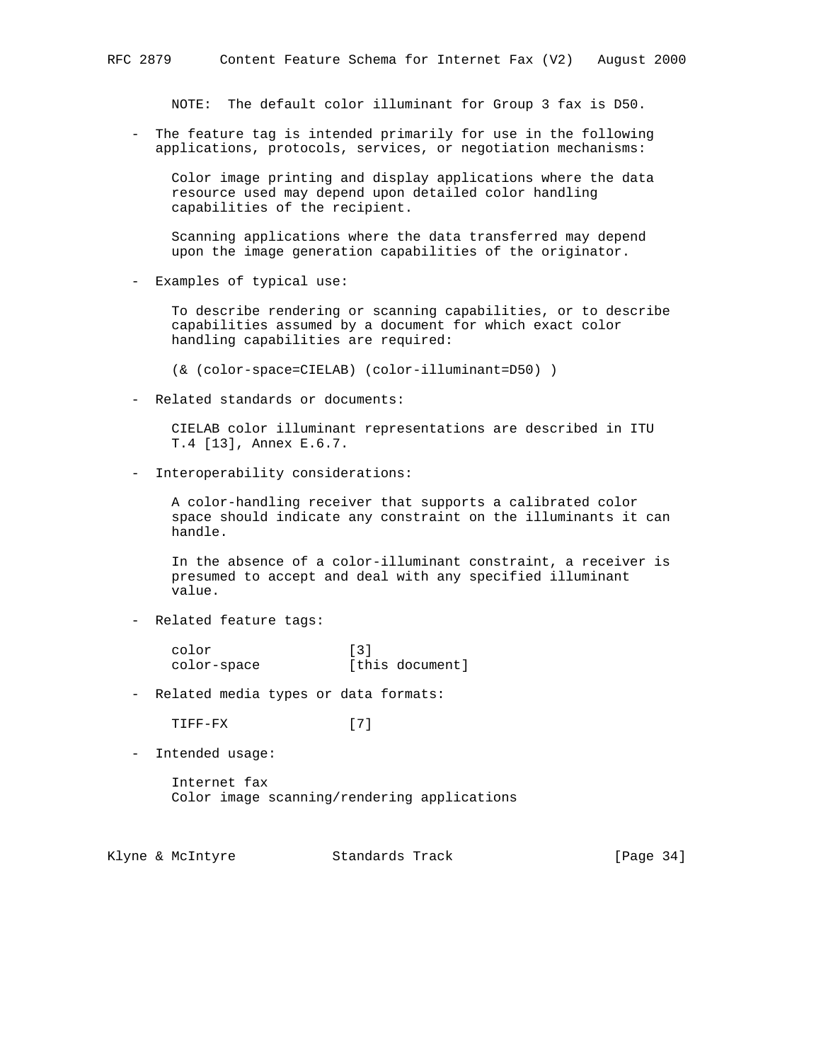NOTE: The default color illuminant for Group 3 fax is D50.

- The feature tag is intended primarily for use in the following applications, protocols, services, or negotiation mechanisms:

  Color image printing and display applications where the data resource used may depend upon detailed color handling capabilities of the recipient.

  Scanning applications where the data transferred may depend upon the image generation capabilities of the originator.

- Examples of typical use:

  To describe rendering or scanning capabilities, or to describe capabilities assumed by a document for which exact color handling capabilities are required:

  ```
  (& (color-space=CIELAB) (color-illuminant=D50) )
  ```

- Related standards or documents:

  CIELAB color illuminant representations are described in ITU T.4 [13], Annex E.6.7.

- Interoperability considerations:

  A color-handling receiver that supports a calibrated color space should indicate any constraint on the illuminants it can handle.

  In the absence of a color-illuminant constraint, a receiver is presumed to accept and deal with any specified illuminant value.

- Related feature tags:

  ```
  color               [3]
  color-space         [this document]
  ```

- Related media types or data formats:

  ```
  TIFF-FX             [7]
  ```

- Intended usage:

  Internet fax
  Color image scanning/rendering applications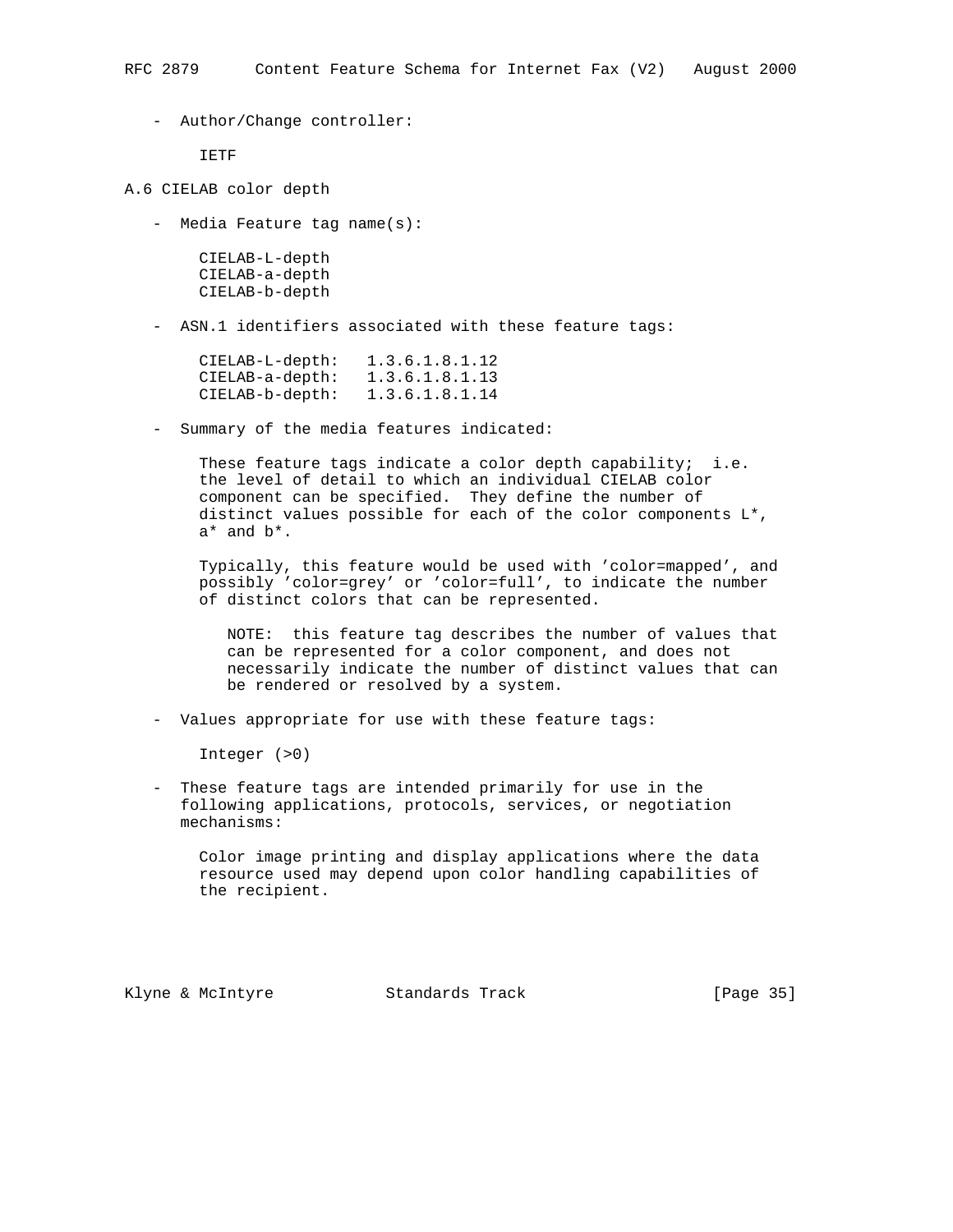- Author/Change controller:

  IETF

## A.6 CIELAB color depth

- Media Feature tag name(s):

  CIELAB-L-depth
  CIELAB-a-depth
  CIELAB-b-depth

- ASN.1 identifiers associated with these feature tags:

  CIELAB-L-depth: 1.3.6.1.8.1.12
  CIELAB-a-depth: 1.3.6.1.8.1.13
  CIELAB-b-depth: 1.3.6.1.8.1.14

- Summary of the media features indicated:

  These feature tags indicate a color depth capability; i.e. the level of detail to which an individual CIELAB color component can be specified. They define the number of distinct values possible for each of the color components L*, a* and b*.

  Typically, this feature would be used with 'color=mapped', and possibly 'color=grey' or 'color=full', to indicate the number of distinct colors that can be represented.

  > NOTE: this feature tag describes the number of values that can be represented for a color component, and does not necessarily indicate the number of distinct values that can be rendered or resolved by a system.

- Values appropriate for use with these feature tags:

  Integer (>0)

- These feature tags are intended primarily for use in the following applications, protocols, services, or negotiation mechanisms:

  Color image printing and display applications where the data resource used may depend upon color handling capabilities of the recipient.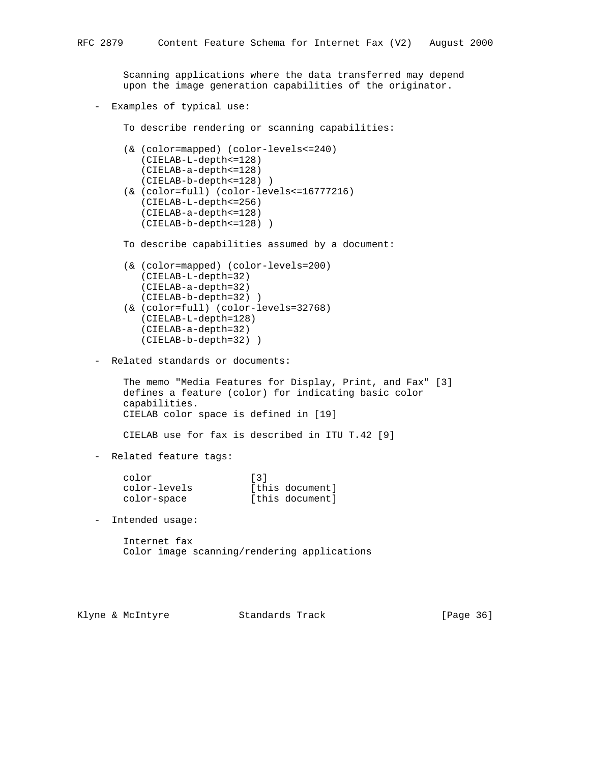Scanning applications where the data transferred may depend upon the image generation capabilities of the originator.

- Examples of typical use:

  To describe rendering or scanning capabilities:

```
(& (color=mapped) (color-levels<=240)
   (CIELAB-L-depth<=128)
   (CIELAB-a-depth<=128)
   (CIELAB-b-depth<=128) )
(& (color=full) (color-levels<=16777216)
   (CIELAB-L-depth<=256)
   (CIELAB-a-depth<=128)
   (CIELAB-b-depth<=128) )
```

  To describe capabilities assumed by a document:

```
(& (color=mapped) (color-levels=200)
   (CIELAB-L-depth=32)
   (CIELAB-a-depth=32)
   (CIELAB-b-depth=32) )
(& (color=full) (color-levels=32768)
   (CIELAB-L-depth=128)
   (CIELAB-a-depth=32)
   (CIELAB-b-depth=32) )
```

- Related standards or documents:

  The memo "Media Features for Display, Print, and Fax" [3] defines a feature (color) for indicating basic color capabilities.
  CIELAB color space is defined in [19]

  CIELAB use for fax is described in ITU T.42 [9]

- Related feature tags:

```
color               [3]
color-levels        [this document]
color-space         [this document]
```

- Intended usage:

  Internet fax
  Color image scanning/rendering applications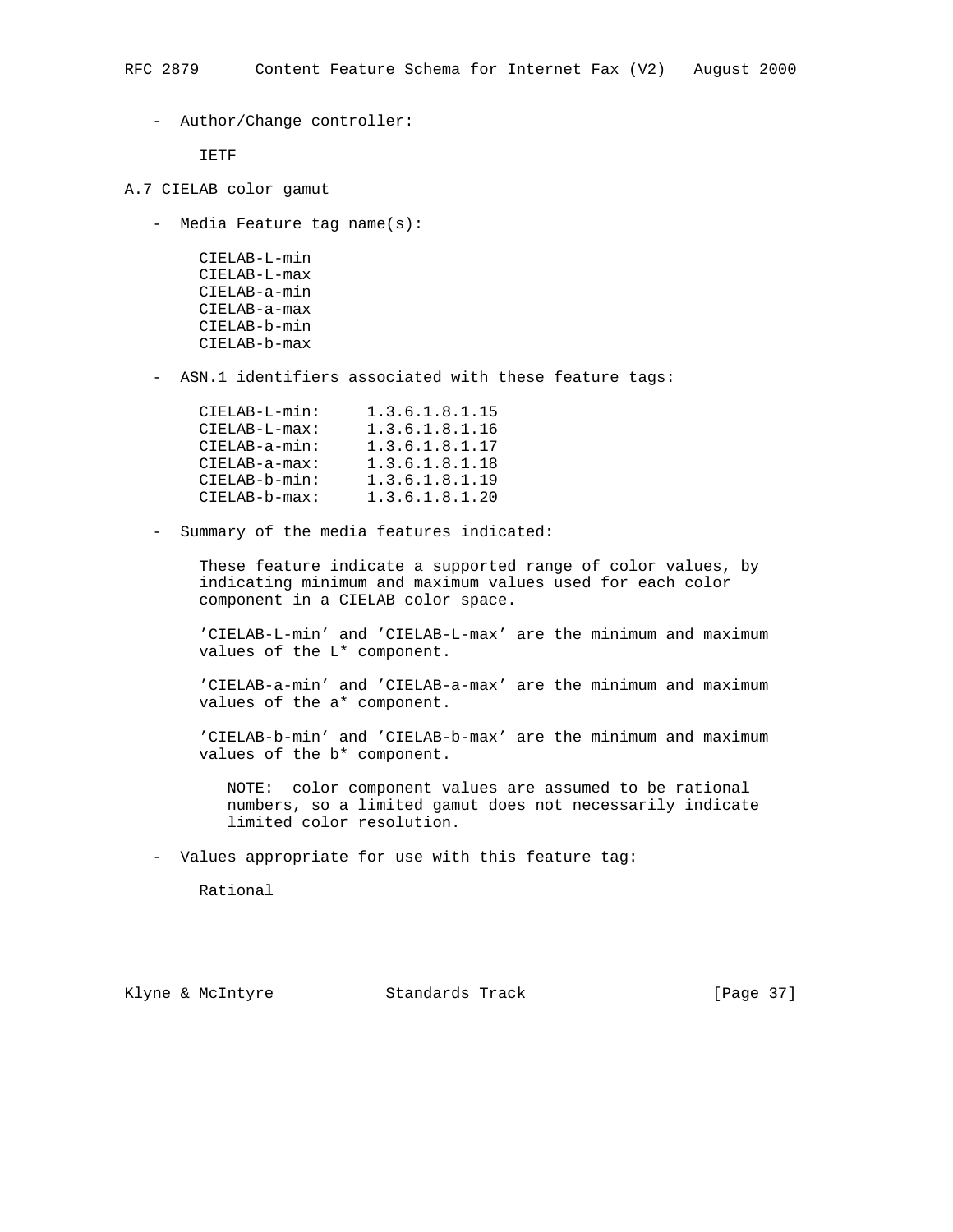- Author/Change controller:

  IETF

## A.7 CIELAB color gamut

- Media Feature tag name(s):

  CIELAB-L-min
  CIELAB-L-max
  CIELAB-a-min
  CIELAB-a-max
  CIELAB-b-min
  CIELAB-b-max

- ASN.1 identifiers associated with these feature tags:

  ```
  CIELAB-L-min:     1.3.6.1.8.1.15
  CIELAB-L-max:     1.3.6.1.8.1.16
  CIELAB-a-min:     1.3.6.1.8.1.17
  CIELAB-a-max:     1.3.6.1.8.1.18
  CIELAB-b-min:     1.3.6.1.8.1.19
  CIELAB-b-max:     1.3.6.1.8.1.20
  ```

- Summary of the media features indicated:

  These feature indicate a supported range of color values, by indicating minimum and maximum values used for each color component in a CIELAB color space.

  'CIELAB-L-min' and 'CIELAB-L-max' are the minimum and maximum values of the L* component.

  'CIELAB-a-min' and 'CIELAB-a-max' are the minimum and maximum values of the a* component.

  'CIELAB-b-min' and 'CIELAB-b-max' are the minimum and maximum values of the b* component.

  > NOTE: color component values are assumed to be rational numbers, so a limited gamut does not necessarily indicate limited color resolution.

- Values appropriate for use with this feature tag:

  Rational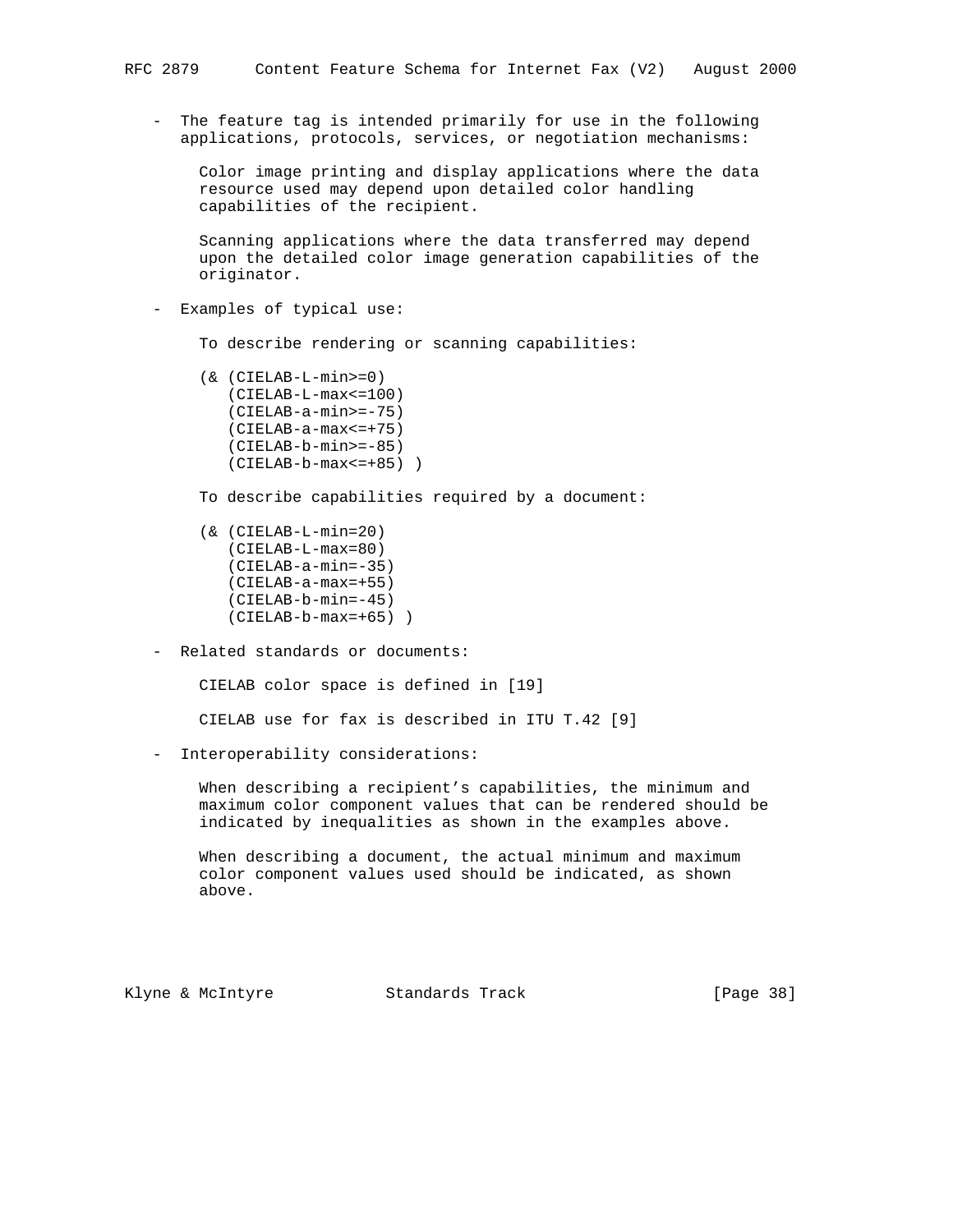- The feature tag is intended primarily for use in the following applications, protocols, services, or negotiation mechanisms:

  Color image printing and display applications where the data resource used may depend upon detailed color handling capabilities of the recipient.

  Scanning applications where the data transferred may depend upon the detailed color image generation capabilities of the originator.

- Examples of typical use:

  To describe rendering or scanning capabilities:

```
(& (CIELAB-L-min>=0)
   (CIELAB-L-max<=100)
   (CIELAB-a-min>=-75)
   (CIELAB-a-max<=+75)
   (CIELAB-b-min>=-85)
   (CIELAB-b-max<=+85) )
```

  To describe capabilities required by a document:

```
(& (CIELAB-L-min=20)
   (CIELAB-L-max=80)
   (CIELAB-a-min=-35)
   (CIELAB-a-max=+55)
   (CIELAB-b-min=-45)
   (CIELAB-b-max=+65) )
```

- Related standards or documents:

  CIELAB color space is defined in [19]

  CIELAB use for fax is described in ITU T.42 [9]

- Interoperability considerations:

  When describing a recipient's capabilities, the minimum and maximum color component values that can be rendered should be indicated by inequalities as shown in the examples above.

  When describing a document, the actual minimum and maximum color component values used should be indicated, as shown above.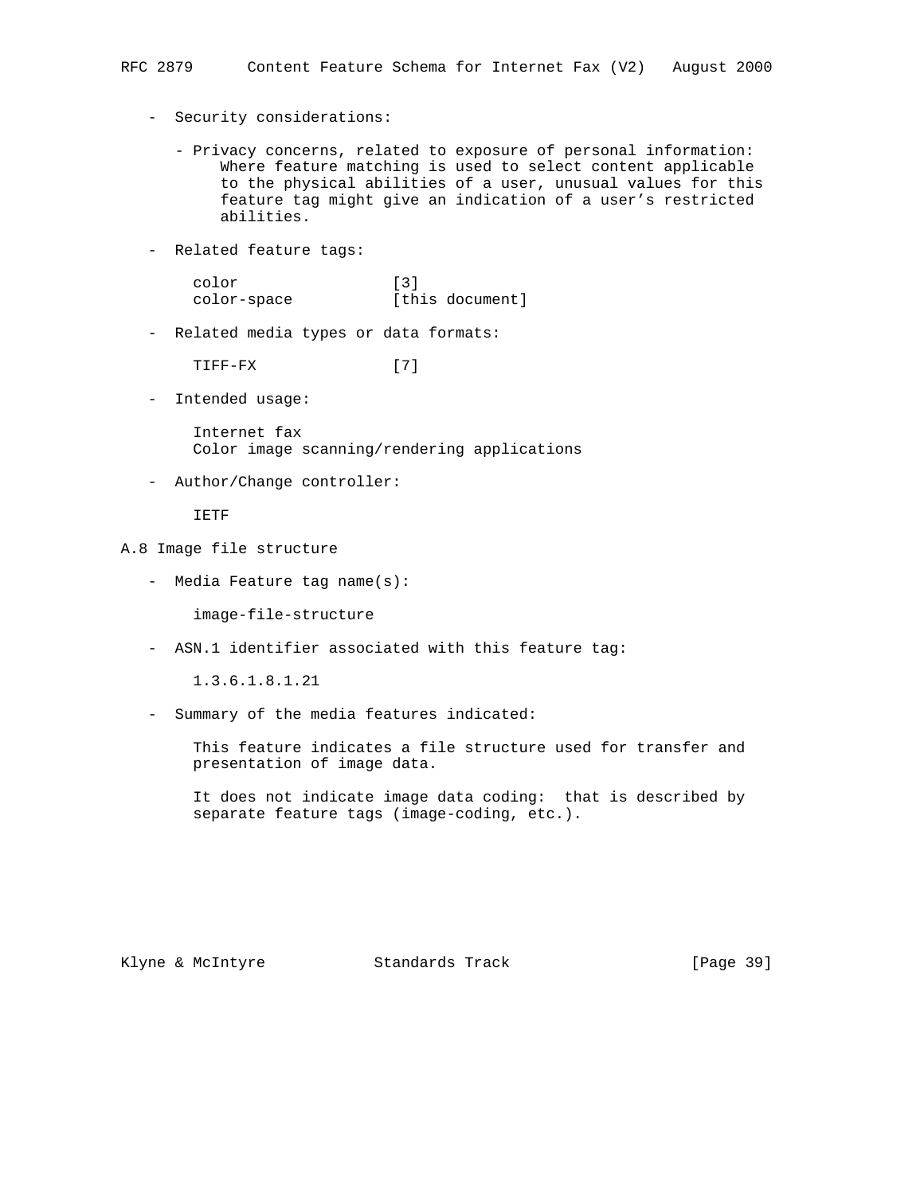- Security considerations:

  - Privacy concerns, related to exposure of personal information: Where feature matching is used to select content applicable to the physical abilities of a user, unusual values for this feature tag might give an indication of a user's restricted abilities.

- Related feature tags:

```
color                [3]
color-space          [this document]
```

- Related media types or data formats:

```
TIFF-FX              [7]
```

- Intended usage:

  Internet fax
  Color image scanning/rendering applications

- Author/Change controller:

  IETF

## A.8 Image file structure

- Media Feature tag name(s):

  image-file-structure

- ASN.1 identifier associated with this feature tag:

  1.3.6.1.8.1.21

- Summary of the media features indicated:

  This feature indicates a file structure used for transfer and presentation of image data.

  It does not indicate image data coding: that is described by separate feature tags (image-coding, etc.).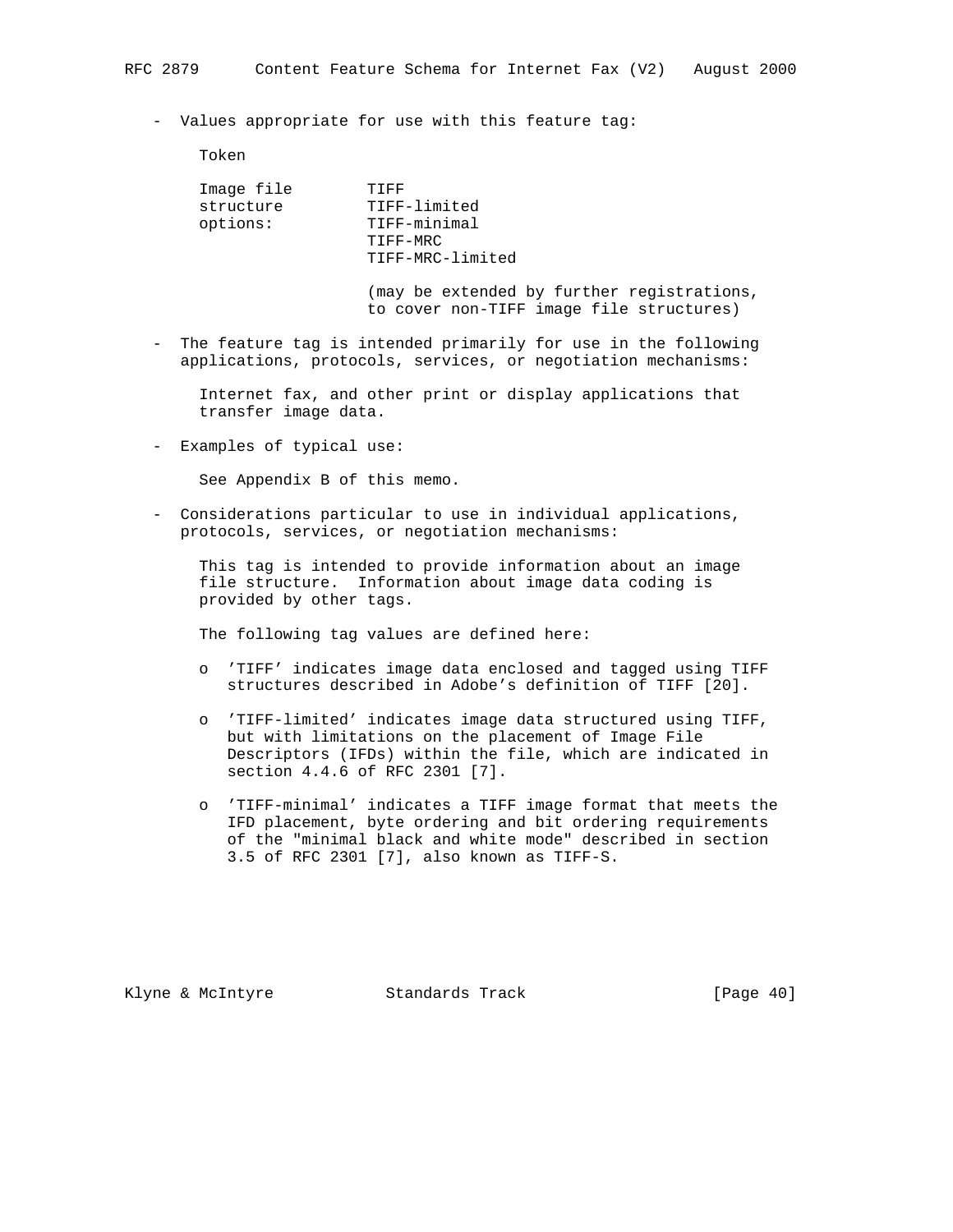- Values appropriate for use with this feature tag:

  Token

  | Image file structure options: | TIFF<br>TIFF-limited<br>TIFF-minimal<br>TIFF-MRC<br>TIFF-MRC-limited |
  | --- | --- |

  (may be extended by further registrations, to cover non-TIFF image file structures)

- The feature tag is intended primarily for use in the following applications, protocols, services, or negotiation mechanisms:

  Internet fax, and other print or display applications that transfer image data.

- Examples of typical use:

  See Appendix B of this memo.

- Considerations particular to use in individual applications, protocols, services, or negotiation mechanisms:

  This tag is intended to provide information about an image file structure. Information about image data coding is provided by other tags.

  The following tag values are defined here:

  - 'TIFF' indicates image data enclosed and tagged using TIFF structures described in Adobe's definition of TIFF [20].

  - 'TIFF-limited' indicates image data structured using TIFF, but with limitations on the placement of Image File Descriptors (IFDs) within the file, which are indicated in section 4.4.6 of RFC 2301 [7].

  - 'TIFF-minimal' indicates a TIFF image format that meets the IFD placement, byte ordering and bit ordering requirements of the "minimal black and white mode" described in section 3.5 of RFC 2301 [7], also known as TIFF-S.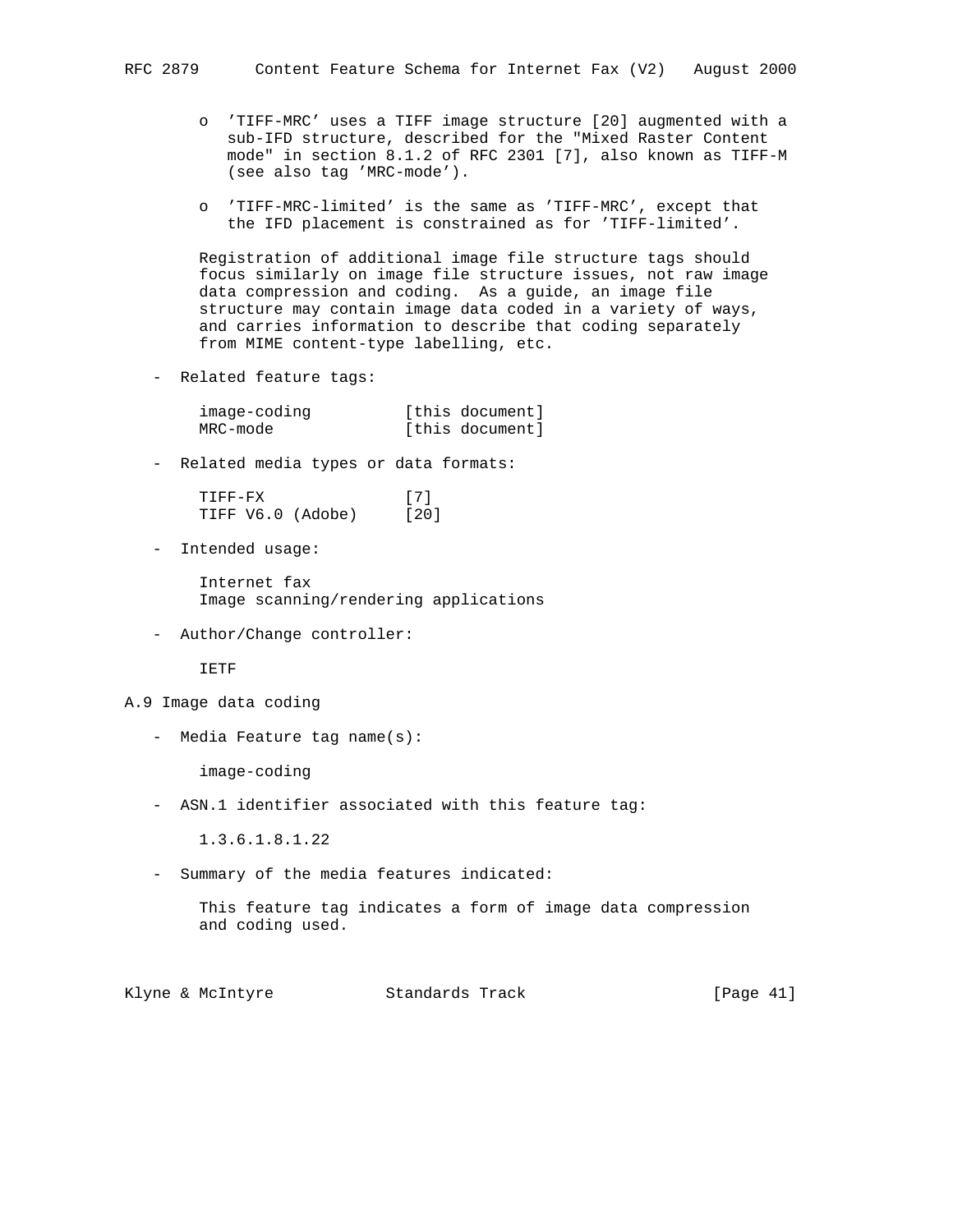- 'TIFF-MRC' uses a TIFF image structure [20] augmented with a sub-IFD structure, described for the "Mixed Raster Content mode" in section 8.1.2 of RFC 2301 [7], also known as TIFF-M (see also tag 'MRC-mode').

- 'TIFF-MRC-limited' is the same as 'TIFF-MRC', except that the IFD placement is constrained as for 'TIFF-limited'.

Registration of additional image file structure tags should focus similarly on image file structure issues, not raw image data compression and coding. As a guide, an image file structure may contain image data coded in a variety of ways, and carries information to describe that coding separately from MIME content-type labelling, etc.

- Related feature tags:

```
image-coding          [this document]
MRC-mode              [this document]
```

- Related media types or data formats:

```
TIFF-FX               [7]
TIFF V6.0 (Adobe)     [20]
```

- Intended usage:

  Internet fax
  Image scanning/rendering applications

- Author/Change controller:

  IETF

## A.9 Image data coding

- Media Feature tag name(s):

  image-coding

- ASN.1 identifier associated with this feature tag:

  1.3.6.1.8.1.22

- Summary of the media features indicated:

  This feature tag indicates a form of image data compression and coding used.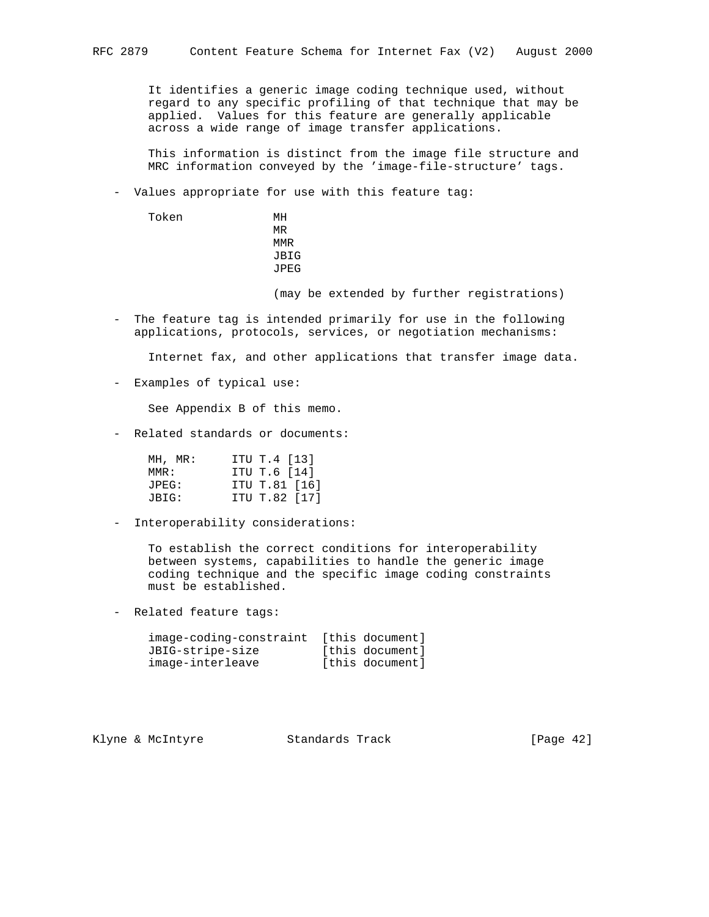It identifies a generic image coding technique used, without regard to any specific profiling of that technique that may be applied. Values for this feature are generally applicable across a wide range of image transfer applications.

This information is distinct from the image file structure and MRC information conveyed by the 'image-file-structure' tags.

- Values appropriate for use with this feature tag:

```
Token            MH
                 MR
                 MMR
                 JBIG
                 JPEG

                 (may be extended by further registrations)
```

- The feature tag is intended primarily for use in the following applications, protocols, services, or negotiation mechanisms:

  Internet fax, and other applications that transfer image data.

- Examples of typical use:

  See Appendix B of this memo.

- Related standards or documents:

```
MH, MR:     ITU T.4 [13]
MMR:        ITU T.6 [14]
JPEG:       ITU T.81 [16]
JBIG:       ITU T.82 [17]
```

- Interoperability considerations:

  To establish the correct conditions for interoperability between systems, capabilities to handle the generic image coding technique and the specific image coding constraints must be established.

- Related feature tags:

```
image-coding-constraint  [this document]
JBIG-stripe-size         [this document]
image-interleave         [this document]
```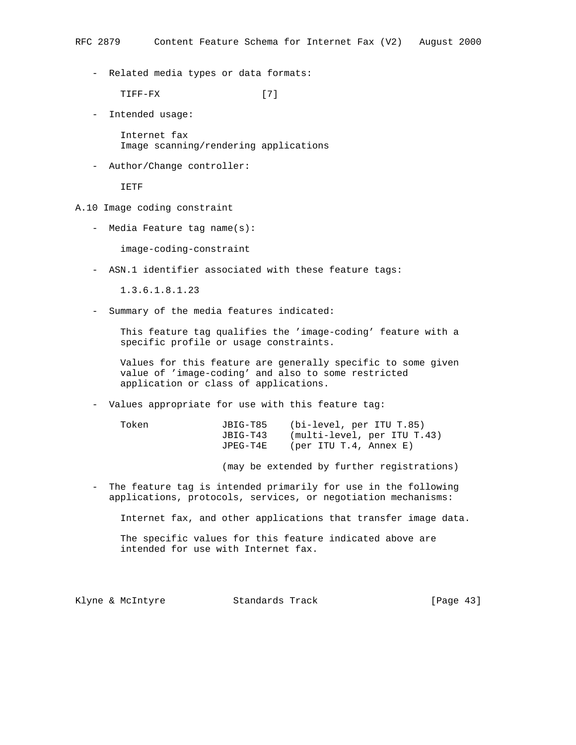- Related media types or data formats:

  TIFF-FX [7]

- Intended usage:

  Internet fax
  Image scanning/rendering applications

- Author/Change controller:

  IETF

## A.10 Image coding constraint

- Media Feature tag name(s):

  image-coding-constraint

- ASN.1 identifier associated with these feature tags:

  1.3.6.1.8.1.23

- Summary of the media features indicated:

  This feature tag qualifies the 'image-coding' feature with a specific profile or usage constraints.

  Values for this feature are generally specific to some given value of 'image-coding' and also to some restricted application or class of applications.

- Values appropriate for use with this feature tag:

```
Token            JBIG-T85    (bi-level, per ITU T.85)
                 JBIG-T43    (multi-level, per ITU T.43)
                 JPEG-T4E    (per ITU T.4, Annex E)

                 (may be extended by further registrations)
```

- The feature tag is intended primarily for use in the following applications, protocols, services, or negotiation mechanisms:

  Internet fax, and other applications that transfer image data.

  The specific values for this feature indicated above are intended for use with Internet fax.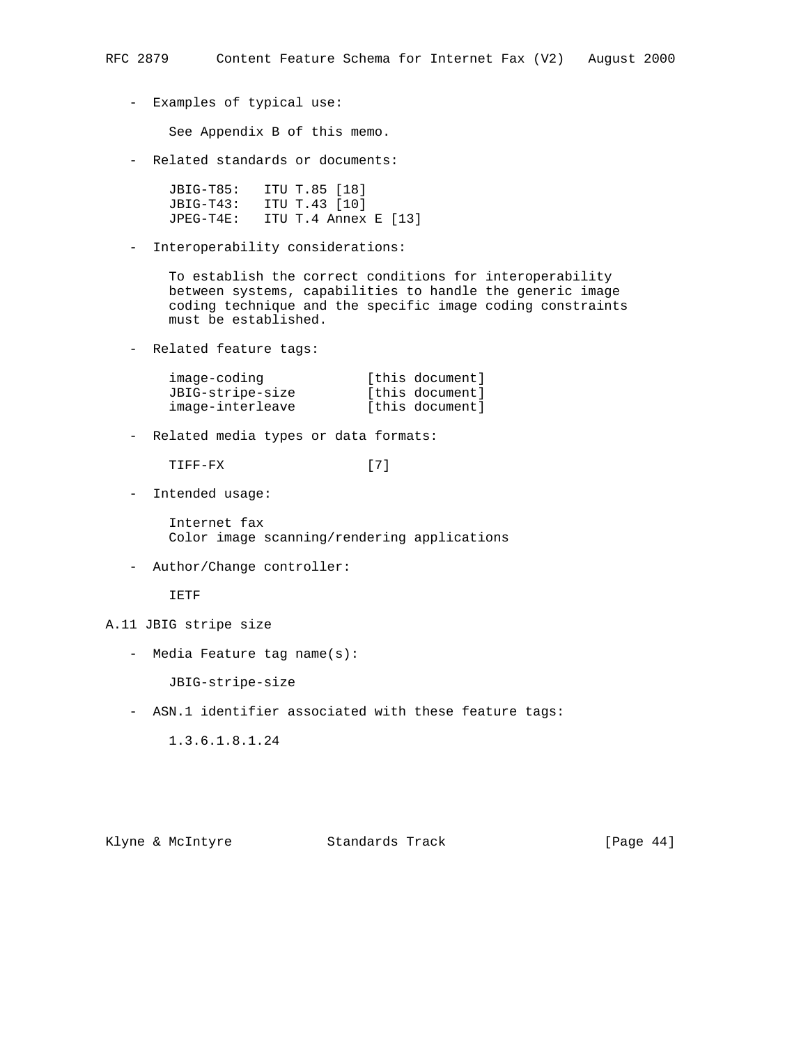- Examples of typical use:

  See Appendix B of this memo.

- Related standards or documents:

  JBIG-T85: ITU T.85 [18]
  JBIG-T43: ITU T.43 [10]
  JPEG-T4E: ITU T.4 Annex E [13]

- Interoperability considerations:

  To establish the correct conditions for interoperability between systems, capabilities to handle the generic image coding technique and the specific image coding constraints must be established.

- Related feature tags:

  image-coding [this document]
  JBIG-stripe-size [this document]
  image-interleave [this document]

- Related media types or data formats:

  TIFF-FX [7]

- Intended usage:

  Internet fax
  Color image scanning/rendering applications

- Author/Change controller:

  IETF

## A.11 JBIG stripe size

- Media Feature tag name(s):

  JBIG-stripe-size

- ASN.1 identifier associated with these feature tags:

  1.3.6.1.8.1.24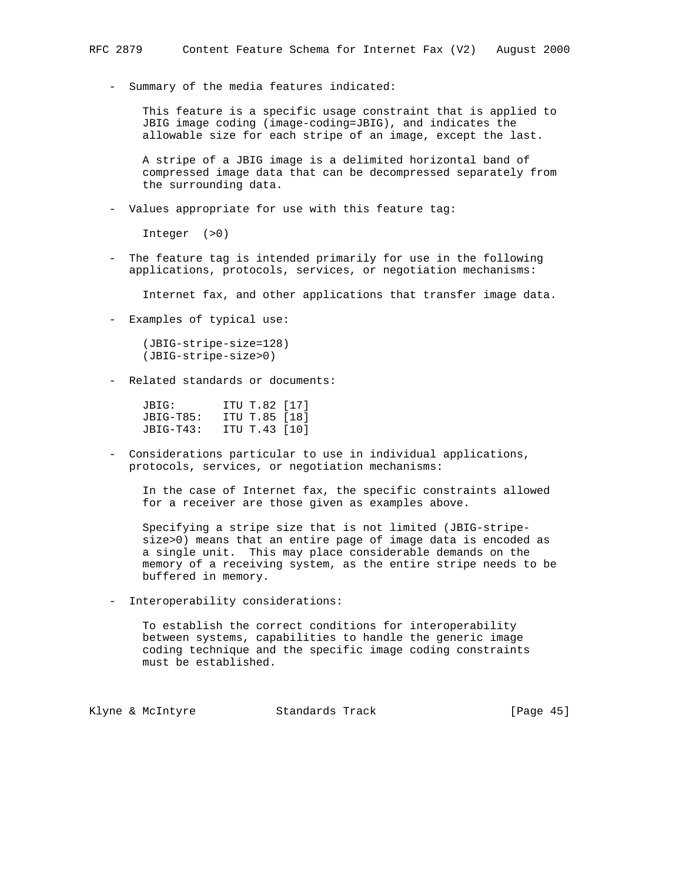- Summary of the media features indicated:

  This feature is a specific usage constraint that is applied to JBIG image coding (image-coding=JBIG), and indicates the allowable size for each stripe of an image, except the last.

  A stripe of a JBIG image is a delimited horizontal band of compressed image data that can be decompressed separately from the surrounding data.

- Values appropriate for use with this feature tag:

  Integer (>0)

- The feature tag is intended primarily for use in the following applications, protocols, services, or negotiation mechanisms:

  Internet fax, and other applications that transfer image data.

- Examples of typical use:

  ```
  (JBIG-stripe-size=128)
  (JBIG-stripe-size>0)
  ```

- Related standards or documents:

  ```
  JBIG:       ITU T.82 [17]
  JBIG-T85:   ITU T.85 [18]
  JBIG-T43:   ITU T.43 [10]
  ```

- Considerations particular to use in individual applications, protocols, services, or negotiation mechanisms:

  In the case of Internet fax, the specific constraints allowed for a receiver are those given as examples above.

  Specifying a stripe size that is not limited (JBIG-stripe-size>0) means that an entire page of image data is encoded as a single unit. This may place considerable demands on the memory of a receiving system, as the entire stripe needs to be buffered in memory.

- Interoperability considerations:

  To establish the correct conditions for interoperability between systems, capabilities to handle the generic image coding technique and the specific image coding constraints must be established.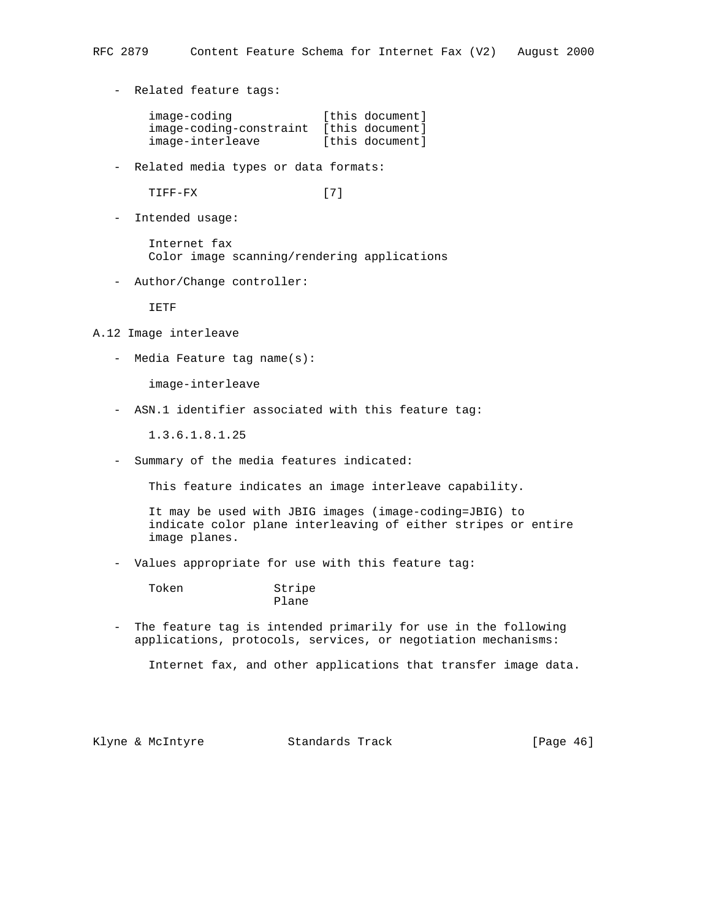- Related feature tags:

```
image-coding             [this document]
image-coding-constraint  [this document]
image-interleave         [this document]
```

- Related media types or data formats:

```
TIFF-FX                  [7]
```

- Intended usage:

  Internet fax
  Color image scanning/rendering applications

- Author/Change controller:

  IETF

## A.12 Image interleave

- Media Feature tag name(s):

  image-interleave

- ASN.1 identifier associated with this feature tag:

  1.3.6.1.8.1.25

- Summary of the media features indicated:

  This feature indicates an image interleave capability.

  It may be used with JBIG images (image-coding=JBIG) to indicate color plane interleaving of either stripes or entire image planes.

- Values appropriate for use with this feature tag:

```
Token             Stripe
                  Plane
```

- The feature tag is intended primarily for use in the following applications, protocols, services, or negotiation mechanisms:

  Internet fax, and other applications that transfer image data.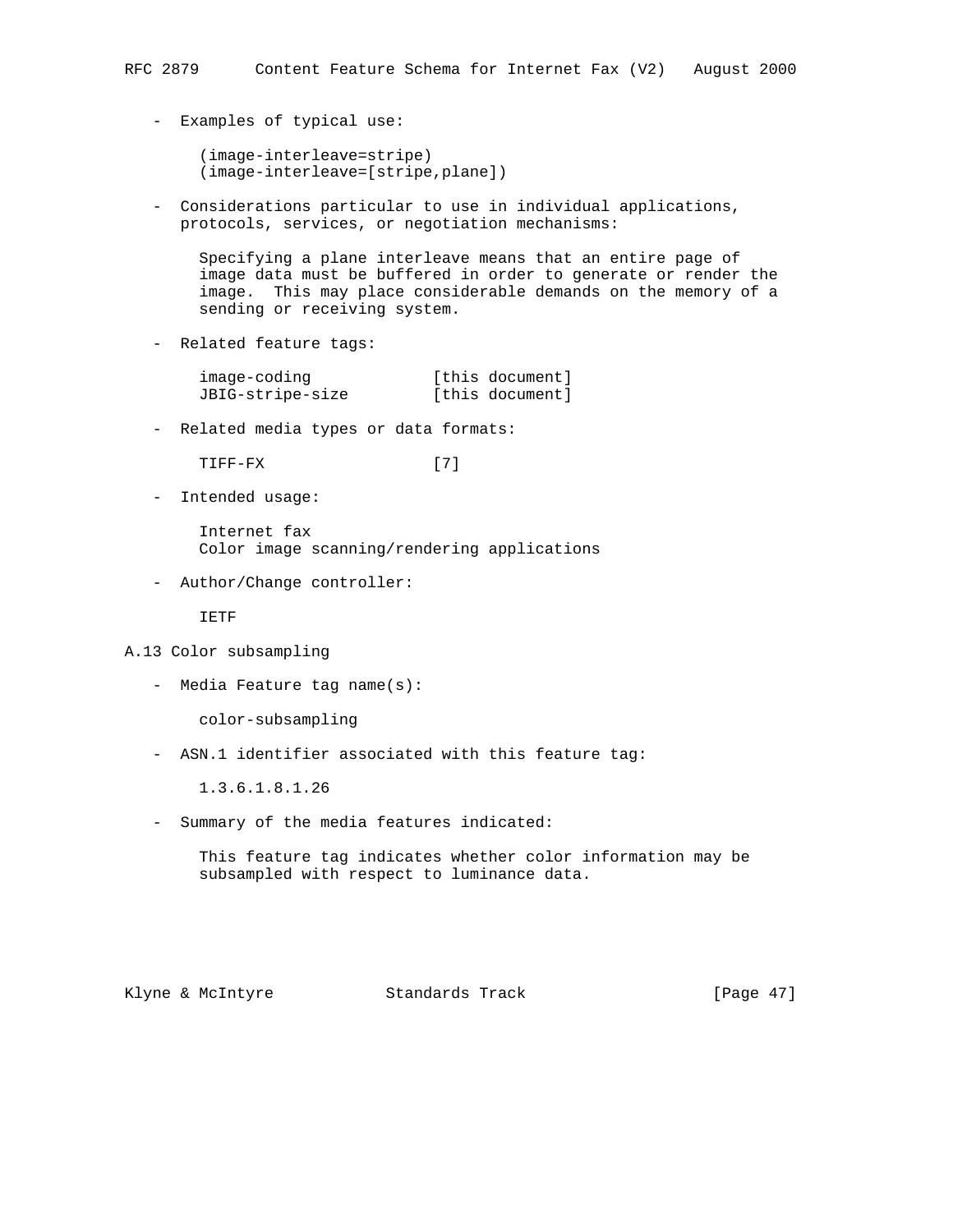- Examples of typical use:

```
(image-interleave=stripe)
(image-interleave=[stripe,plane])
```

- Considerations particular to use in individual applications, protocols, services, or negotiation mechanisms:

  Specifying a plane interleave means that an entire page of image data must be buffered in order to generate or render the image. This may place considerable demands on the memory of a sending or receiving system.

- Related feature tags:

```
image-coding             [this document]
JBIG-stripe-size         [this document]
```

- Related media types or data formats:

```
TIFF-FX                  [7]
```

- Intended usage:

  Internet fax
  Color image scanning/rendering applications

- Author/Change controller:

  IETF

## A.13 Color subsampling

- Media Feature tag name(s):

  color-subsampling

- ASN.1 identifier associated with this feature tag:

  1.3.6.1.8.1.26

- Summary of the media features indicated:

  This feature tag indicates whether color information may be subsampled with respect to luminance data.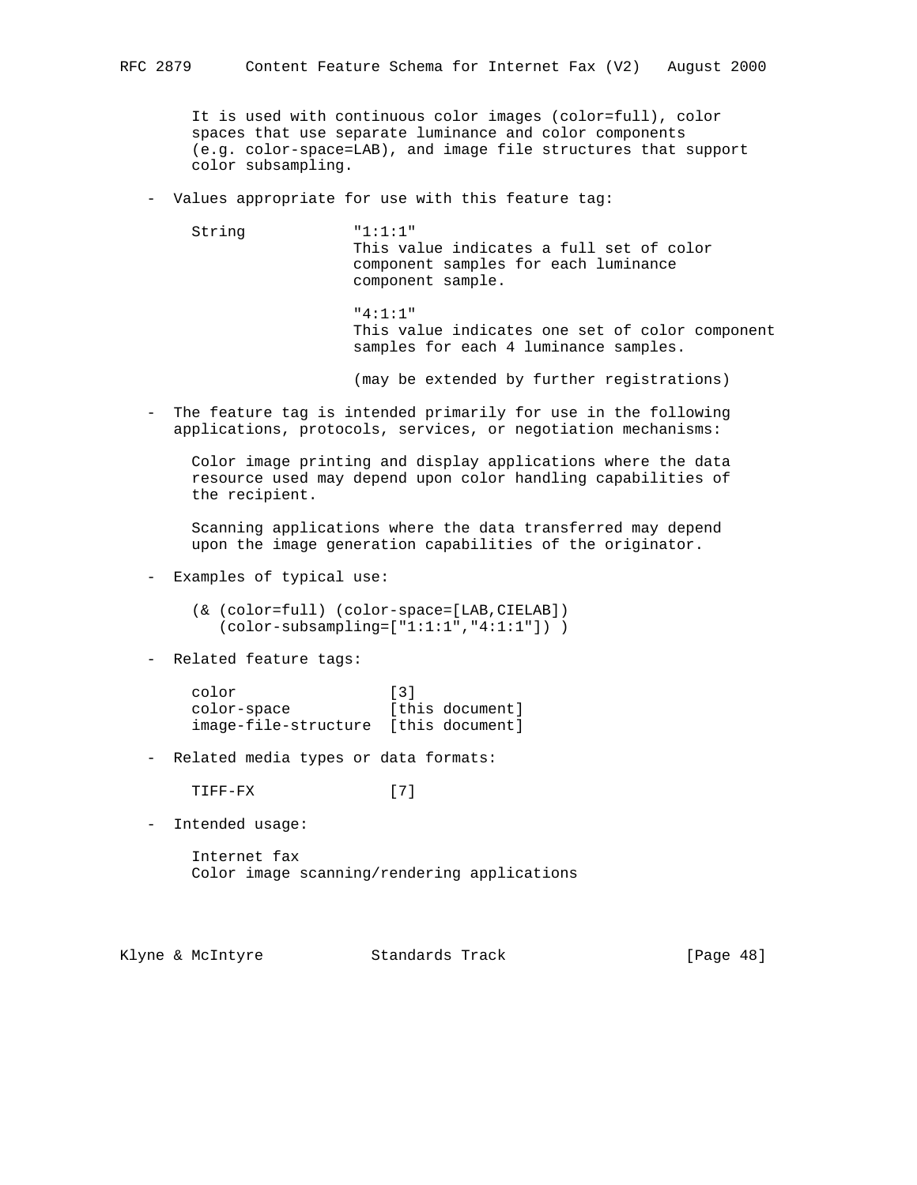It is used with continuous color images (color=full), color spaces that use separate luminance and color components (e.g. color-space=LAB), and image file structures that support color subsampling.

- Values appropriate for use with this feature tag:

  String "1:1:1"
  This value indicates a full set of color component samples for each luminance component sample.

  "4:1:1"
  This value indicates one set of color component samples for each 4 luminance samples.

  (may be extended by further registrations)

- The feature tag is intended primarily for use in the following applications, protocols, services, or negotiation mechanisms:

  Color image printing and display applications where the data resource used may depend upon color handling capabilities of the recipient.

  Scanning applications where the data transferred may depend upon the image generation capabilities of the originator.

- Examples of typical use:

```
(& (color=full) (color-space=[LAB,CIELAB])
   (color-subsampling=["1:1:1","4:1:1"]) )
```

- Related feature tags:

```
color                 [3]
color-space           [this document]
image-file-structure  [this document]
```

- Related media types or data formats:

```
TIFF-FX               [7]
```

- Intended usage:

  Internet fax
  Color image scanning/rendering applications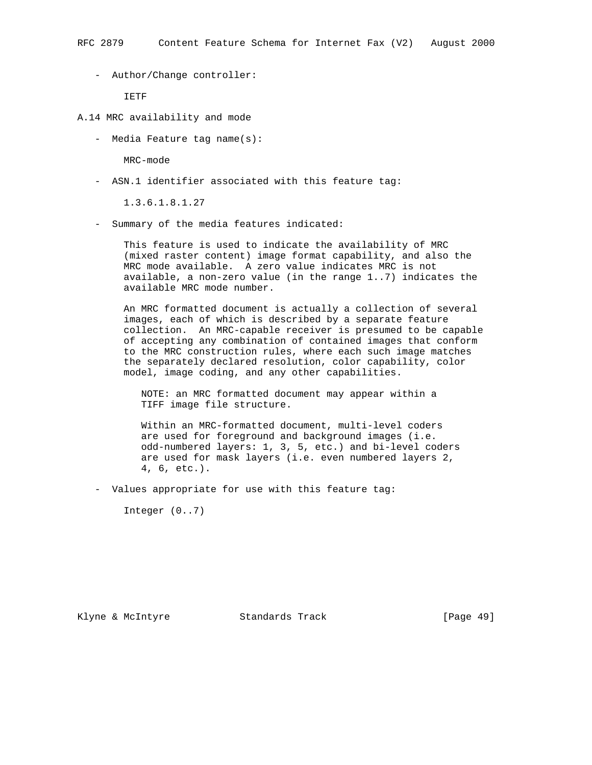- Author/Change controller:

  IETF

### A.14 MRC availability and mode

- Media Feature tag name(s):

  MRC-mode

- ASN.1 identifier associated with this feature tag:

  1.3.6.1.8.1.27

- Summary of the media features indicated:

  This feature is used to indicate the availability of MRC (mixed raster content) image format capability, and also the MRC mode available. A zero value indicates MRC is not available, a non-zero value (in the range 1..7) indicates the available MRC mode number.

  An MRC formatted document is actually a collection of several images, each of which is described by a separate feature collection. An MRC-capable receiver is presumed to be capable of accepting any combination of contained images that conform to the MRC construction rules, where each such image matches the separately declared resolution, color capability, color model, image coding, and any other capabilities.

  > NOTE: an MRC formatted document may appear within a TIFF image file structure.
  >
  > Within an MRC-formatted document, multi-level coders are used for foreground and background images (i.e. odd-numbered layers: 1, 3, 5, etc.) and bi-level coders are used for mask layers (i.e. even numbered layers 2, 4, 6, etc.).

- Values appropriate for use with this feature tag:

  Integer (0..7)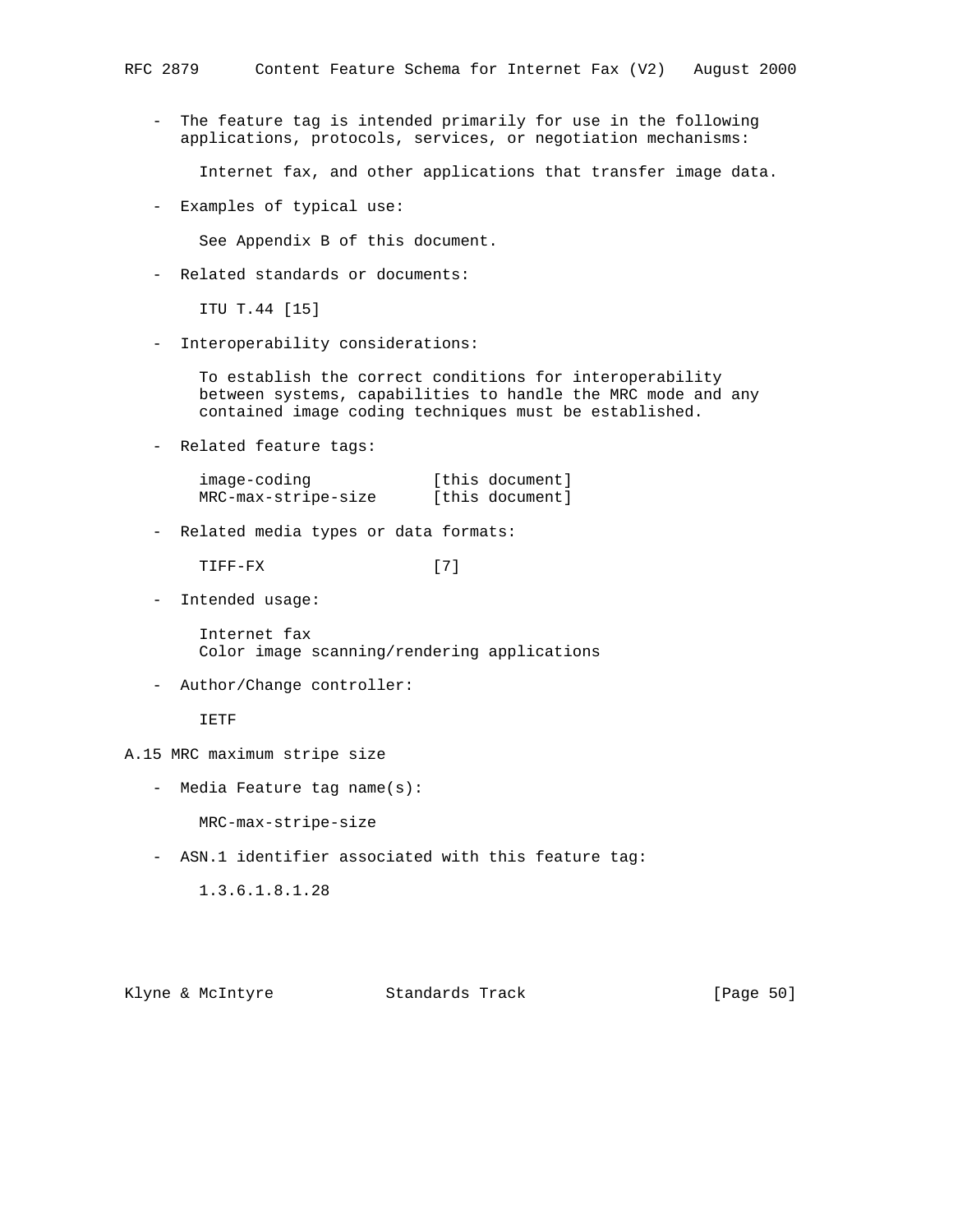- The feature tag is intended primarily for use in the following applications, protocols, services, or negotiation mechanisms:

  Internet fax, and other applications that transfer image data.

- Examples of typical use:

  See Appendix B of this document.

- Related standards or documents:

  ITU T.44 [15]

- Interoperability considerations:

  To establish the correct conditions for interoperability between systems, capabilities to handle the MRC mode and any contained image coding techniques must be established.

- Related feature tags:

```
image-coding            [this document]
MRC-max-stripe-size     [this document]
```

- Related media types or data formats:

```
TIFF-FX                 [7]
```

- Intended usage:

  Internet fax
  Color image scanning/rendering applications

- Author/Change controller:

  IETF

A.15 MRC maximum stripe size

- Media Feature tag name(s):

  MRC-max-stripe-size

- ASN.1 identifier associated with this feature tag:

  1.3.6.1.8.1.28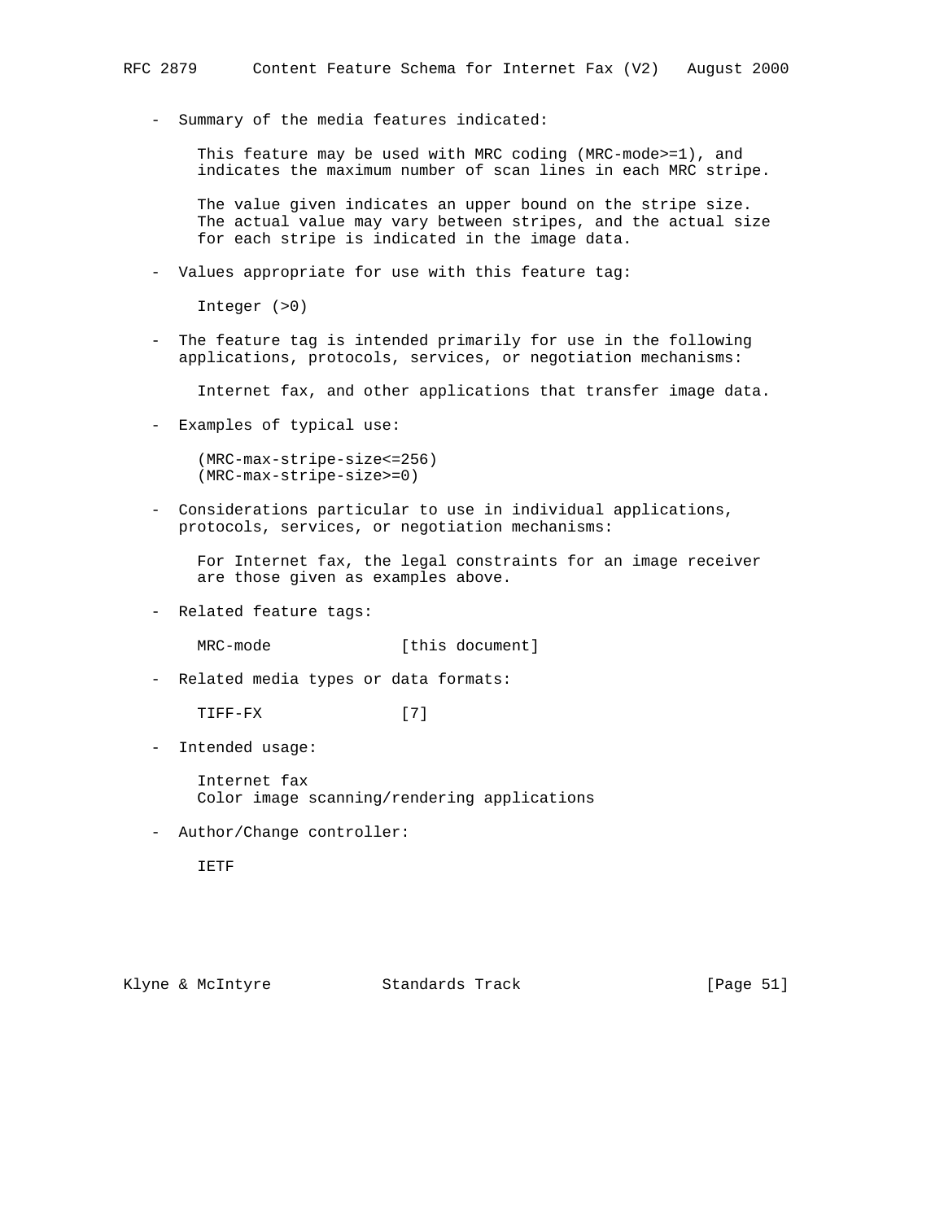- Summary of the media features indicated:

  This feature may be used with MRC coding (MRC-mode>=1), and indicates the maximum number of scan lines in each MRC stripe.

  The value given indicates an upper bound on the stripe size. The actual value may vary between stripes, and the actual size for each stripe is indicated in the image data.

- Values appropriate for use with this feature tag:

  Integer (>0)

- The feature tag is intended primarily for use in the following applications, protocols, services, or negotiation mechanisms:

  Internet fax, and other applications that transfer image data.

- Examples of typical use:

  ```
  (MRC-max-stripe-size<=256)
  (MRC-max-stripe-size>=0)
  ```

- Considerations particular to use in individual applications, protocols, services, or negotiation mechanisms:

  For Internet fax, the legal constraints for an image receiver are those given as examples above.

- Related feature tags:

  MRC-mode [this document]

- Related media types or data formats:

  TIFF-FX [7]

- Intended usage:

  Internet fax
  Color image scanning/rendering applications

- Author/Change controller:

  IETF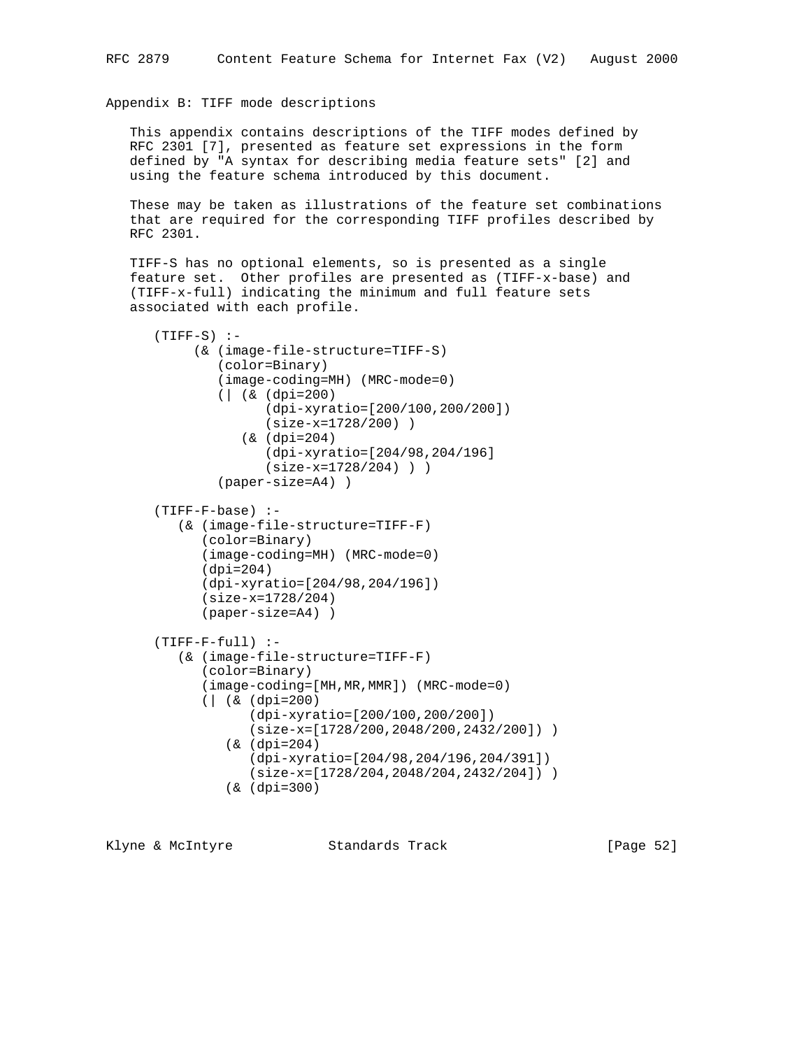## Appendix B: TIFF mode descriptions

This appendix contains descriptions of the TIFF modes defined by RFC 2301 [7], presented as feature set expressions in the form defined by "A syntax for describing media feature sets" [2] and using the feature schema introduced by this document.

These may be taken as illustrations of the feature set combinations that are required for the corresponding TIFF profiles described by RFC 2301.

TIFF-S has no optional elements, so is presented as a single feature set. Other profiles are presented as (TIFF-x-base) and (TIFF-x-full) indicating the minimum and full feature sets associated with each profile.

```
(TIFF-S) :-
     (& (image-file-structure=TIFF-S)
        (color=Binary)
        (image-coding=MH) (MRC-mode=0)
        (| (& (dpi=200)
              (dpi-xyratio=[200/100,200/200])
              (size-x=1728/200) )
           (& (dpi=204)
              (dpi-xyratio=[204/98,204/196]
              (size-x=1728/204) ) )
        (paper-size=A4) )

(TIFF-F-base) :-
   (& (image-file-structure=TIFF-F)
      (color=Binary)
      (image-coding=MH) (MRC-mode=0)
      (dpi=204)
      (dpi-xyratio=[204/98,204/196])
      (size-x=1728/204)
      (paper-size=A4) )

(TIFF-F-full) :-
   (& (image-file-structure=TIFF-F)
      (color=Binary)
      (image-coding=[MH,MR,MMR]) (MRC-mode=0)
      (| (& (dpi=200)
            (dpi-xyratio=[200/100,200/200])
            (size-x=[1728/200,2048/200,2432/200]) )
         (& (dpi=204)
            (dpi-xyratio=[204/98,204/196,204/391])
            (size-x=[1728/204,2048/204,2432/204]) )
         (& (dpi=300)
```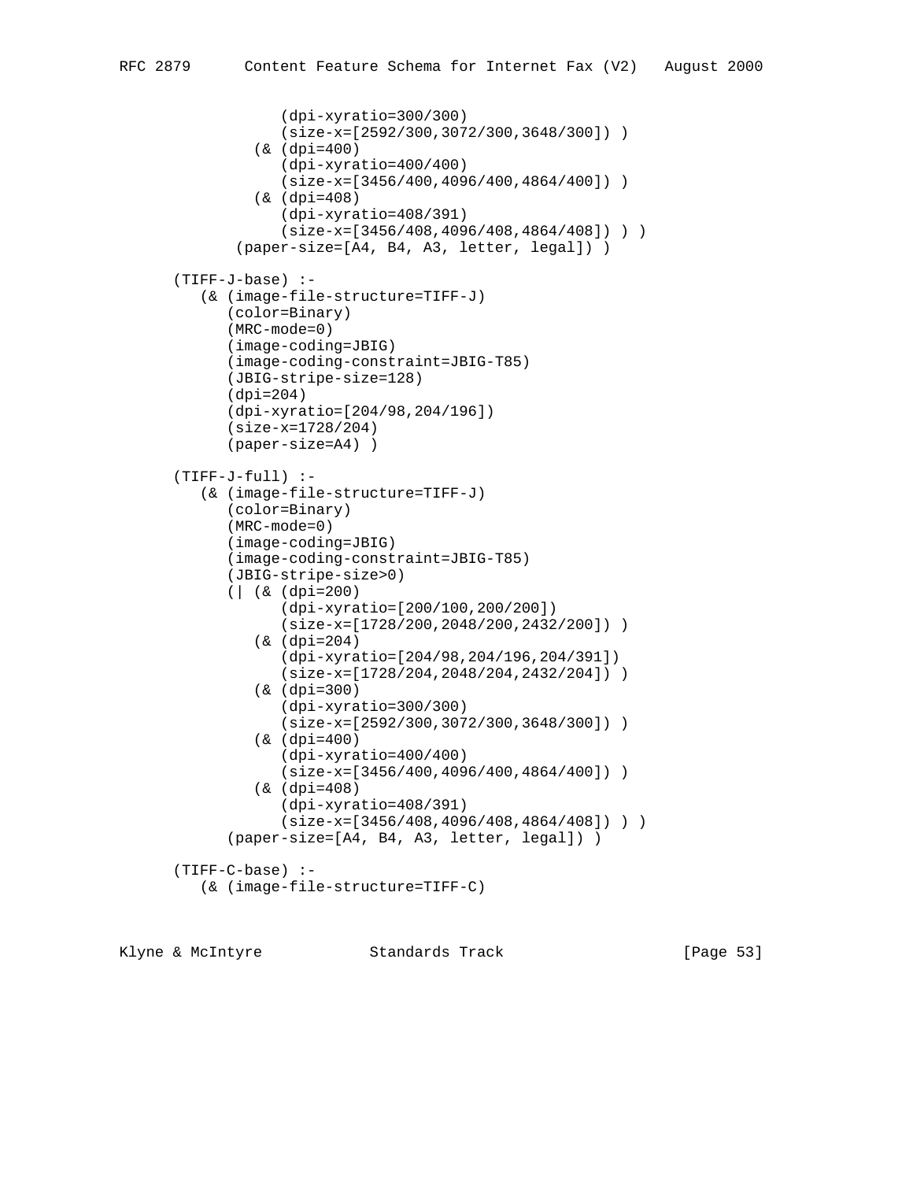```
                (dpi-xyratio=300/300)
                (size-x=[2592/300,3072/300,3648/300]) )
             (& (dpi=400)
                (dpi-xyratio=400/400)
                (size-x=[3456/400,4096/400,4864/400]) )
             (& (dpi=408)
                (dpi-xyratio=408/391)
                (size-x=[3456/408,4096/408,4864/408]) ) )
           (paper-size=[A4, B4, A3, letter, legal]) )

      (TIFF-J-base) :-
         (& (image-file-structure=TIFF-J)
            (color=Binary)
            (MRC-mode=0)
            (image-coding=JBIG)
            (image-coding-constraint=JBIG-T85)
            (JBIG-stripe-size=128)
            (dpi=204)
            (dpi-xyratio=[204/98,204/196])
            (size-x=1728/204)
            (paper-size=A4) )

      (TIFF-J-full) :-
         (& (image-file-structure=TIFF-J)
            (color=Binary)
            (MRC-mode=0)
            (image-coding=JBIG)
            (image-coding-constraint=JBIG-T85)
            (JBIG-stripe-size>0)
            (| (& (dpi=200)
                  (dpi-xyratio=[200/100,200/200])
                  (size-x=[1728/200,2048/200,2432/200]) )
               (& (dpi=204)
                  (dpi-xyratio=[204/98,204/196,204/391])
                  (size-x=[1728/204,2048/204,2432/204]) )
               (& (dpi=300)
                  (dpi-xyratio=300/300)
                  (size-x=[2592/300,3072/300,3648/300]) )
               (& (dpi=400)
                  (dpi-xyratio=400/400)
                  (size-x=[3456/400,4096/400,4864/400]) )
               (& (dpi=408)
                  (dpi-xyratio=408/391)
                  (size-x=[3456/408,4096/408,4864/408]) ) )
            (paper-size=[A4, B4, A3, letter, legal]) )

      (TIFF-C-base) :-
         (& (image-file-structure=TIFF-C)
```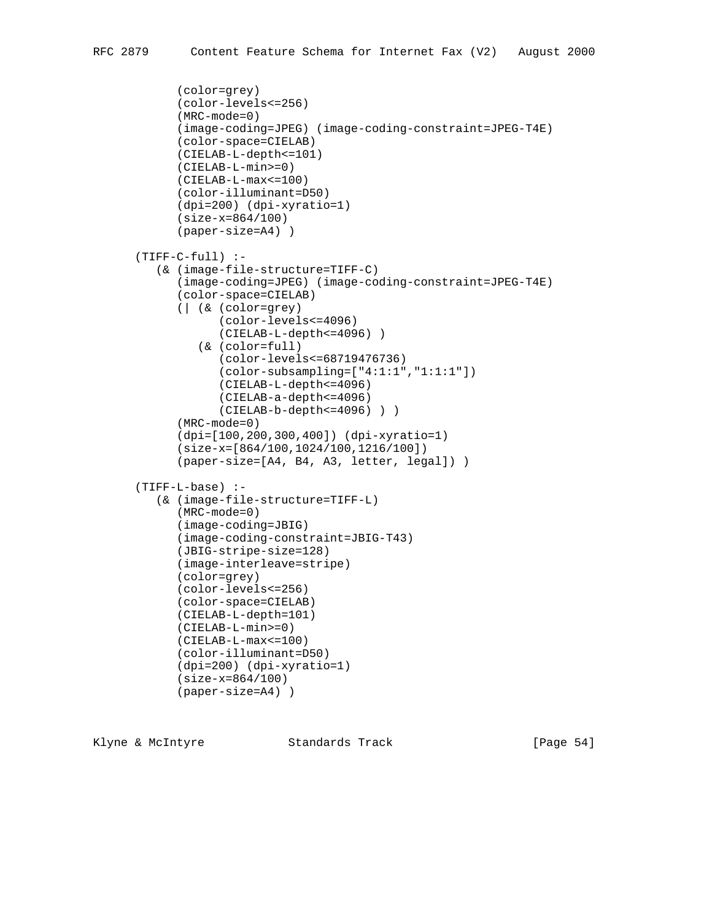```
         (color=grey)
         (color-levels<=256)
         (MRC-mode=0)
         (image-coding=JPEG) (image-coding-constraint=JPEG-T4E)
         (color-space=CIELAB)
         (CIELAB-L-depth<=101)
         (CIELAB-L-min>=0)
         (CIELAB-L-max<=100)
         (color-illuminant=D50)
         (dpi=200) (dpi-xyratio=1)
         (size-x=864/100)
         (paper-size=A4) )

     (TIFF-C-full) :-
        (& (image-file-structure=TIFF-C)
           (image-coding=JPEG) (image-coding-constraint=JPEG-T4E)
           (color-space=CIELAB)
           (| (& (color=grey)
                 (color-levels<=4096)
                 (CIELAB-L-depth<=4096) )
              (& (color=full)
                 (color-levels<=68719476736)
                 (color-subsampling=["4:1:1","1:1:1"])
                 (CIELAB-L-depth<=4096)
                 (CIELAB-a-depth<=4096)
                 (CIELAB-b-depth<=4096) ) )
           (MRC-mode=0)
           (dpi=[100,200,300,400]) (dpi-xyratio=1)
           (size-x=[864/100,1024/100,1216/100])
           (paper-size=[A4, B4, A3, letter, legal]) )

     (TIFF-L-base) :-
        (& (image-file-structure=TIFF-L)
           (MRC-mode=0)
           (image-coding=JBIG)
           (image-coding-constraint=JBIG-T43)
           (JBIG-stripe-size=128)
           (image-interleave=stripe)
           (color=grey)
           (color-levels<=256)
           (color-space=CIELAB)
           (CIELAB-L-depth=101)
           (CIELAB-L-min>=0)
           (CIELAB-L-max<=100)
           (color-illuminant=D50)
           (dpi=200) (dpi-xyratio=1)
           (size-x=864/100)
           (paper-size=A4) )
```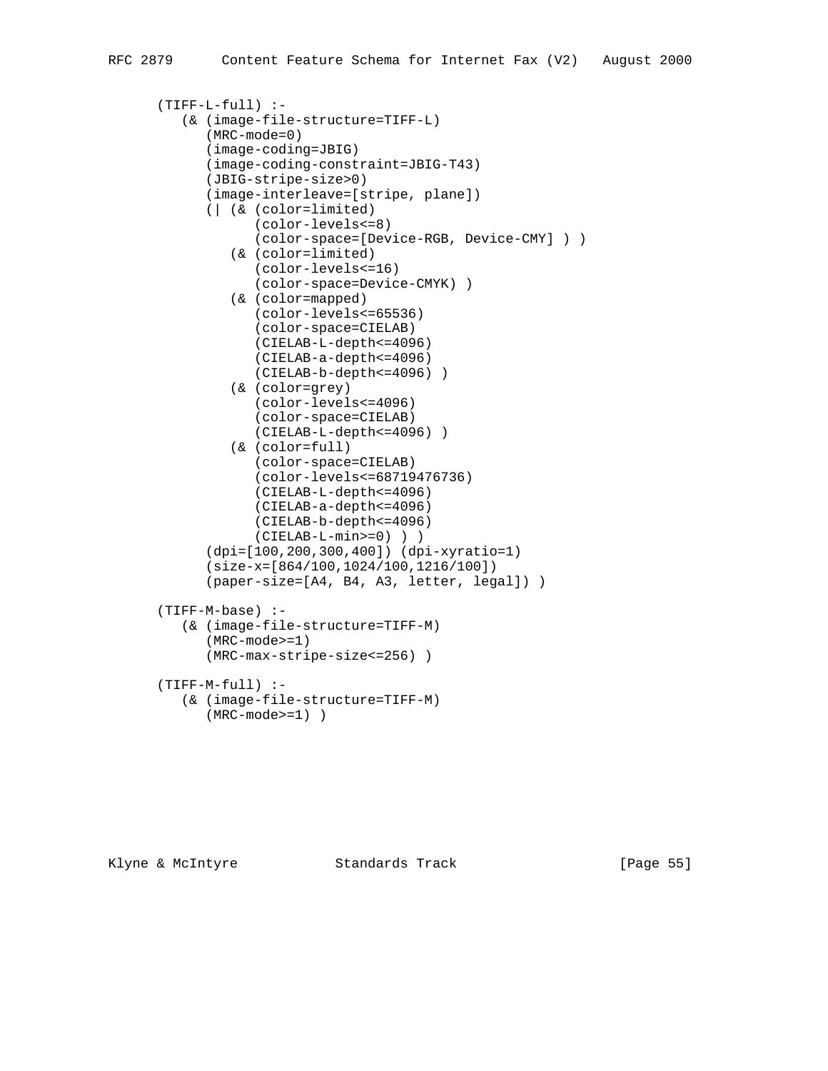```
   (TIFF-L-full) :-
      (& (image-file-structure=TIFF-L)
         (MRC-mode=0)
         (image-coding=JBIG)
         (image-coding-constraint=JBIG-T43)
         (JBIG-stripe-size>0)
         (image-interleave=[stripe, plane])
         (| (& (color=limited)
               (color-levels<=8)
               (color-space=[Device-RGB, Device-CMY] ) )
            (& (color=limited)
               (color-levels<=16)
               (color-space=Device-CMYK) )
            (& (color=mapped)
               (color-levels<=65536)
               (color-space=CIELAB)
               (CIELAB-L-depth<=4096)
               (CIELAB-a-depth<=4096)
               (CIELAB-b-depth<=4096) )
            (& (color=grey)
               (color-levels<=4096)
               (color-space=CIELAB)
               (CIELAB-L-depth<=4096) )
            (& (color=full)
               (color-space=CIELAB)
               (color-levels<=68719476736)
               (CIELAB-L-depth<=4096)
               (CIELAB-a-depth<=4096)
               (CIELAB-b-depth<=4096)
               (CIELAB-L-min>=0) ) )
         (dpi=[100,200,300,400]) (dpi-xyratio=1)
         (size-x=[864/100,1024/100,1216/100])
         (paper-size=[A4, B4, A3, letter, legal]) )

   (TIFF-M-base) :-
      (& (image-file-structure=TIFF-M)
         (MRC-mode>=1)
         (MRC-max-stripe-size<=256) )

   (TIFF-M-full) :-
      (& (image-file-structure=TIFF-M)
         (MRC-mode>=1) )
```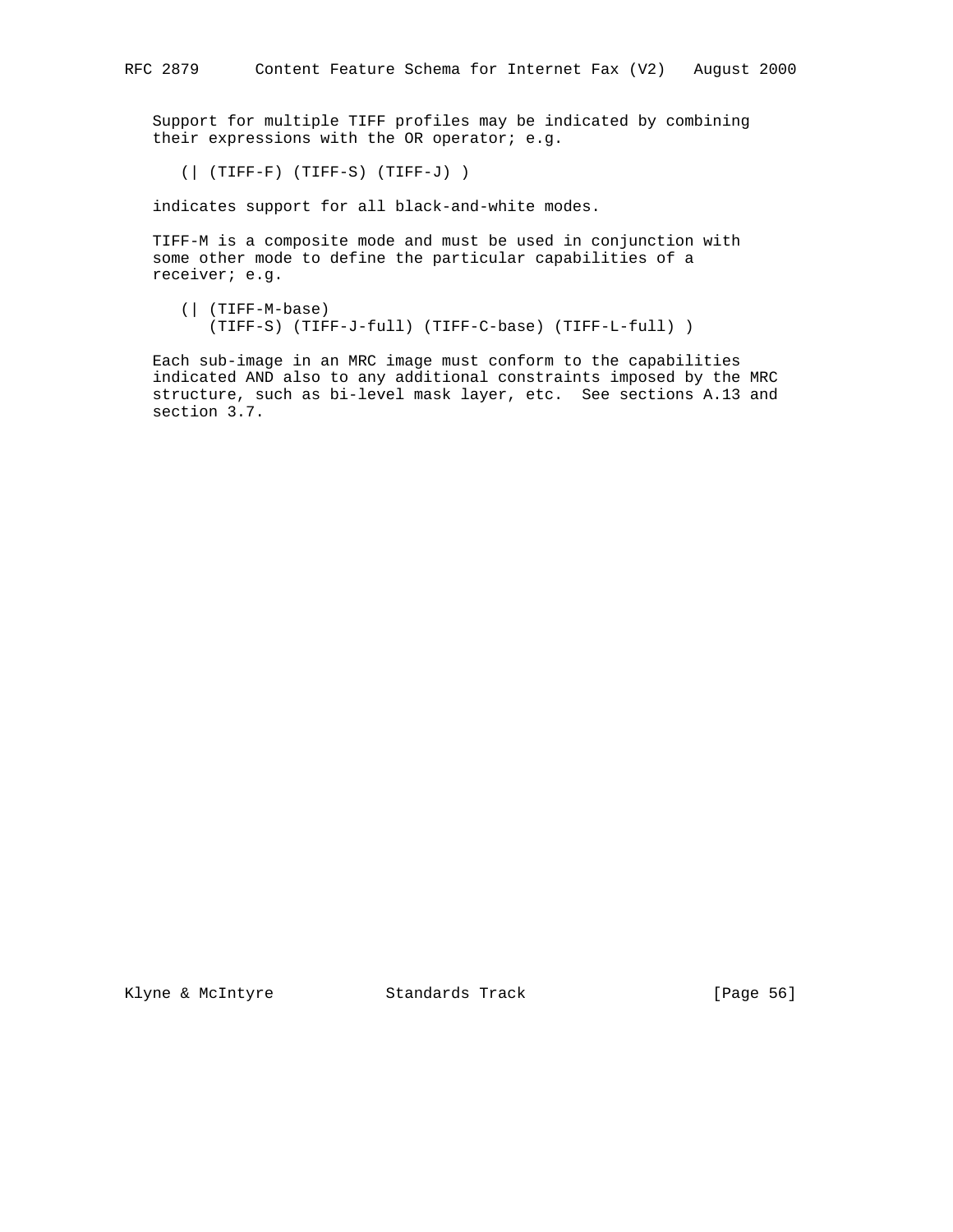Support for multiple TIFF profiles may be indicated by combining their expressions with the OR operator; e.g.

```
(| (TIFF-F) (TIFF-S) (TIFF-J) )
```

indicates support for all black-and-white modes.

TIFF-M is a composite mode and must be used in conjunction with some other mode to define the particular capabilities of a receiver; e.g.

```
(| (TIFF-M-base)
   (TIFF-S) (TIFF-J-full) (TIFF-C-base) (TIFF-L-full) )
```

Each sub-image in an MRC image must conform to the capabilities indicated AND also to any additional constraints imposed by the MRC structure, such as bi-level mask layer, etc.  See sections A.13 and section 3.7.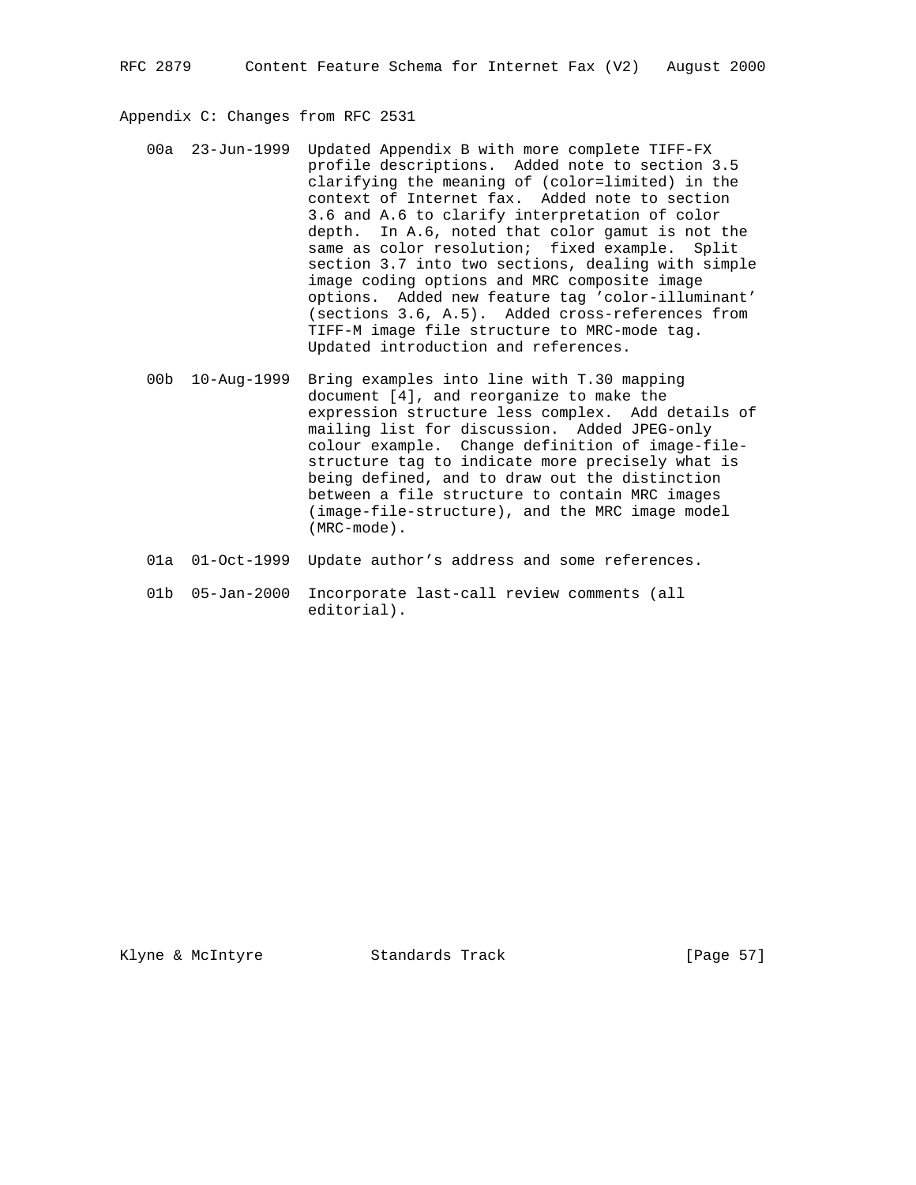## Appendix C: Changes from RFC 2531

| Version | Date | Changes |
| --- | --- | --- |
| 00a | 23-Jun-1999 | Updated Appendix B with more complete TIFF-FX profile descriptions. Added note to section 3.5 clarifying the meaning of (color=limited) in the context of Internet fax. Added note to section 3.6 and A.6 to clarify interpretation of color depth. In A.6, noted that color gamut is not the same as color resolution; fixed example. Split section 3.7 into two sections, dealing with simple image coding options and MRC composite image options. Added new feature tag 'color-illuminant' (sections 3.6, A.5). Added cross-references from TIFF-M image file structure to MRC-mode tag. Updated introduction and references. |
| 00b | 10-Aug-1999 | Bring examples into line with T.30 mapping document [4], and reorganize to make the expression structure less complex. Add details of mailing list for discussion. Added JPEG-only colour example. Change definition of image-file-structure tag to indicate more precisely what is being defined, and to draw out the distinction between a file structure to contain MRC images (image-file-structure), and the MRC image model (MRC-mode). |
| 01a | 01-Oct-1999 | Update author's address and some references. |
| 01b | 05-Jan-2000 | Incorporate last-call review comments (all editorial). |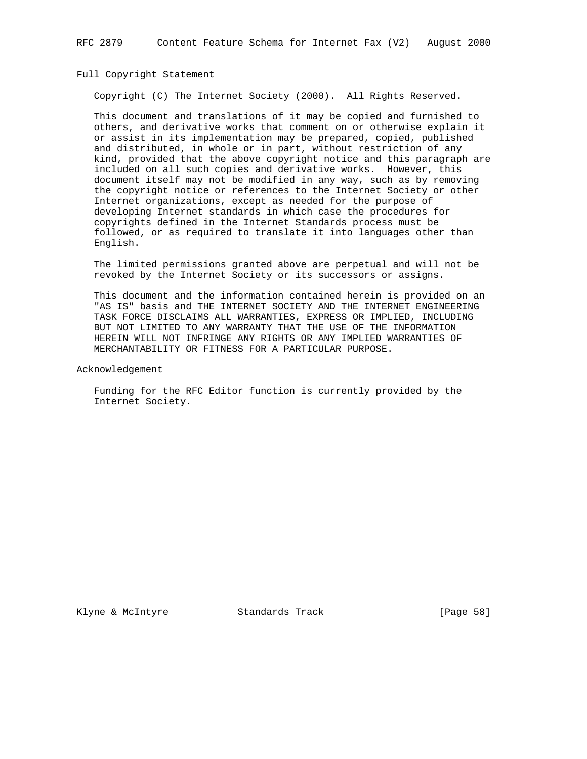## Full Copyright Statement

Copyright (C) The Internet Society (2000). All Rights Reserved.

This document and translations of it may be copied and furnished to others, and derivative works that comment on or otherwise explain it or assist in its implementation may be prepared, copied, published and distributed, in whole or in part, without restriction of any kind, provided that the above copyright notice and this paragraph are included on all such copies and derivative works. However, this document itself may not be modified in any way, such as by removing the copyright notice or references to the Internet Society or other Internet organizations, except as needed for the purpose of developing Internet standards in which case the procedures for copyrights defined in the Internet Standards process must be followed, or as required to translate it into languages other than English.

The limited permissions granted above are perpetual and will not be revoked by the Internet Society or its successors or assigns.

This document and the information contained herein is provided on an "AS IS" basis and THE INTERNET SOCIETY AND THE INTERNET ENGINEERING TASK FORCE DISCLAIMS ALL WARRANTIES, EXPRESS OR IMPLIED, INCLUDING BUT NOT LIMITED TO ANY WARRANTY THAT THE USE OF THE INFORMATION HEREIN WILL NOT INFRINGE ANY RIGHTS OR ANY IMPLIED WARRANTIES OF MERCHANTABILITY OR FITNESS FOR A PARTICULAR PURPOSE.

## Acknowledgement

Funding for the RFC Editor function is currently provided by the Internet Society.